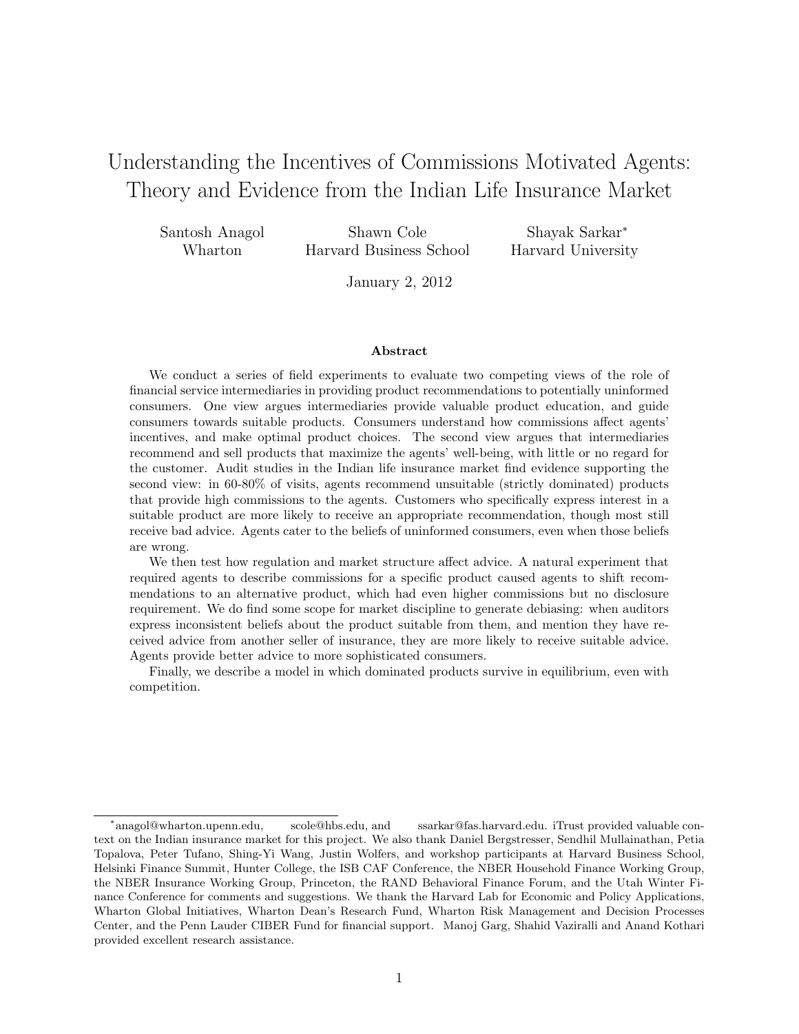# Understanding the Incentives of Commissions Motivated Agents: Theory and Evidence from the Indian Life Insurance Market

Santosh Anagol (Wharton) · Shawn Cole (Harvard Business School) · Shayak Sarkar* (Harvard University)

January 2, 2012

### Abstract

We conduct a series of field experiments to evaluate two competing views of the role of financial service intermediaries in providing product recommendations to potentially uninformed consumers. One view argues intermediaries provide valuable product education, and guide consumers towards suitable products. Consumers understand how commissions affect agents' incentives, and make optimal product choices. The second view argues that intermediaries recommend and sell products that maximize the agents' well-being, with little or no regard for the customer. Audit studies in the Indian life insurance market find evidence supporting the second view: in 60-80% of visits, agents recommend unsuitable (strictly dominated) products that provide high commissions to the agents. Customers who specifically express interest in a suitable product are more likely to receive an appropriate recommendation, though most still receive bad advice. Agents cater to the beliefs of uninformed consumers, even when those beliefs are wrong.

We then test how regulation and market structure affect advice. A natural experiment that required agents to describe commissions for a specific product caused agents to shift recommendations to an alternative product, which had even higher commissions but no disclosure requirement. We do find some scope for market discipline to generate debiasing: when auditors express inconsistent beliefs about the product suitable from them, and mention they have received advice from another seller of insurance, they are more likely to receive suitable advice. Agents provide better advice to more sophisticated consumers.

Finally, we describe a model in which dominated products survive in equilibrium, even with competition.

---

*anagol@wharton.upenn.edu, scole@hbs.edu, and ssarkar@fas.harvard.edu. iTrust provided valuable context on the Indian insurance market for this project. We also thank Daniel Bergstresser, Sendhil Mullainathan, Petia Topalova, Peter Tufano, Shing-Yi Wang, Justin Wolfers, and workshop participants at Harvard Business School, Helsinki Finance Summit, Hunter College, the ISB CAF Conference, the NBER Household Finance Working Group, the NBER Insurance Working Group, Princeton, the RAND Behavioral Finance Forum, and the Utah Winter Finance Conference for comments and suggestions. We thank the Harvard Lab for Economic and Policy Applications, Wharton Global Initiatives, Wharton Dean's Research Fund, Wharton Risk Management and Decision Processes Center, and the Penn Lauder CIBER Fund for financial support. Manoj Garg, Shahid Vaziralli and Anand Kothari provided excellent research assistance.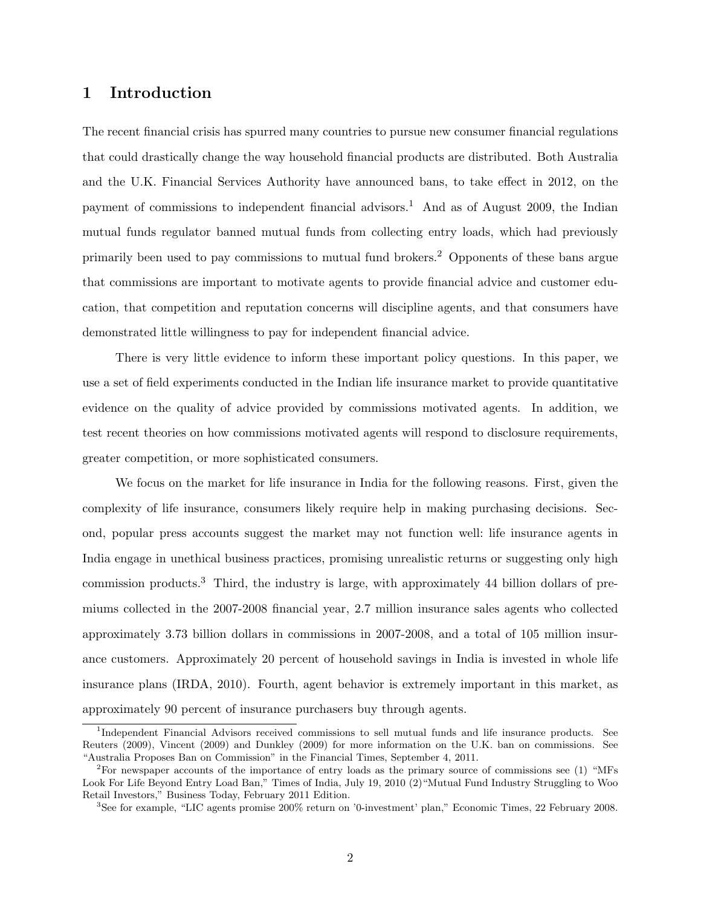# 1 Introduction

The recent financial crisis has spurred many countries to pursue new consumer financial regulations that could drastically change the way household financial products are distributed. Both Australia and the U.K. Financial Services Authority have announced bans, to take effect in 2012, on the payment of commissions to independent financial advisors.[1] And as of August 2009, the Indian mutual funds regulator banned mutual funds from collecting entry loads, which had previously primarily been used to pay commissions to mutual fund brokers.[2] Opponents of these bans argue that commissions are important to motivate agents to provide financial advice and customer education, that competition and reputation concerns will discipline agents, and that consumers have demonstrated little willingness to pay for independent financial advice.

There is very little evidence to inform these important policy questions. In this paper, we use a set of field experiments conducted in the Indian life insurance market to provide quantitative evidence on the quality of advice provided by commissions motivated agents. In addition, we test recent theories on how commissions motivated agents will respond to disclosure requirements, greater competition, or more sophisticated consumers.

We focus on the market for life insurance in India for the following reasons. First, given the complexity of life insurance, consumers likely require help in making purchasing decisions. Second, popular press accounts suggest the market may not function well: life insurance agents in India engage in unethical business practices, promising unrealistic returns or suggesting only high commission products.[3] Third, the industry is large, with approximately 44 billion dollars of premiums collected in the 2007-2008 financial year, 2.7 million insurance sales agents who collected approximately 3.73 billion dollars in commissions in 2007-2008, and a total of 105 million insurance customers. Approximately 20 percent of household savings in India is invested in whole life insurance plans (IRDA, 2010). Fourth, agent behavior is extremely important in this market, as approximately 90 percent of insurance purchasers buy through agents.

[1] Independent Financial Advisors received commissions to sell mutual funds and life insurance products. See Reuters (2009), Vincent (2009) and Dunkley (2009) for more information on the U.K. ban on commissions. See "Australia Proposes Ban on Commission" in the Financial Times, September 4, 2011.

[2] For newspaper accounts of the importance of entry loads as the primary source of commissions see (1) "MFs Look For Life Beyond Entry Load Ban," Times of India, July 19, 2010 (2) "Mutual Fund Industry Struggling to Woo Retail Investors," Business Today, February 2011 Edition.

[3] See for example, "LIC agents promise 200% return on '0-investment' plan," Economic Times, 22 February 2008.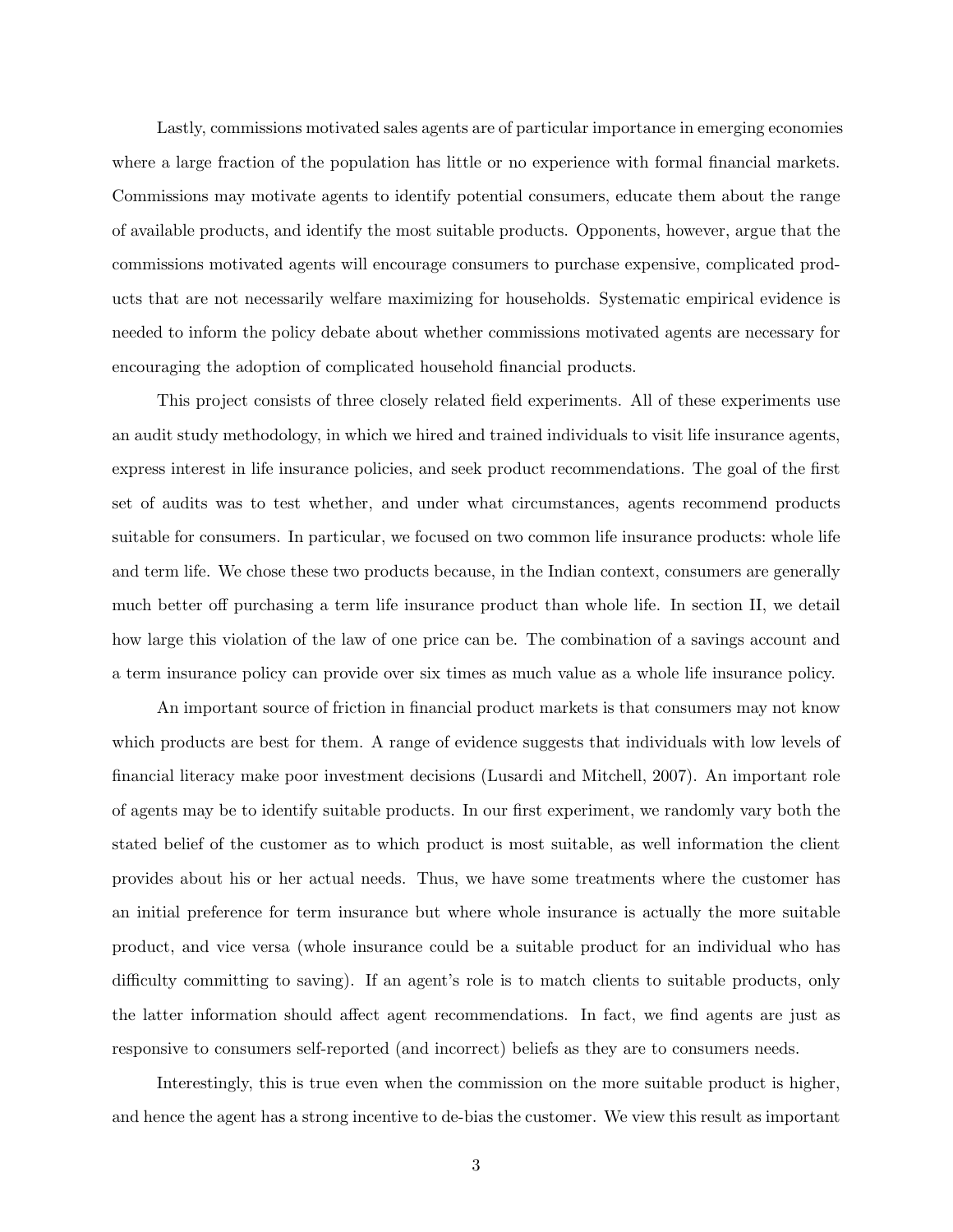Lastly, commissions motivated sales agents are of particular importance in emerging economies where a large fraction of the population has little or no experience with formal financial markets. Commissions may motivate agents to identify potential consumers, educate them about the range of available products, and identify the most suitable products. Opponents, however, argue that the commissions motivated agents will encourage consumers to purchase expensive, complicated products that are not necessarily welfare maximizing for households. Systematic empirical evidence is needed to inform the policy debate about whether commissions motivated agents are necessary for encouraging the adoption of complicated household financial products.

This project consists of three closely related field experiments. All of these experiments use an audit study methodology, in which we hired and trained individuals to visit life insurance agents, express interest in life insurance policies, and seek product recommendations. The goal of the first set of audits was to test whether, and under what circumstances, agents recommend products suitable for consumers. In particular, we focused on two common life insurance products: whole life and term life. We chose these two products because, in the Indian context, consumers are generally much better off purchasing a term life insurance product than whole life. In section II, we detail how large this violation of the law of one price can be. The combination of a savings account and a term insurance policy can provide over six times as much value as a whole life insurance policy.

An important source of friction in financial product markets is that consumers may not know which products are best for them. A range of evidence suggests that individuals with low levels of financial literacy make poor investment decisions (Lusardi and Mitchell, 2007). An important role of agents may be to identify suitable products. In our first experiment, we randomly vary both the stated belief of the customer as to which product is most suitable, as well information the client provides about his or her actual needs. Thus, we have some treatments where the customer has an initial preference for term insurance but where whole insurance is actually the more suitable product, and vice versa (whole insurance could be a suitable product for an individual who has difficulty committing to saving). If an agent's role is to match clients to suitable products, only the latter information should affect agent recommendations. In fact, we find agents are just as responsive to consumers self-reported (and incorrect) beliefs as they are to consumers needs.

Interestingly, this is true even when the commission on the more suitable product is higher, and hence the agent has a strong incentive to de-bias the customer. We view this result as important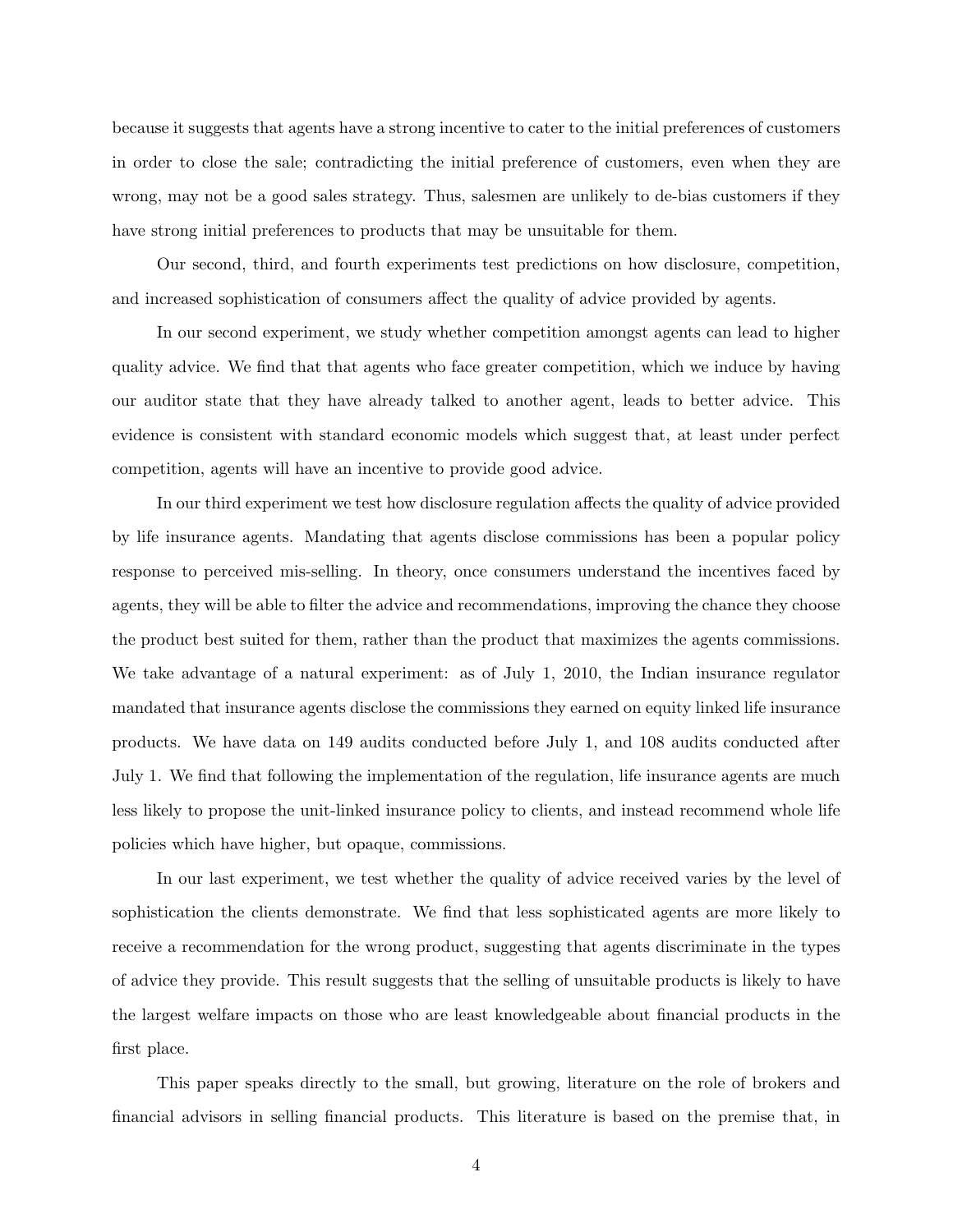because it suggests that agents have a strong incentive to cater to the initial preferences of customers in order to close the sale; contradicting the initial preference of customers, even when they are wrong, may not be a good sales strategy. Thus, salesmen are unlikely to de-bias customers if they have strong initial preferences to products that may be unsuitable for them.

Our second, third, and fourth experiments test predictions on how disclosure, competition, and increased sophistication of consumers affect the quality of advice provided by agents.

In our second experiment, we study whether competition amongst agents can lead to higher quality advice. We find that that agents who face greater competition, which we induce by having our auditor state that they have already talked to another agent, leads to better advice. This evidence is consistent with standard economic models which suggest that, at least under perfect competition, agents will have an incentive to provide good advice.

In our third experiment we test how disclosure regulation affects the quality of advice provided by life insurance agents. Mandating that agents disclose commissions has been a popular policy response to perceived mis-selling. In theory, once consumers understand the incentives faced by agents, they will be able to filter the advice and recommendations, improving the chance they choose the product best suited for them, rather than the product that maximizes the agents commissions. We take advantage of a natural experiment: as of July 1, 2010, the Indian insurance regulator mandated that insurance agents disclose the commissions they earned on equity linked life insurance products. We have data on 149 audits conducted before July 1, and 108 audits conducted after July 1. We find that following the implementation of the regulation, life insurance agents are much less likely to propose the unit-linked insurance policy to clients, and instead recommend whole life policies which have higher, but opaque, commissions.

In our last experiment, we test whether the quality of advice received varies by the level of sophistication the clients demonstrate. We find that less sophisticated agents are more likely to receive a recommendation for the wrong product, suggesting that agents discriminate in the types of advice they provide. This result suggests that the selling of unsuitable products is likely to have the largest welfare impacts on those who are least knowledgeable about financial products in the first place.

This paper speaks directly to the small, but growing, literature on the role of brokers and financial advisors in selling financial products. This literature is based on the premise that, in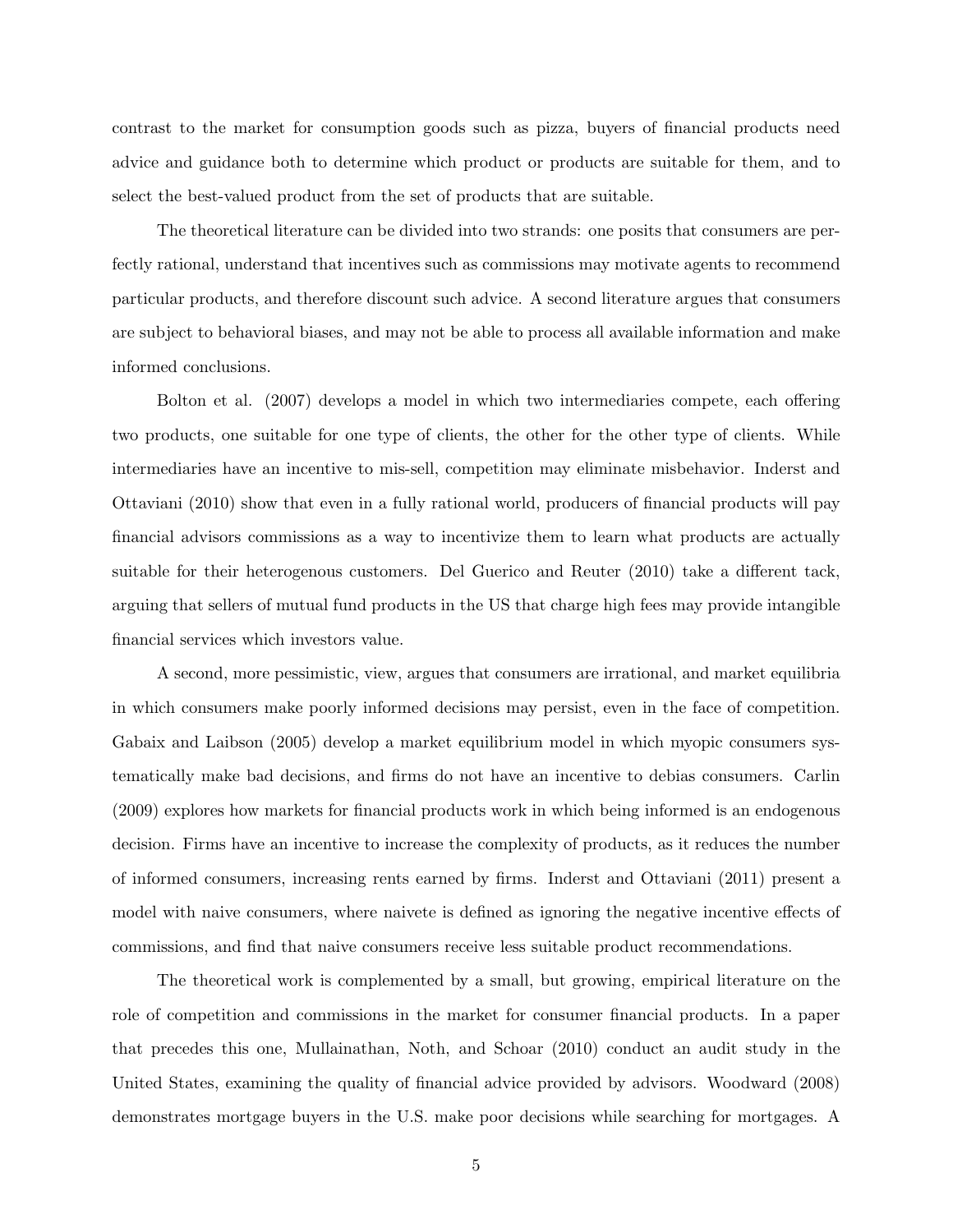contrast to the market for consumption goods such as pizza, buyers of financial products need advice and guidance both to determine which product or products are suitable for them, and to select the best-valued product from the set of products that are suitable.

The theoretical literature can be divided into two strands: one posits that consumers are perfectly rational, understand that incentives such as commissions may motivate agents to recommend particular products, and therefore discount such advice. A second literature argues that consumers are subject to behavioral biases, and may not be able to process all available information and make informed conclusions.

Bolton et al. (2007) develops a model in which two intermediaries compete, each offering two products, one suitable for one type of clients, the other for the other type of clients. While intermediaries have an incentive to mis-sell, competition may eliminate misbehavior. Inderst and Ottaviani (2010) show that even in a fully rational world, producers of financial products will pay financial advisors commissions as a way to incentivize them to learn what products are actually suitable for their heterogenous customers. Del Guerico and Reuter (2010) take a different tack, arguing that sellers of mutual fund products in the US that charge high fees may provide intangible financial services which investors value.

A second, more pessimistic, view, argues that consumers are irrational, and market equilibria in which consumers make poorly informed decisions may persist, even in the face of competition. Gabaix and Laibson (2005) develop a market equilibrium model in which myopic consumers systematically make bad decisions, and firms do not have an incentive to debias consumers. Carlin (2009) explores how markets for financial products work in which being informed is an endogenous decision. Firms have an incentive to increase the complexity of products, as it reduces the number of informed consumers, increasing rents earned by firms. Inderst and Ottaviani (2011) present a model with naive consumers, where naivete is defined as ignoring the negative incentive effects of commissions, and find that naive consumers receive less suitable product recommendations.

The theoretical work is complemented by a small, but growing, empirical literature on the role of competition and commissions in the market for consumer financial products. In a paper that precedes this one, Mullainathan, Noth, and Schoar (2010) conduct an audit study in the United States, examining the quality of financial advice provided by advisors. Woodward (2008) demonstrates mortgage buyers in the U.S. make poor decisions while searching for mortgages. A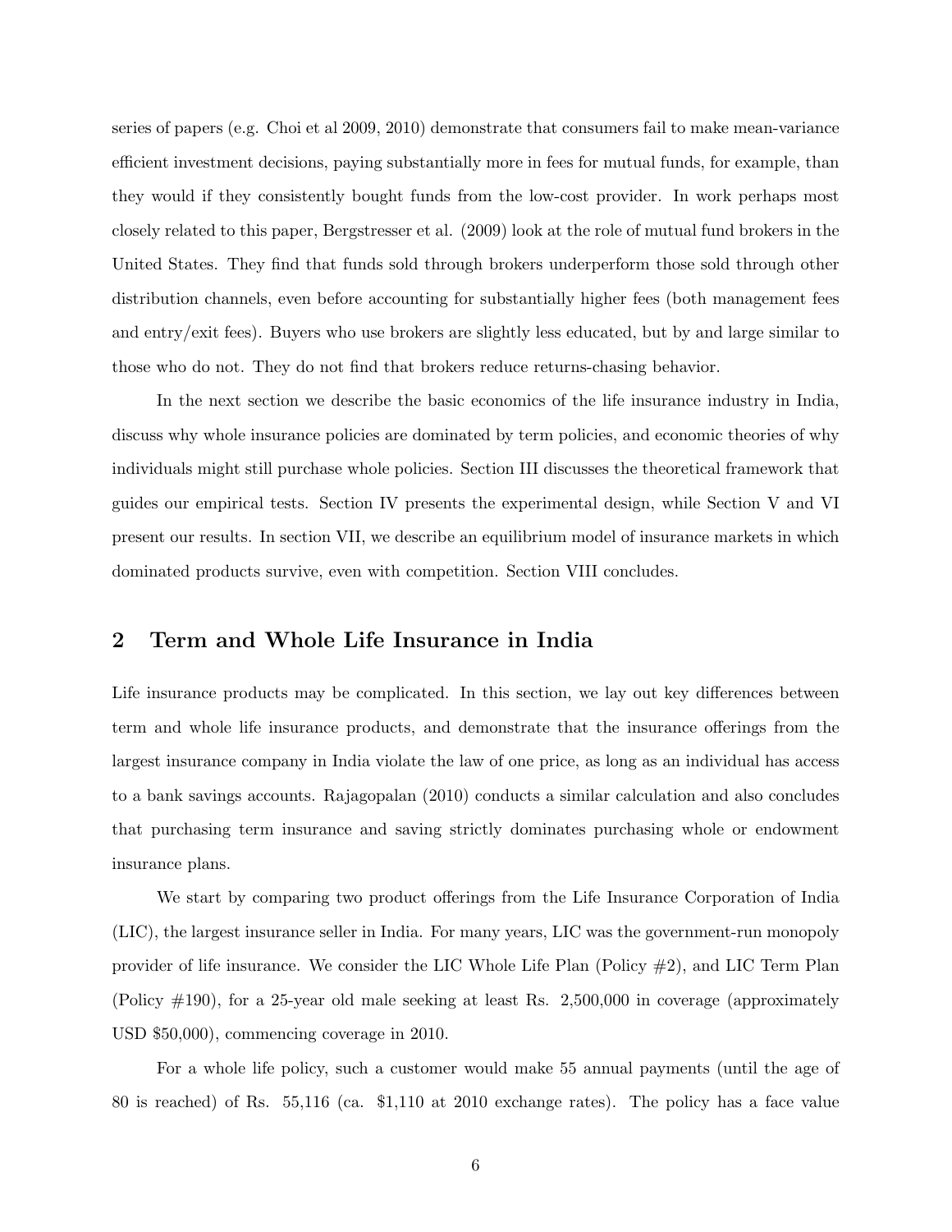series of papers (e.g. Choi et al 2009, 2010) demonstrate that consumers fail to make mean-variance efficient investment decisions, paying substantially more in fees for mutual funds, for example, than they would if they consistently bought funds from the low-cost provider. In work perhaps most closely related to this paper, Bergstresser et al. (2009) look at the role of mutual fund brokers in the United States. They find that funds sold through brokers underperform those sold through other distribution channels, even before accounting for substantially higher fees (both management fees and entry/exit fees). Buyers who use brokers are slightly less educated, but by and large similar to those who do not. They do not find that brokers reduce returns-chasing behavior.

In the next section we describe the basic economics of the life insurance industry in India, discuss why whole insurance policies are dominated by term policies, and economic theories of why individuals might still purchase whole policies. Section III discusses the theoretical framework that guides our empirical tests. Section IV presents the experimental design, while Section V and VI present our results. In section VII, we describe an equilibrium model of insurance markets in which dominated products survive, even with competition. Section VIII concludes.

## 2 Term and Whole Life Insurance in India

Life insurance products may be complicated. In this section, we lay out key differences between term and whole life insurance products, and demonstrate that the insurance offerings from the largest insurance company in India violate the law of one price, as long as an individual has access to a bank savings accounts. Rajagopalan (2010) conducts a similar calculation and also concludes that purchasing term insurance and saving strictly dominates purchasing whole or endowment insurance plans.

We start by comparing two product offerings from the Life Insurance Corporation of India (LIC), the largest insurance seller in India. For many years, LIC was the government-run monopoly provider of life insurance. We consider the LIC Whole Life Plan (Policy #2), and LIC Term Plan (Policy #190), for a 25-year old male seeking at least Rs. 2,500,000 in coverage (approximately USD $50,000), commencing coverage in 2010.

For a whole life policy, such a customer would make 55 annual payments (until the age of 80 is reached) of Rs. 55,116 (ca. $1,110 at 2010 exchange rates). The policy has a face value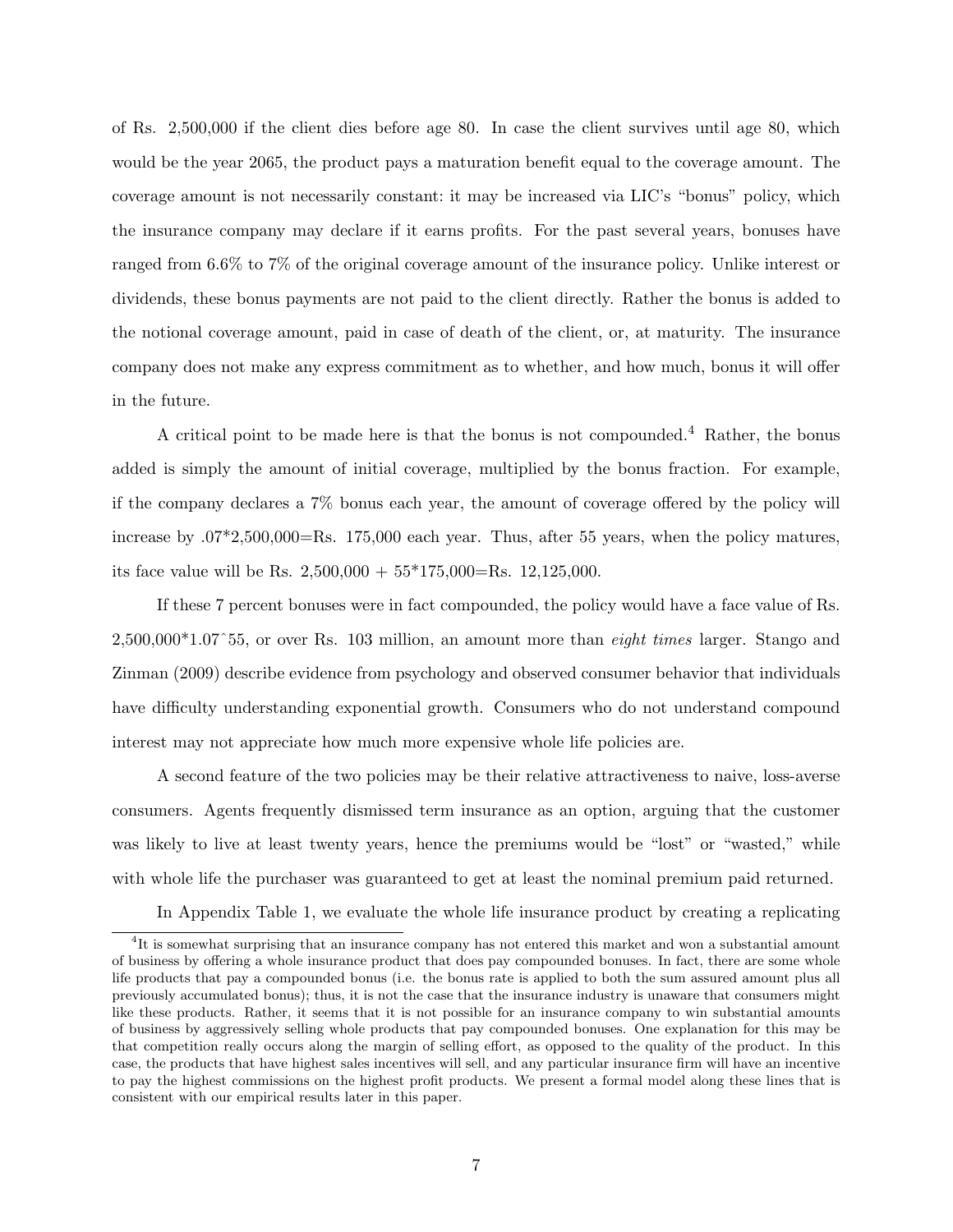of Rs. 2,500,000 if the client dies before age 80. In case the client survives until age 80, which would be the year 2065, the product pays a maturation benefit equal to the coverage amount. The coverage amount is not necessarily constant: it may be increased via LIC's "bonus" policy, which the insurance company may declare if it earns profits. For the past several years, bonuses have ranged from 6.6% to 7% of the original coverage amount of the insurance policy. Unlike interest or dividends, these bonus payments are not paid to the client directly. Rather the bonus is added to the notional coverage amount, paid in case of death of the client, or, at maturity. The insurance company does not make any express commitment as to whether, and how much, bonus it will offer in the future.

A critical point to be made here is that the bonus is not compounded.[4] Rather, the bonus added is simply the amount of initial coverage, multiplied by the bonus fraction. For example, if the company declares a 7% bonus each year, the amount of coverage offered by the policy will increase by .07*2,500,000=Rs. 175,000 each year. Thus, after 55 years, when the policy matures, its face value will be Rs. 2,500,000 + 55*175,000=Rs. 12,125,000.

If these 7 percent bonuses were in fact compounded, the policy would have a face value of Rs. 2,500,000*1.07^55, or over Rs. 103 million, an amount more than *eight times* larger. Stango and Zinman (2009) describe evidence from psychology and observed consumer behavior that individuals have difficulty understanding exponential growth. Consumers who do not understand compound interest may not appreciate how much more expensive whole life policies are.

A second feature of the two policies may be their relative attractiveness to naive, loss-averse consumers. Agents frequently dismissed term insurance as an option, arguing that the customer was likely to live at least twenty years, hence the premiums would be "lost" or "wasted," while with whole life the purchaser was guaranteed to get at least the nominal premium paid returned.

In Appendix Table 1, we evaluate the whole life insurance product by creating a replicating

[4] It is somewhat surprising that an insurance company has not entered this market and won a substantial amount of business by offering a whole insurance product that does pay compounded bonuses. In fact, there are some whole life products that pay a compounded bonus (i.e. the bonus rate is applied to both the sum assured amount plus all previously accumulated bonus); thus, it is not the case that the insurance industry is unaware that consumers might like these products. Rather, it seems that it is not possible for an insurance company to win substantial amounts of business by aggressively selling whole products that pay compounded bonuses. One explanation for this may be that competition really occurs along the margin of selling effort, as opposed to the quality of the product. In this case, the products that have highest sales incentives will sell, and any particular insurance firm will have an incentive to pay the highest commissions on the highest profit products. We present a formal model along these lines that is consistent with our empirical results later in this paper.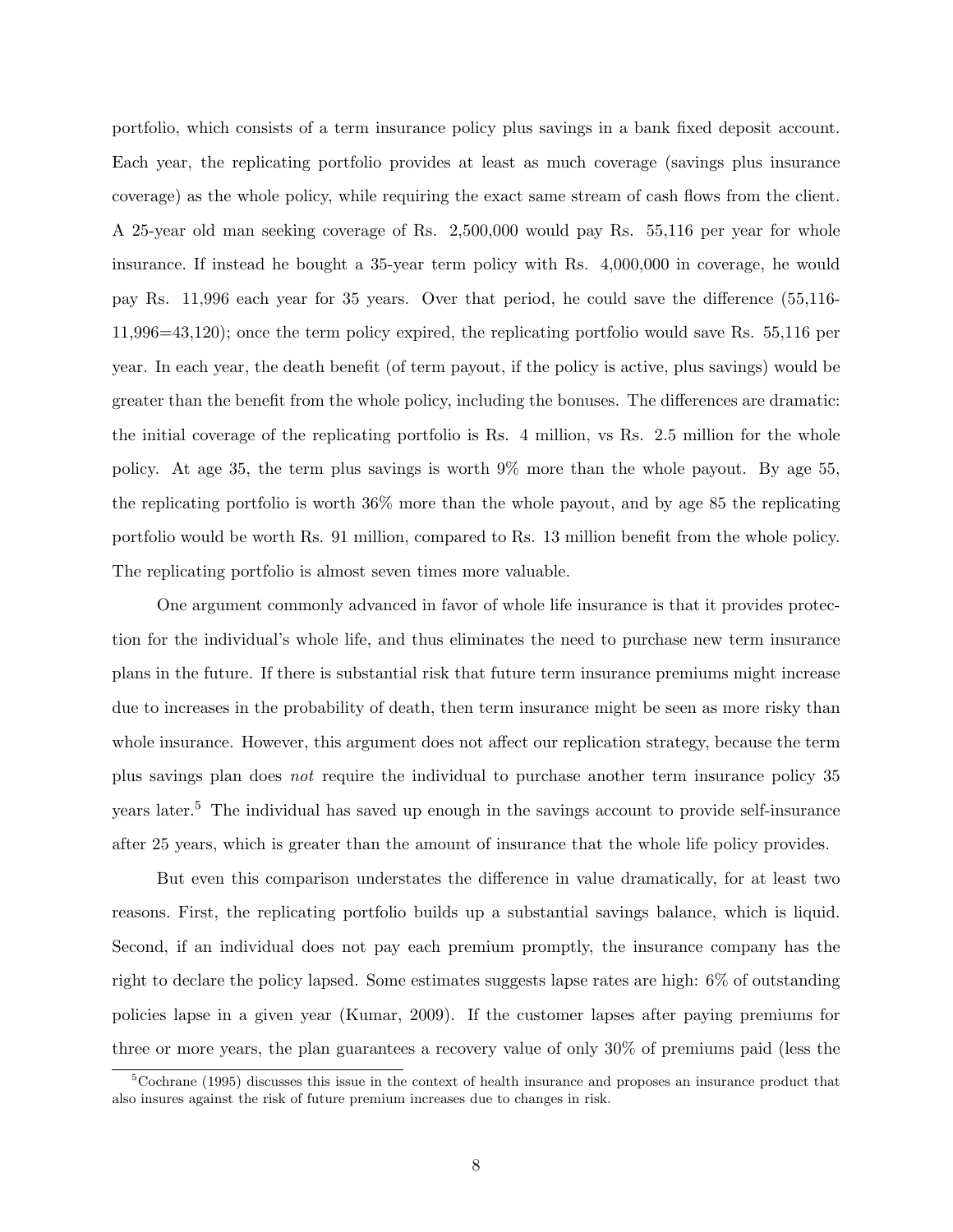portfolio, which consists of a term insurance policy plus savings in a bank fixed deposit account. Each year, the replicating portfolio provides at least as much coverage (savings plus insurance coverage) as the whole policy, while requiring the exact same stream of cash flows from the client. A 25-year old man seeking coverage of Rs. 2,500,000 would pay Rs. 55,116 per year for whole insurance. If instead he bought a 35-year term policy with Rs. 4,000,000 in coverage, he would pay Rs. 11,996 each year for 35 years. Over that period, he could save the difference (55,116-11,996=43,120); once the term policy expired, the replicating portfolio would save Rs. 55,116 per year. In each year, the death benefit (of term payout, if the policy is active, plus savings) would be greater than the benefit from the whole policy, including the bonuses. The differences are dramatic: the initial coverage of the replicating portfolio is Rs. 4 million, vs Rs. 2.5 million for the whole policy. At age 35, the term plus savings is worth 9% more than the whole payout. By age 55, the replicating portfolio is worth 36% more than the whole payout, and by age 85 the replicating portfolio would be worth Rs. 91 million, compared to Rs. 13 million benefit from the whole policy. The replicating portfolio is almost seven times more valuable.

One argument commonly advanced in favor of whole life insurance is that it provides protection for the individual's whole life, and thus eliminates the need to purchase new term insurance plans in the future. If there is substantial risk that future term insurance premiums might increase due to increases in the probability of death, then term insurance might be seen as more risky than whole insurance. However, this argument does not affect our replication strategy, because the term plus savings plan does *not* require the individual to purchase another term insurance policy 35 years later.[5] The individual has saved up enough in the savings account to provide self-insurance after 25 years, which is greater than the amount of insurance that the whole life policy provides.

But even this comparison understates the difference in value dramatically, for at least two reasons. First, the replicating portfolio builds up a substantial savings balance, which is liquid. Second, if an individual does not pay each premium promptly, the insurance company has the right to declare the policy lapsed. Some estimates suggests lapse rates are high: 6% of outstanding policies lapse in a given year (Kumar, 2009). If the customer lapses after paying premiums for three or more years, the plan guarantees a recovery value of only 30% of premiums paid (less the

[5] Cochrane (1995) discusses this issue in the context of health insurance and proposes an insurance product that also insures against the risk of future premium increases due to changes in risk.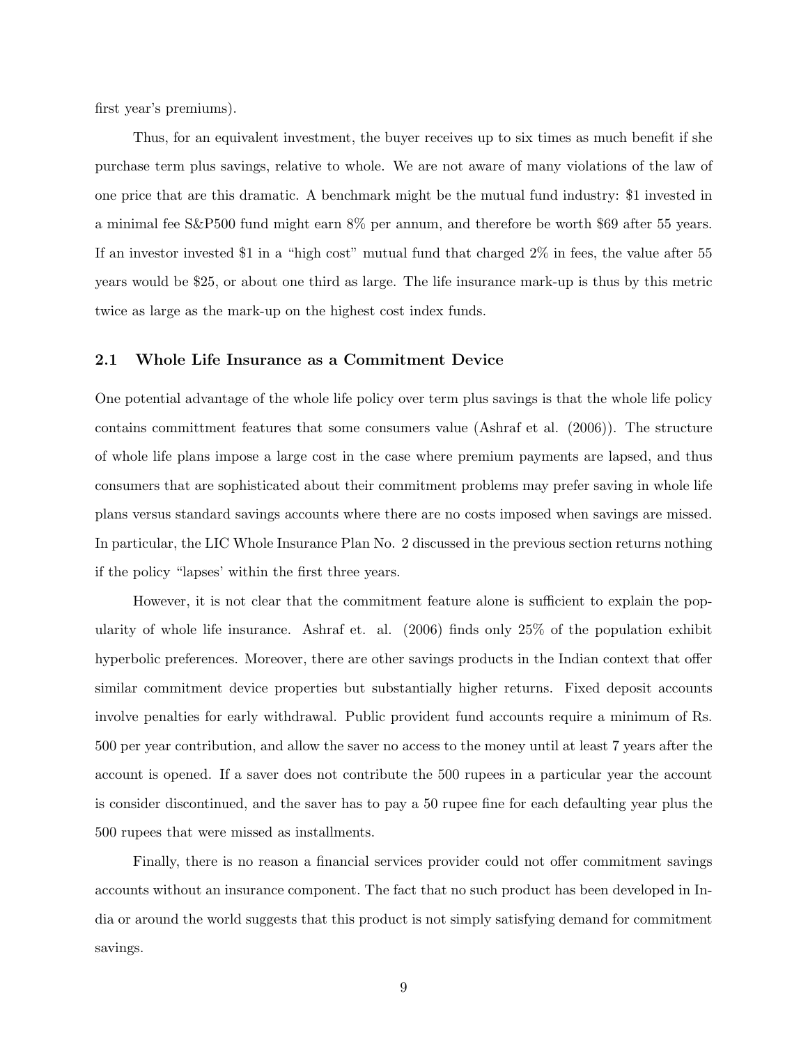first year's premiums).

Thus, for an equivalent investment, the buyer receives up to six times as much benefit if she purchase term plus savings, relative to whole. We are not aware of many violations of the law of one price that are this dramatic. A benchmark might be the mutual fund industry: $1 invested in a minimal fee S&P500 fund might earn 8% per annum, and therefore be worth $69 after 55 years. If an investor invested $1 in a "high cost" mutual fund that charged 2% in fees, the value after 55 years would be $25, or about one third as large. The life insurance mark-up is thus by this metric twice as large as the mark-up on the highest cost index funds.

## 2.1 Whole Life Insurance as a Commitment Device

One potential advantage of the whole life policy over term plus savings is that the whole life policy contains committment features that some consumers value (Ashraf et al. (2006)). The structure of whole life plans impose a large cost in the case where premium payments are lapsed, and thus consumers that are sophisticated about their commitment problems may prefer saving in whole life plans versus standard savings accounts where there are no costs imposed when savings are missed. In particular, the LIC Whole Insurance Plan No. 2 discussed in the previous section returns nothing if the policy "lapses' within the first three years.

However, it is not clear that the commitment feature alone is sufficient to explain the popularity of whole life insurance. Ashraf et. al. (2006) finds only 25% of the population exhibit hyperbolic preferences. Moreover, there are other savings products in the Indian context that offer similar commitment device properties but substantially higher returns. Fixed deposit accounts involve penalties for early withdrawal. Public provident fund accounts require a minimum of Rs. 500 per year contribution, and allow the saver no access to the money until at least 7 years after the account is opened. If a saver does not contribute the 500 rupees in a particular year the account is consider discontinued, and the saver has to pay a 50 rupee fine for each defaulting year plus the 500 rupees that were missed as installments.

Finally, there is no reason a financial services provider could not offer commitment savings accounts without an insurance component. The fact that no such product has been developed in India or around the world suggests that this product is not simply satisfying demand for commitment savings.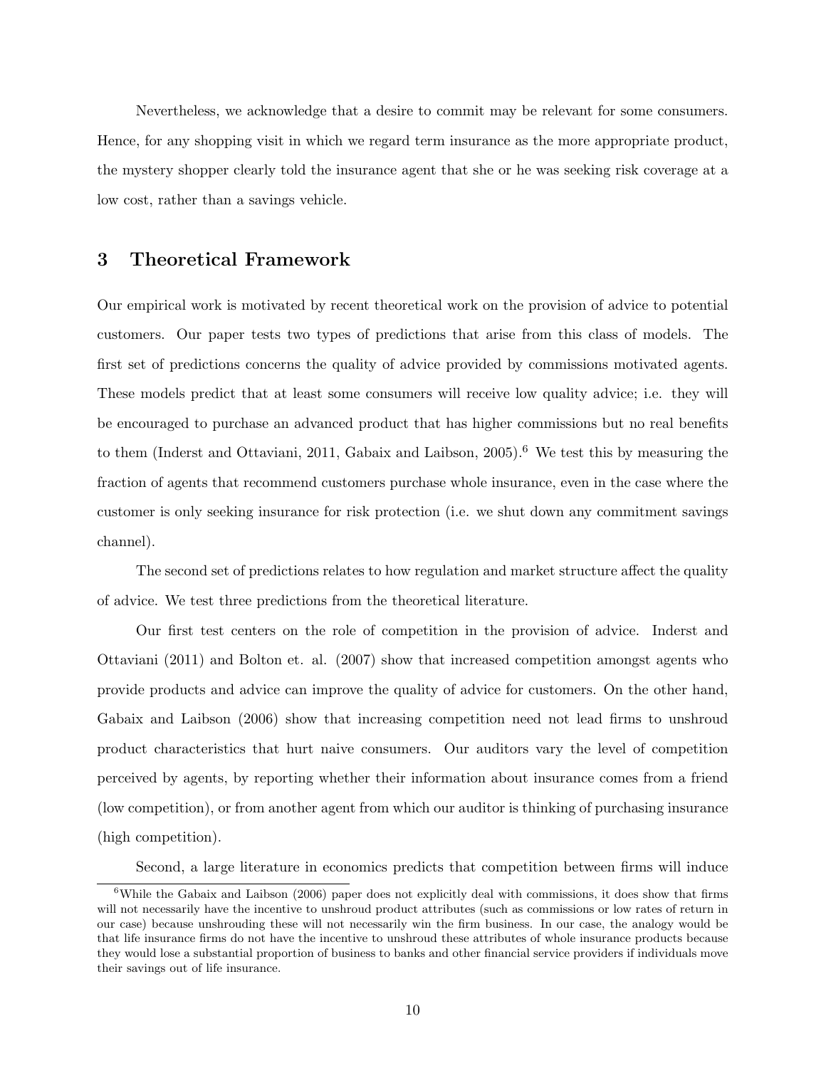Nevertheless, we acknowledge that a desire to commit may be relevant for some consumers. Hence, for any shopping visit in which we regard term insurance as the more appropriate product, the mystery shopper clearly told the insurance agent that she or he was seeking risk coverage at a low cost, rather than a savings vehicle.

## 3 Theoretical Framework

Our empirical work is motivated by recent theoretical work on the provision of advice to potential customers. Our paper tests two types of predictions that arise from this class of models. The first set of predictions concerns the quality of advice provided by commissions motivated agents. These models predict that at least some consumers will receive low quality advice; i.e. they will be encouraged to purchase an advanced product that has higher commissions but no real benefits to them (Inderst and Ottaviani, 2011, Gabaix and Laibson, 2005).[6] We test this by measuring the fraction of agents that recommend customers purchase whole insurance, even in the case where the customer is only seeking insurance for risk protection (i.e. we shut down any commitment savings channel).

The second set of predictions relates to how regulation and market structure affect the quality of advice. We test three predictions from the theoretical literature.

Our first test centers on the role of competition in the provision of advice. Inderst and Ottaviani (2011) and Bolton et. al. (2007) show that increased competition amongst agents who provide products and advice can improve the quality of advice for customers. On the other hand, Gabaix and Laibson (2006) show that increasing competition need not lead firms to unshroud product characteristics that hurt naive consumers. Our auditors vary the level of competition perceived by agents, by reporting whether their information about insurance comes from a friend (low competition), or from another agent from which our auditor is thinking of purchasing insurance (high competition).

Second, a large literature in economics predicts that competition between firms will induce

[6] While the Gabaix and Laibson (2006) paper does not explicitly deal with commissions, it does show that firms will not necessarily have the incentive to unshroud product attributes (such as commissions or low rates of return in our case) because unshrouding these will not necessarily win the firm business. In our case, the analogy would be that life insurance firms do not have the incentive to unshroud these attributes of whole insurance products because they would lose a substantial proportion of business to banks and other financial service providers if individuals move their savings out of life insurance.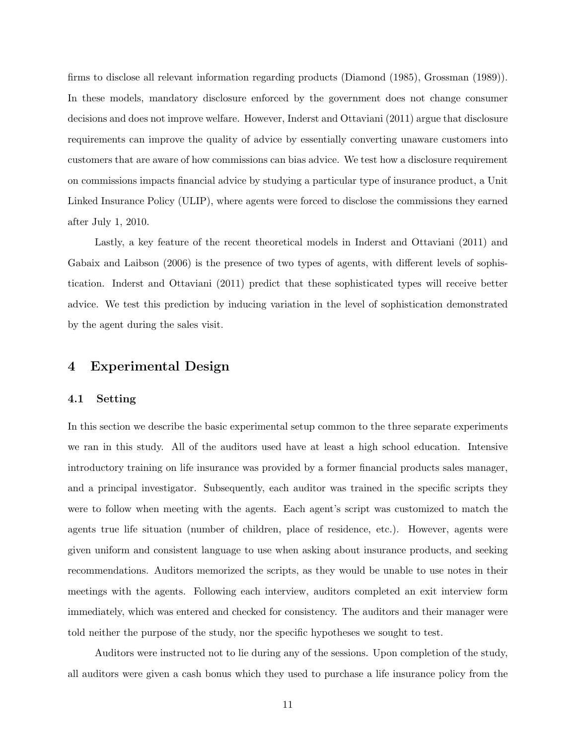firms to disclose all relevant information regarding products (Diamond (1985), Grossman (1989)). In these models, mandatory disclosure enforced by the government does not change consumer decisions and does not improve welfare. However, Inderst and Ottaviani (2011) argue that disclosure requirements can improve the quality of advice by essentially converting unaware customers into customers that are aware of how commissions can bias advice. We test how a disclosure requirement on commissions impacts financial advice by studying a particular type of insurance product, a Unit Linked Insurance Policy (ULIP), where agents were forced to disclose the commissions they earned after July 1, 2010.

Lastly, a key feature of the recent theoretical models in Inderst and Ottaviani (2011) and Gabaix and Laibson (2006) is the presence of two types of agents, with different levels of sophistication. Inderst and Ottaviani (2011) predict that these sophisticated types will receive better advice. We test this prediction by inducing variation in the level of sophistication demonstrated by the agent during the sales visit.

## 4 Experimental Design

### 4.1 Setting

In this section we describe the basic experimental setup common to the three separate experiments we ran in this study. All of the auditors used have at least a high school education. Intensive introductory training on life insurance was provided by a former financial products sales manager, and a principal investigator. Subsequently, each auditor was trained in the specific scripts they were to follow when meeting with the agents. Each agent's script was customized to match the agents true life situation (number of children, place of residence, etc.). However, agents were given uniform and consistent language to use when asking about insurance products, and seeking recommendations. Auditors memorized the scripts, as they would be unable to use notes in their meetings with the agents. Following each interview, auditors completed an exit interview form immediately, which was entered and checked for consistency. The auditors and their manager were told neither the purpose of the study, nor the specific hypotheses we sought to test.

Auditors were instructed not to lie during any of the sessions. Upon completion of the study, all auditors were given a cash bonus which they used to purchase a life insurance policy from the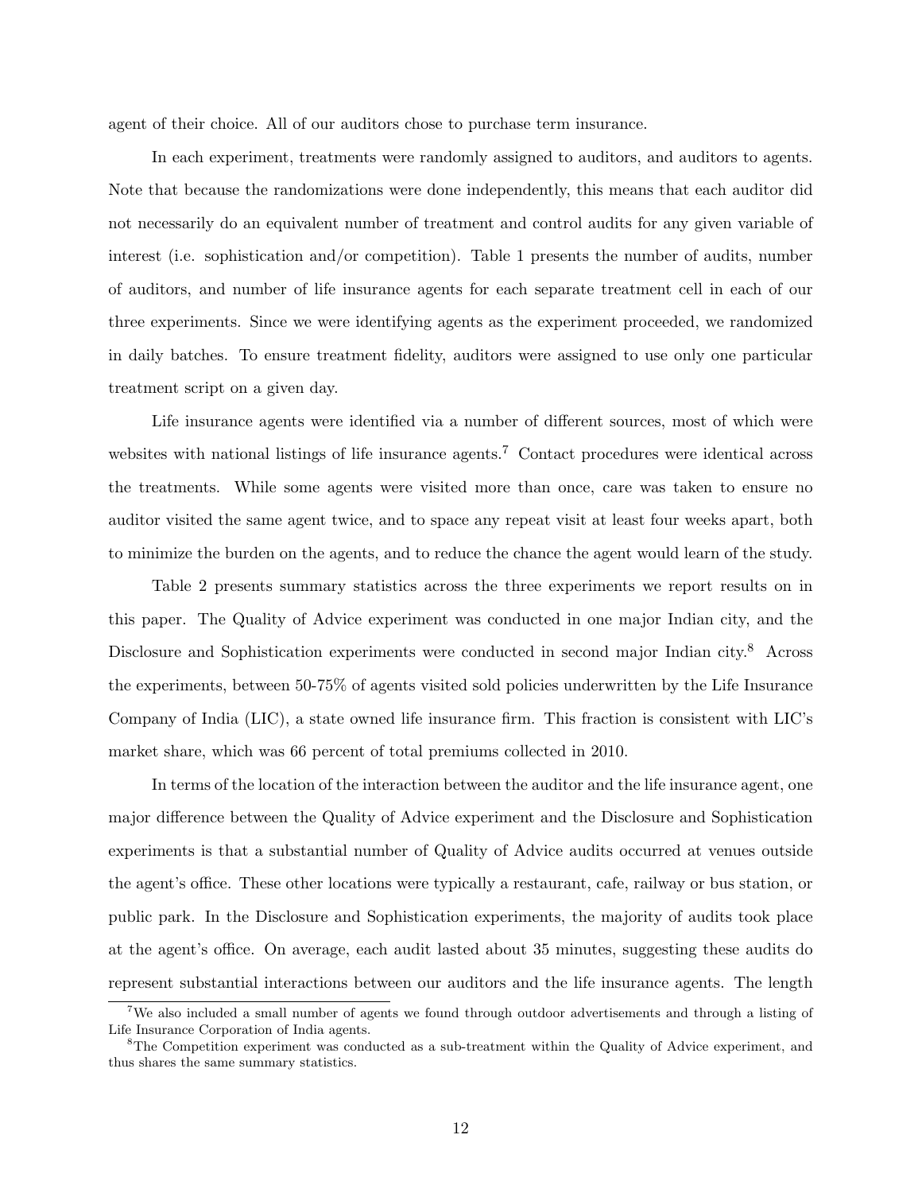agent of their choice. All of our auditors chose to purchase term insurance.

In each experiment, treatments were randomly assigned to auditors, and auditors to agents. Note that because the randomizations were done independently, this means that each auditor did not necessarily do an equivalent number of treatment and control audits for any given variable of interest (i.e. sophistication and/or competition). Table 1 presents the number of audits, number of auditors, and number of life insurance agents for each separate treatment cell in each of our three experiments. Since we were identifying agents as the experiment proceeded, we randomized in daily batches. To ensure treatment fidelity, auditors were assigned to use only one particular treatment script on a given day.

Life insurance agents were identified via a number of different sources, most of which were websites with national listings of life insurance agents.[7] Contact procedures were identical across the treatments. While some agents were visited more than once, care was taken to ensure no auditor visited the same agent twice, and to space any repeat visit at least four weeks apart, both to minimize the burden on the agents, and to reduce the chance the agent would learn of the study.

Table 2 presents summary statistics across the three experiments we report results on in this paper. The Quality of Advice experiment was conducted in one major Indian city, and the Disclosure and Sophistication experiments were conducted in second major Indian city.[8] Across the experiments, between 50-75% of agents visited sold policies underwritten by the Life Insurance Company of India (LIC), a state owned life insurance firm. This fraction is consistent with LIC's market share, which was 66 percent of total premiums collected in 2010.

In terms of the location of the interaction between the auditor and the life insurance agent, one major difference between the Quality of Advice experiment and the Disclosure and Sophistication experiments is that a substantial number of Quality of Advice audits occurred at venues outside the agent's office. These other locations were typically a restaurant, cafe, railway or bus station, or public park. In the Disclosure and Sophistication experiments, the majority of audits took place at the agent's office. On average, each audit lasted about 35 minutes, suggesting these audits do represent substantial interactions between our auditors and the life insurance agents. The length

[7] We also included a small number of agents we found through outdoor advertisements and through a listing of Life Insurance Corporation of India agents.

[8] The Competition experiment was conducted as a sub-treatment within the Quality of Advice experiment, and thus shares the same summary statistics.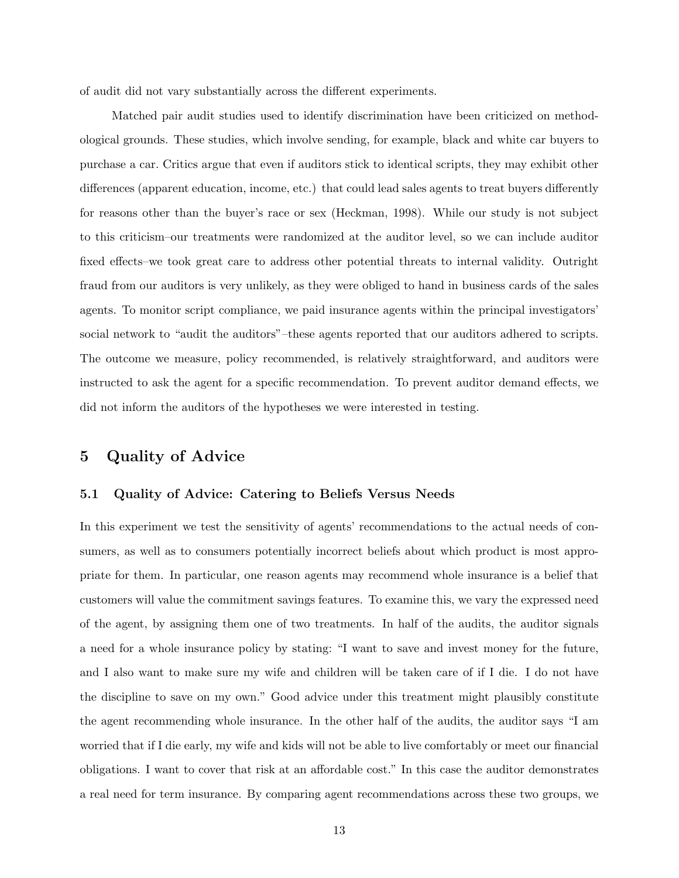of audit did not vary substantially across the different experiments.

Matched pair audit studies used to identify discrimination have been criticized on methodological grounds. These studies, which involve sending, for example, black and white car buyers to purchase a car. Critics argue that even if auditors stick to identical scripts, they may exhibit other differences (apparent education, income, etc.) that could lead sales agents to treat buyers differently for reasons other than the buyer's race or sex (Heckman, 1998). While our study is not subject to this criticism–our treatments were randomized at the auditor level, so we can include auditor fixed effects–we took great care to address other potential threats to internal validity. Outright fraud from our auditors is very unlikely, as they were obliged to hand in business cards of the sales agents. To monitor script compliance, we paid insurance agents within the principal investigators' social network to "audit the auditors"–these agents reported that our auditors adhered to scripts. The outcome we measure, policy recommended, is relatively straightforward, and auditors were instructed to ask the agent for a specific recommendation. To prevent auditor demand effects, we did not inform the auditors of the hypotheses we were interested in testing.

# 5 Quality of Advice

## 5.1 Quality of Advice: Catering to Beliefs Versus Needs

In this experiment we test the sensitivity of agents' recommendations to the actual needs of consumers, as well as to consumers potentially incorrect beliefs about which product is most appropriate for them. In particular, one reason agents may recommend whole insurance is a belief that customers will value the commitment savings features. To examine this, we vary the expressed need of the agent, by assigning them one of two treatments. In half of the audits, the auditor signals a need for a whole insurance policy by stating: "I want to save and invest money for the future, and I also want to make sure my wife and children will be taken care of if I die. I do not have the discipline to save on my own." Good advice under this treatment might plausibly constitute the agent recommending whole insurance. In the other half of the audits, the auditor says "I am worried that if I die early, my wife and kids will not be able to live comfortably or meet our financial obligations. I want to cover that risk at an affordable cost." In this case the auditor demonstrates a real need for term insurance. By comparing agent recommendations across these two groups, we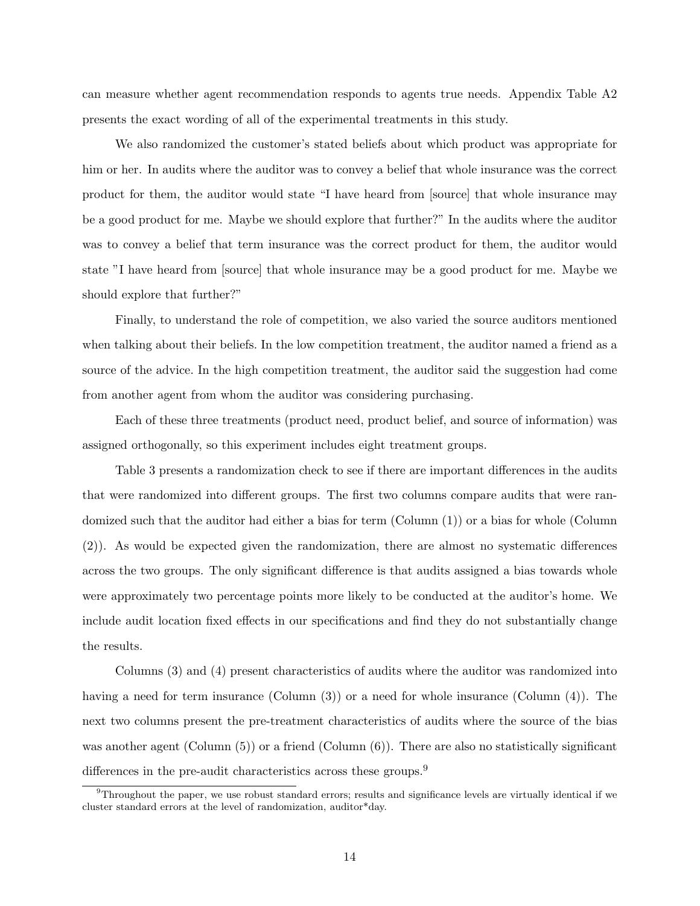can measure whether agent recommendation responds to agents true needs. Appendix Table A2 presents the exact wording of all of the experimental treatments in this study.

We also randomized the customer's stated beliefs about which product was appropriate for him or her. In audits where the auditor was to convey a belief that whole insurance was the correct product for them, the auditor would state "I have heard from [source] that whole insurance may be a good product for me. Maybe we should explore that further?" In the audits where the auditor was to convey a belief that term insurance was the correct product for them, the auditor would state "I have heard from [source] that whole insurance may be a good product for me. Maybe we should explore that further?"

Finally, to understand the role of competition, we also varied the source auditors mentioned when talking about their beliefs. In the low competition treatment, the auditor named a friend as a source of the advice. In the high competition treatment, the auditor said the suggestion had come from another agent from whom the auditor was considering purchasing.

Each of these three treatments (product need, product belief, and source of information) was assigned orthogonally, so this experiment includes eight treatment groups.

Table 3 presents a randomization check to see if there are important differences in the audits that were randomized into different groups. The first two columns compare audits that were randomized such that the auditor had either a bias for term (Column (1)) or a bias for whole (Column (2)). As would be expected given the randomization, there are almost no systematic differences across the two groups. The only significant difference is that audits assigned a bias towards whole were approximately two percentage points more likely to be conducted at the auditor's home. We include audit location fixed effects in our specifications and find they do not substantially change the results.

Columns (3) and (4) present characteristics of audits where the auditor was randomized into having a need for term insurance (Column (3)) or a need for whole insurance (Column (4)). The next two columns present the pre-treatment characteristics of audits where the source of the bias was another agent (Column (5)) or a friend (Column (6)). There are also no statistically significant differences in the pre-audit characteristics across these groups.[9]

[9]Throughout the paper, we use robust standard errors; results and significance levels are virtually identical if we cluster standard errors at the level of randomization, auditor*day.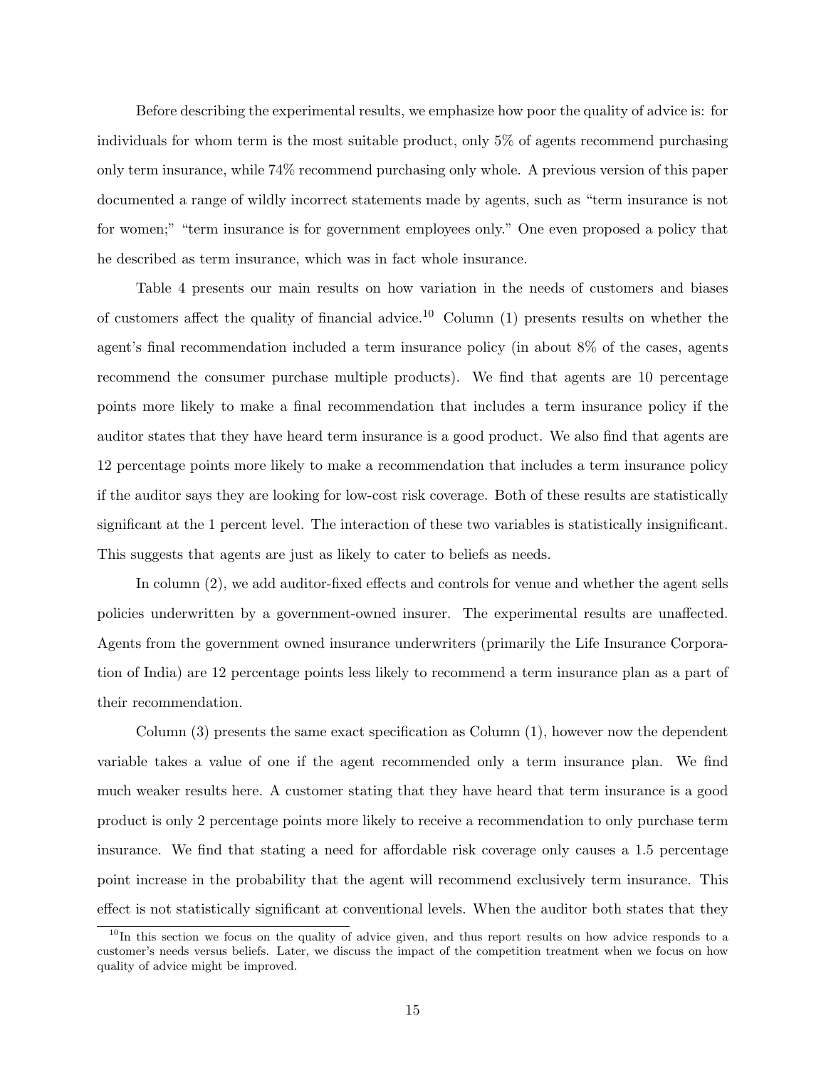Before describing the experimental results, we emphasize how poor the quality of advice is: for individuals for whom term is the most suitable product, only 5% of agents recommend purchasing only term insurance, while 74% recommend purchasing only whole. A previous version of this paper documented a range of wildly incorrect statements made by agents, such as "term insurance is not for women;" "term insurance is for government employees only." One even proposed a policy that he described as term insurance, which was in fact whole insurance.

Table 4 presents our main results on how variation in the needs of customers and biases of customers affect the quality of financial advice.[10] Column (1) presents results on whether the agent's final recommendation included a term insurance policy (in about 8% of the cases, agents recommend the consumer purchase multiple products). We find that agents are 10 percentage points more likely to make a final recommendation that includes a term insurance policy if the auditor states that they have heard term insurance is a good product. We also find that agents are 12 percentage points more likely to make a recommendation that includes a term insurance policy if the auditor says they are looking for low-cost risk coverage. Both of these results are statistically significant at the 1 percent level. The interaction of these two variables is statistically insignificant. This suggests that agents are just as likely to cater to beliefs as needs.

In column (2), we add auditor-fixed effects and controls for venue and whether the agent sells policies underwritten by a government-owned insurer. The experimental results are unaffected. Agents from the government owned insurance underwriters (primarily the Life Insurance Corporation of India) are 12 percentage points less likely to recommend a term insurance plan as a part of their recommendation.

Column (3) presents the same exact specification as Column (1), however now the dependent variable takes a value of one if the agent recommended only a term insurance plan. We find much weaker results here. A customer stating that they have heard that term insurance is a good product is only 2 percentage points more likely to receive a recommendation to only purchase term insurance. We find that stating a need for affordable risk coverage only causes a 1.5 percentage point increase in the probability that the agent will recommend exclusively term insurance. This effect is not statistically significant at conventional levels. When the auditor both states that they

[10] In this section we focus on the quality of advice given, and thus report results on how advice responds to a customer's needs versus beliefs. Later, we discuss the impact of the competition treatment when we focus on how quality of advice might be improved.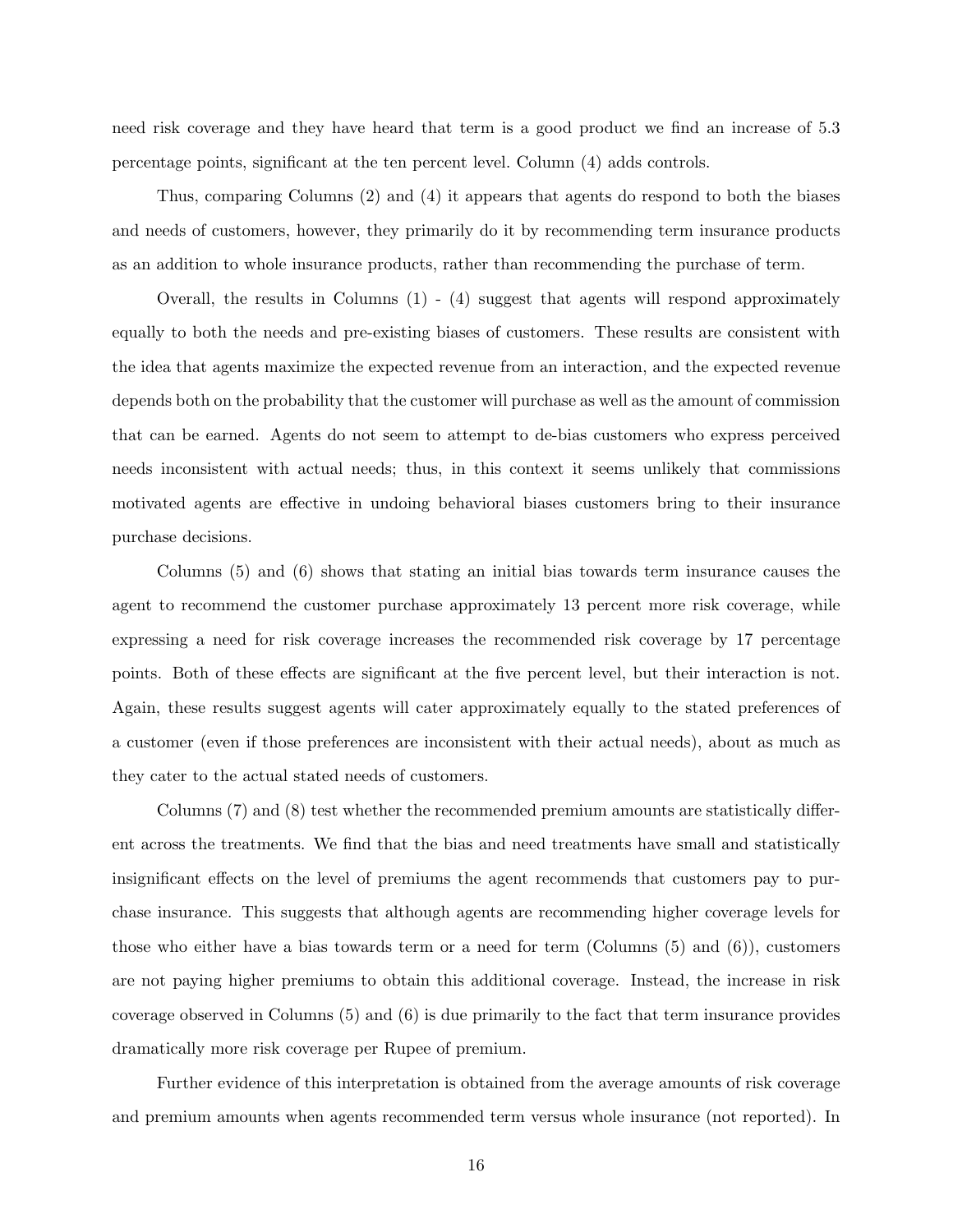need risk coverage and they have heard that term is a good product we find an increase of 5.3 percentage points, significant at the ten percent level. Column (4) adds controls.

Thus, comparing Columns (2) and (4) it appears that agents do respond to both the biases and needs of customers, however, they primarily do it by recommending term insurance products as an addition to whole insurance products, rather than recommending the purchase of term.

Overall, the results in Columns (1) - (4) suggest that agents will respond approximately equally to both the needs and pre-existing biases of customers. These results are consistent with the idea that agents maximize the expected revenue from an interaction, and the expected revenue depends both on the probability that the customer will purchase as well as the amount of commission that can be earned. Agents do not seem to attempt to de-bias customers who express perceived needs inconsistent with actual needs; thus, in this context it seems unlikely that commissions motivated agents are effective in undoing behavioral biases customers bring to their insurance purchase decisions.

Columns (5) and (6) shows that stating an initial bias towards term insurance causes the agent to recommend the customer purchase approximately 13 percent more risk coverage, while expressing a need for risk coverage increases the recommended risk coverage by 17 percentage points. Both of these effects are significant at the five percent level, but their interaction is not. Again, these results suggest agents will cater approximately equally to the stated preferences of a customer (even if those preferences are inconsistent with their actual needs), about as much as they cater to the actual stated needs of customers.

Columns (7) and (8) test whether the recommended premium amounts are statistically different across the treatments. We find that the bias and need treatments have small and statistically insignificant effects on the level of premiums the agent recommends that customers pay to purchase insurance. This suggests that although agents are recommending higher coverage levels for those who either have a bias towards term or a need for term (Columns (5) and (6)), customers are not paying higher premiums to obtain this additional coverage. Instead, the increase in risk coverage observed in Columns (5) and (6) is due primarily to the fact that term insurance provides dramatically more risk coverage per Rupee of premium.

Further evidence of this interpretation is obtained from the average amounts of risk coverage and premium amounts when agents recommended term versus whole insurance (not reported). In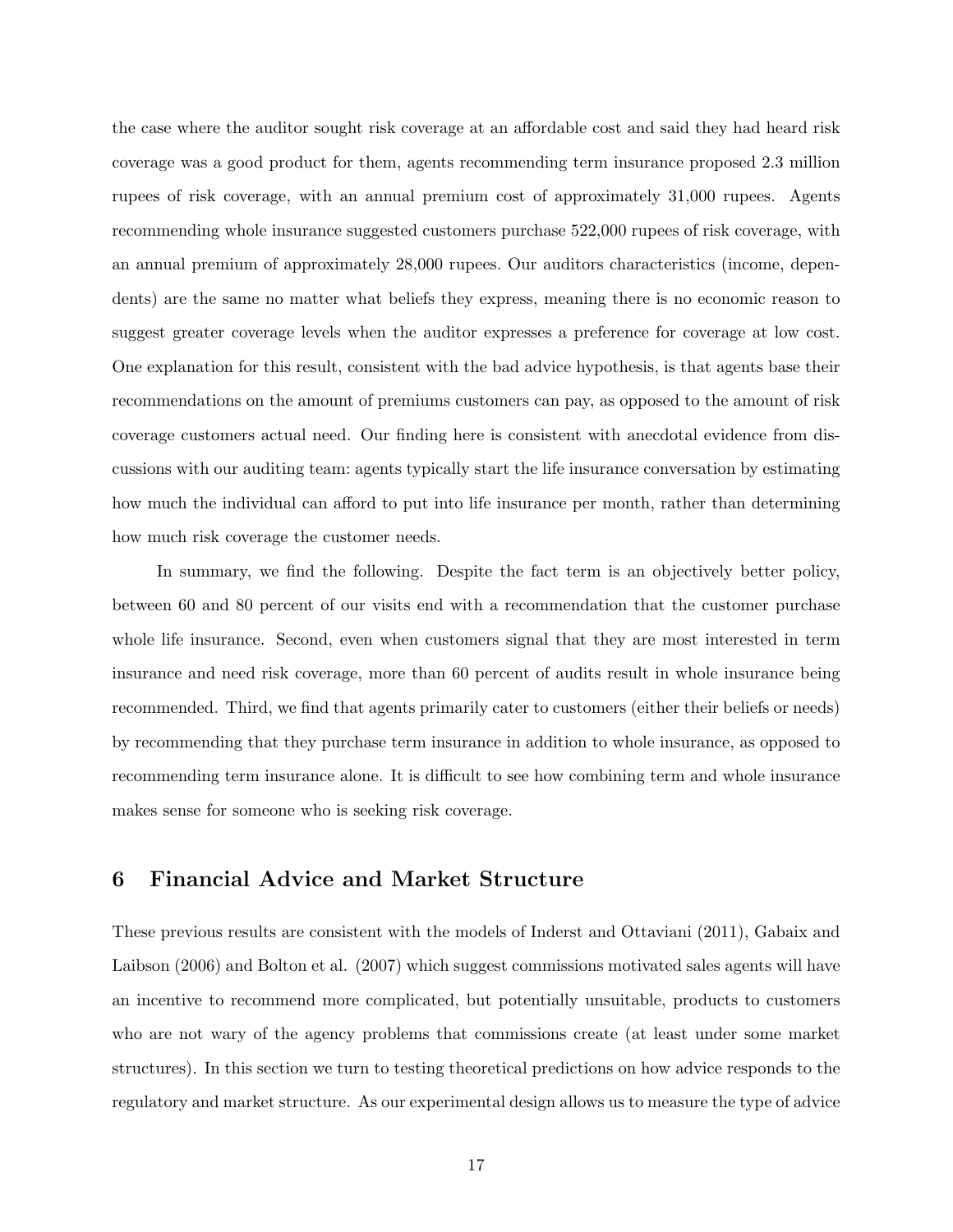the case where the auditor sought risk coverage at an affordable cost and said they had heard risk coverage was a good product for them, agents recommending term insurance proposed 2.3 million rupees of risk coverage, with an annual premium cost of approximately 31,000 rupees. Agents recommending whole insurance suggested customers purchase 522,000 rupees of risk coverage, with an annual premium of approximately 28,000 rupees. Our auditors characteristics (income, dependents) are the same no matter what beliefs they express, meaning there is no economic reason to suggest greater coverage levels when the auditor expresses a preference for coverage at low cost. One explanation for this result, consistent with the bad advice hypothesis, is that agents base their recommendations on the amount of premiums customers can pay, as opposed to the amount of risk coverage customers actual need. Our finding here is consistent with anecdotal evidence from discussions with our auditing team: agents typically start the life insurance conversation by estimating how much the individual can afford to put into life insurance per month, rather than determining how much risk coverage the customer needs.

In summary, we find the following. Despite the fact term is an objectively better policy, between 60 and 80 percent of our visits end with a recommendation that the customer purchase whole life insurance. Second, even when customers signal that they are most interested in term insurance and need risk coverage, more than 60 percent of audits result in whole insurance being recommended. Third, we find that agents primarily cater to customers (either their beliefs or needs) by recommending that they purchase term insurance in addition to whole insurance, as opposed to recommending term insurance alone. It is difficult to see how combining term and whole insurance makes sense for someone who is seeking risk coverage.

## 6 Financial Advice and Market Structure

These previous results are consistent with the models of Inderst and Ottaviani (2011), Gabaix and Laibson (2006) and Bolton et al. (2007) which suggest commissions motivated sales agents will have an incentive to recommend more complicated, but potentially unsuitable, products to customers who are not wary of the agency problems that commissions create (at least under some market structures). In this section we turn to testing theoretical predictions on how advice responds to the regulatory and market structure. As our experimental design allows us to measure the type of advice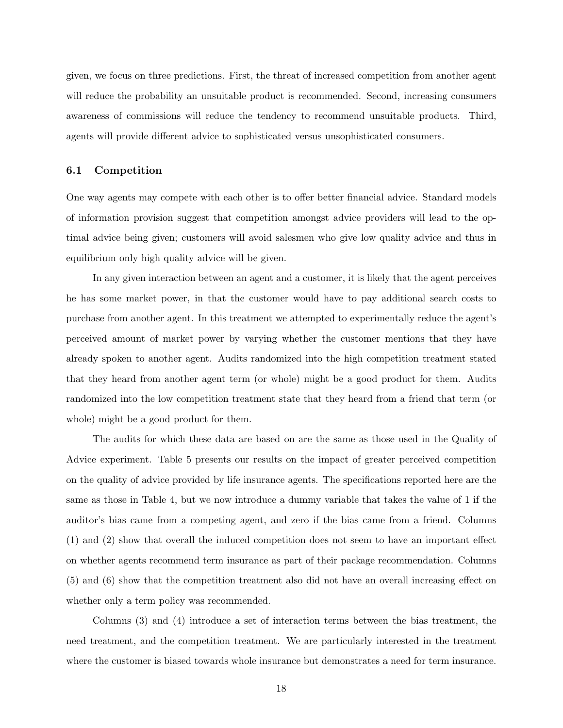given, we focus on three predictions. First, the threat of increased competition from another agent will reduce the probability an unsuitable product is recommended. Second, increasing consumers awareness of commissions will reduce the tendency to recommend unsuitable products. Third, agents will provide different advice to sophisticated versus unsophisticated consumers.

### 6.1 Competition

One way agents may compete with each other is to offer better financial advice. Standard models of information provision suggest that competition amongst advice providers will lead to the optimal advice being given; customers will avoid salesmen who give low quality advice and thus in equilibrium only high quality advice will be given.

In any given interaction between an agent and a customer, it is likely that the agent perceives he has some market power, in that the customer would have to pay additional search costs to purchase from another agent. In this treatment we attempted to experimentally reduce the agent's perceived amount of market power by varying whether the customer mentions that they have already spoken to another agent. Audits randomized into the high competition treatment stated that they heard from another agent term (or whole) might be a good product for them. Audits randomized into the low competition treatment state that they heard from a friend that term (or whole) might be a good product for them.

The audits for which these data are based on are the same as those used in the Quality of Advice experiment. Table 5 presents our results on the impact of greater perceived competition on the quality of advice provided by life insurance agents. The specifications reported here are the same as those in Table 4, but we now introduce a dummy variable that takes the value of 1 if the auditor's bias came from a competing agent, and zero if the bias came from a friend. Columns (1) and (2) show that overall the induced competition does not seem to have an important effect on whether agents recommend term insurance as part of their package recommendation. Columns (5) and (6) show that the competition treatment also did not have an overall increasing effect on whether only a term policy was recommended.

Columns (3) and (4) introduce a set of interaction terms between the bias treatment, the need treatment, and the competition treatment. We are particularly interested in the treatment where the customer is biased towards whole insurance but demonstrates a need for term insurance.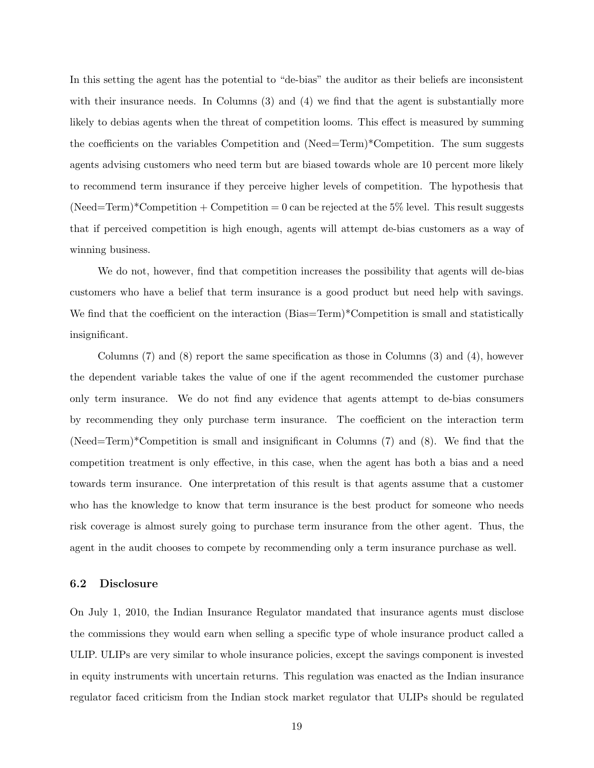In this setting the agent has the potential to "de-bias" the auditor as their beliefs are inconsistent with their insurance needs. In Columns (3) and (4) we find that the agent is substantially more likely to debias agents when the threat of competition looms. This effect is measured by summing the coefficients on the variables Competition and (Need=Term)*Competition. The sum suggests agents advising customers who need term but are biased towards whole are 10 percent more likely to recommend term insurance if they perceive higher levels of competition. The hypothesis that (Need=Term)*Competition + Competition = 0 can be rejected at the 5% level. This result suggests that if perceived competition is high enough, agents will attempt de-bias customers as a way of winning business.

We do not, however, find that competition increases the possibility that agents will de-bias customers who have a belief that term insurance is a good product but need help with savings. We find that the coefficient on the interaction (Bias=Term)*Competition is small and statistically insignificant.

Columns (7) and (8) report the same specification as those in Columns (3) and (4), however the dependent variable takes the value of one if the agent recommended the customer purchase only term insurance. We do not find any evidence that agents attempt to de-bias consumers by recommending they only purchase term insurance. The coefficient on the interaction term (Need=Term)*Competition is small and insignificant in Columns (7) and (8). We find that the competition treatment is only effective, in this case, when the agent has both a bias and a need towards term insurance. One interpretation of this result is that agents assume that a customer who has the knowledge to know that term insurance is the best product for someone who needs risk coverage is almost surely going to purchase term insurance from the other agent. Thus, the agent in the audit chooses to compete by recommending only a term insurance purchase as well.

### 6.2 Disclosure

On July 1, 2010, the Indian Insurance Regulator mandated that insurance agents must disclose the commissions they would earn when selling a specific type of whole insurance product called a ULIP. ULIPs are very similar to whole insurance policies, except the savings component is invested in equity instruments with uncertain returns. This regulation was enacted as the Indian insurance regulator faced criticism from the Indian stock market regulator that ULIPs should be regulated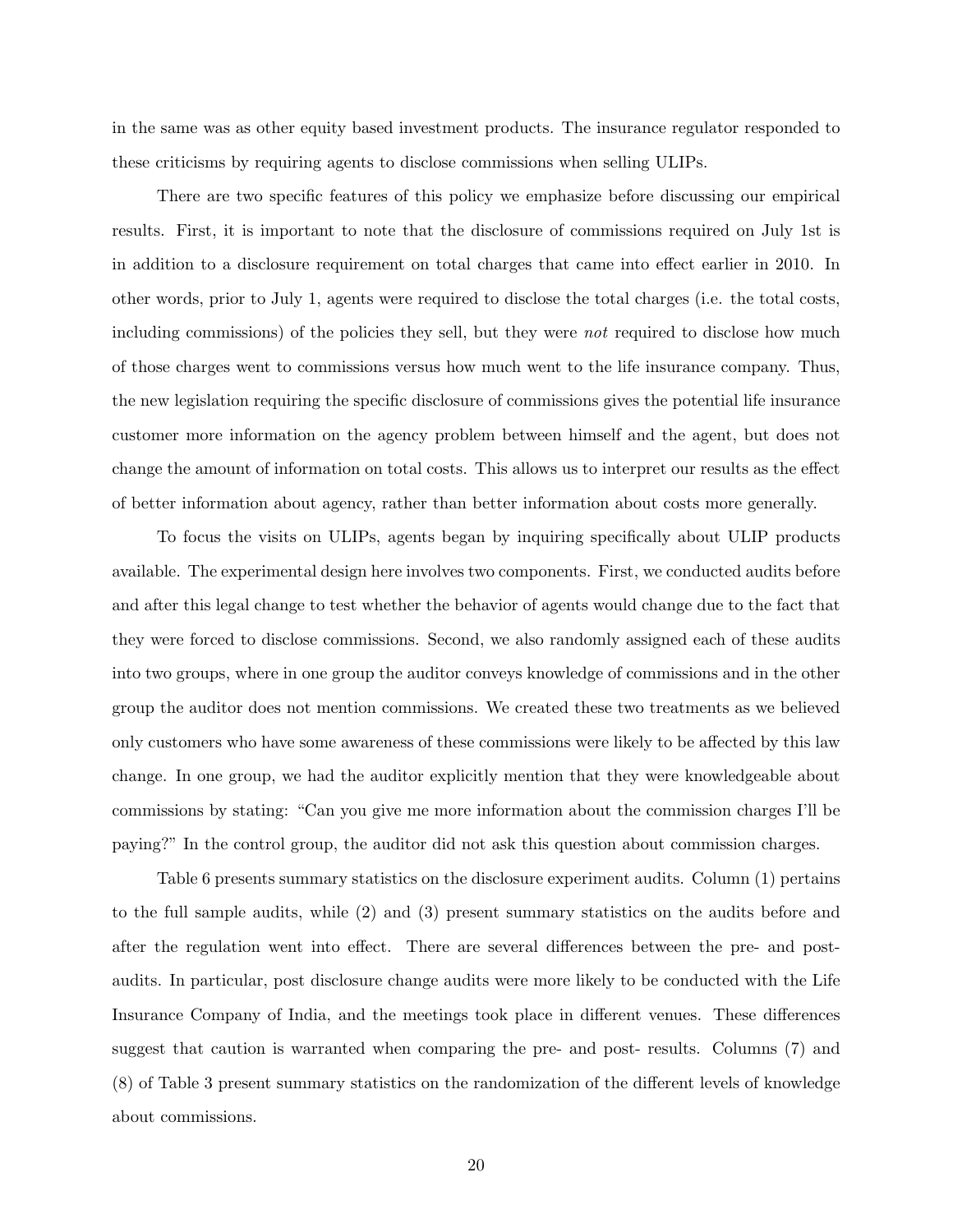in the same was as other equity based investment products. The insurance regulator responded to these criticisms by requiring agents to disclose commissions when selling ULIPs.

There are two specific features of this policy we emphasize before discussing our empirical results. First, it is important to note that the disclosure of commissions required on July 1st is in addition to a disclosure requirement on total charges that came into effect earlier in 2010. In other words, prior to July 1, agents were required to disclose the total charges (i.e. the total costs, including commissions) of the policies they sell, but they were *not* required to disclose how much of those charges went to commissions versus how much went to the life insurance company. Thus, the new legislation requiring the specific disclosure of commissions gives the potential life insurance customer more information on the agency problem between himself and the agent, but does not change the amount of information on total costs. This allows us to interpret our results as the effect of better information about agency, rather than better information about costs more generally.

To focus the visits on ULIPs, agents began by inquiring specifically about ULIP products available. The experimental design here involves two components. First, we conducted audits before and after this legal change to test whether the behavior of agents would change due to the fact that they were forced to disclose commissions. Second, we also randomly assigned each of these audits into two groups, where in one group the auditor conveys knowledge of commissions and in the other group the auditor does not mention commissions. We created these two treatments as we believed only customers who have some awareness of these commissions were likely to be affected by this law change. In one group, we had the auditor explicitly mention that they were knowledgeable about commissions by stating: "Can you give me more information about the commission charges I'll be paying?" In the control group, the auditor did not ask this question about commission charges.

Table 6 presents summary statistics on the disclosure experiment audits. Column (1) pertains to the full sample audits, while (2) and (3) present summary statistics on the audits before and after the regulation went into effect. There are several differences between the pre- and post-audits. In particular, post disclosure change audits were more likely to be conducted with the Life Insurance Company of India, and the meetings took place in different venues. These differences suggest that caution is warranted when comparing the pre- and post- results. Columns (7) and (8) of Table 3 present summary statistics on the randomization of the different levels of knowledge about commissions.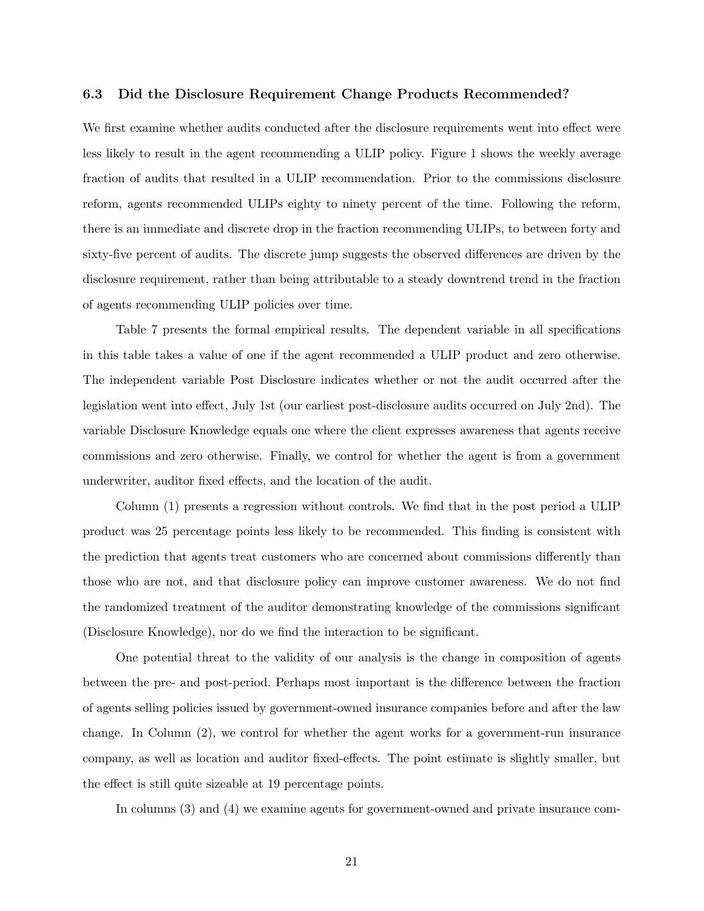### 6.3 Did the Disclosure Requirement Change Products Recommended?

We first examine whether audits conducted after the disclosure requirements went into effect were less likely to result in the agent recommending a ULIP policy. Figure 1 shows the weekly average fraction of audits that resulted in a ULIP recommendation. Prior to the commissions disclosure reform, agents recommended ULIPs eighty to ninety percent of the time. Following the reform, there is an immediate and discrete drop in the fraction recommending ULIPs, to between forty and sixty-five percent of audits. The discrete jump suggests the observed differences are driven by the disclosure requirement, rather than being attributable to a steady downtrend trend in the fraction of agents recommending ULIP policies over time.

Table 7 presents the formal empirical results. The dependent variable in all specifications in this table takes a value of one if the agent recommended a ULIP product and zero otherwise. The independent variable Post Disclosure indicates whether or not the audit occurred after the legislation went into effect, July 1st (our earliest post-disclosure audits occurred on July 2nd). The variable Disclosure Knowledge equals one where the client expresses awareness that agents receive commissions and zero otherwise. Finally, we control for whether the agent is from a government underwriter, auditor fixed effects, and the location of the audit.

Column (1) presents a regression without controls. We find that in the post period a ULIP product was 25 percentage points less likely to be recommended. This finding is consistent with the prediction that agents treat customers who are concerned about commissions differently than those who are not, and that disclosure policy can improve customer awareness. We do not find the randomized treatment of the auditor demonstrating knowledge of the commissions significant (Disclosure Knowledge), nor do we find the interaction to be significant.

One potential threat to the validity of our analysis is the change in composition of agents between the pre- and post-period. Perhaps most important is the difference between the fraction of agents selling policies issued by government-owned insurance companies before and after the law change. In Column (2), we control for whether the agent works for a government-run insurance company, as well as location and auditor fixed-effects. The point estimate is slightly smaller, but the effect is still quite sizeable at 19 percentage points.

In columns (3) and (4) we examine agents for government-owned and private insurance com-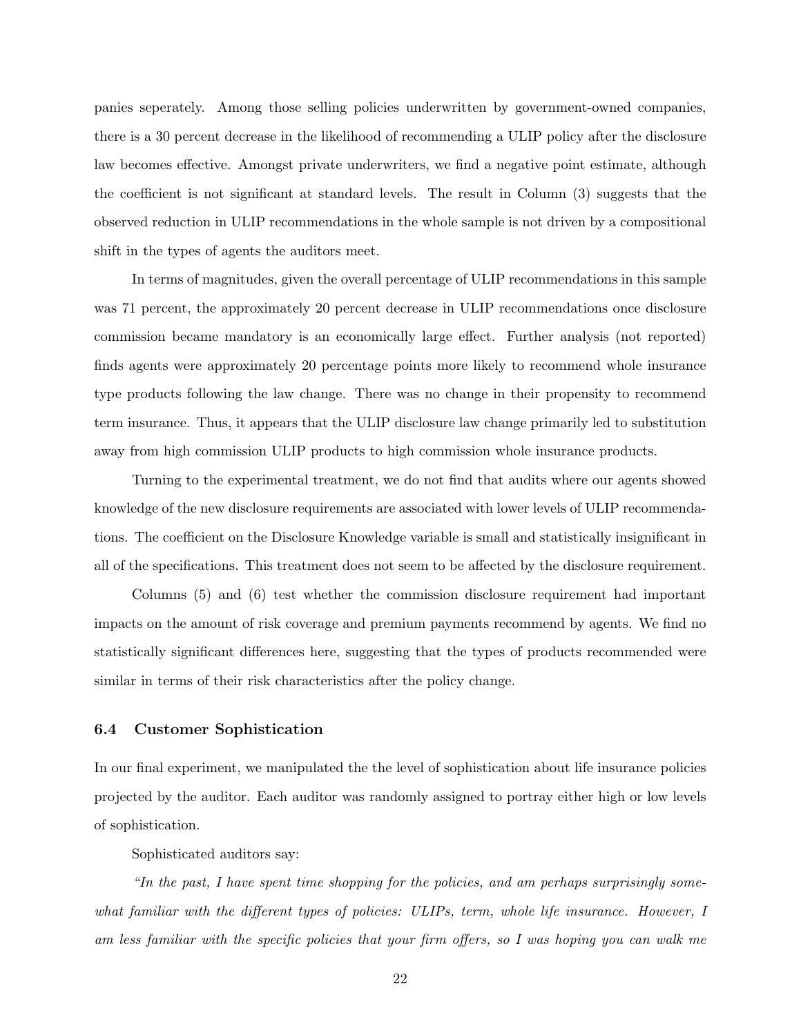panies seperately. Among those selling policies underwritten by government-owned companies, there is a 30 percent decrease in the likelihood of recommending a ULIP policy after the disclosure law becomes effective. Amongst private underwriters, we find a negative point estimate, although the coefficient is not significant at standard levels. The result in Column (3) suggests that the observed reduction in ULIP recommendations in the whole sample is not driven by a compositional shift in the types of agents the auditors meet.

In terms of magnitudes, given the overall percentage of ULIP recommendations in this sample was 71 percent, the approximately 20 percent decrease in ULIP recommendations once disclosure commission became mandatory is an economically large effect. Further analysis (not reported) finds agents were approximately 20 percentage points more likely to recommend whole insurance type products following the law change. There was no change in their propensity to recommend term insurance. Thus, it appears that the ULIP disclosure law change primarily led to substitution away from high commission ULIP products to high commission whole insurance products.

Turning to the experimental treatment, we do not find that audits where our agents showed knowledge of the new disclosure requirements are associated with lower levels of ULIP recommendations. The coefficient on the Disclosure Knowledge variable is small and statistically insignificant in all of the specifications. This treatment does not seem to be affected by the disclosure requirement.

Columns (5) and (6) test whether the commission disclosure requirement had important impacts on the amount of risk coverage and premium payments recommend by agents. We find no statistically significant differences here, suggesting that the types of products recommended were similar in terms of their risk characteristics after the policy change.

### 6.4 Customer Sophistication

In our final experiment, we manipulated the the level of sophistication about life insurance policies projected by the auditor. Each auditor was randomly assigned to portray either high or low levels of sophistication.

Sophisticated auditors say:

*"In the past, I have spent time shopping for the policies, and am perhaps surprisingly somewhat familiar with the different types of policies: ULIPs, term, whole life insurance. However, I am less familiar with the specific policies that your firm offers, so I was hoping you can walk me*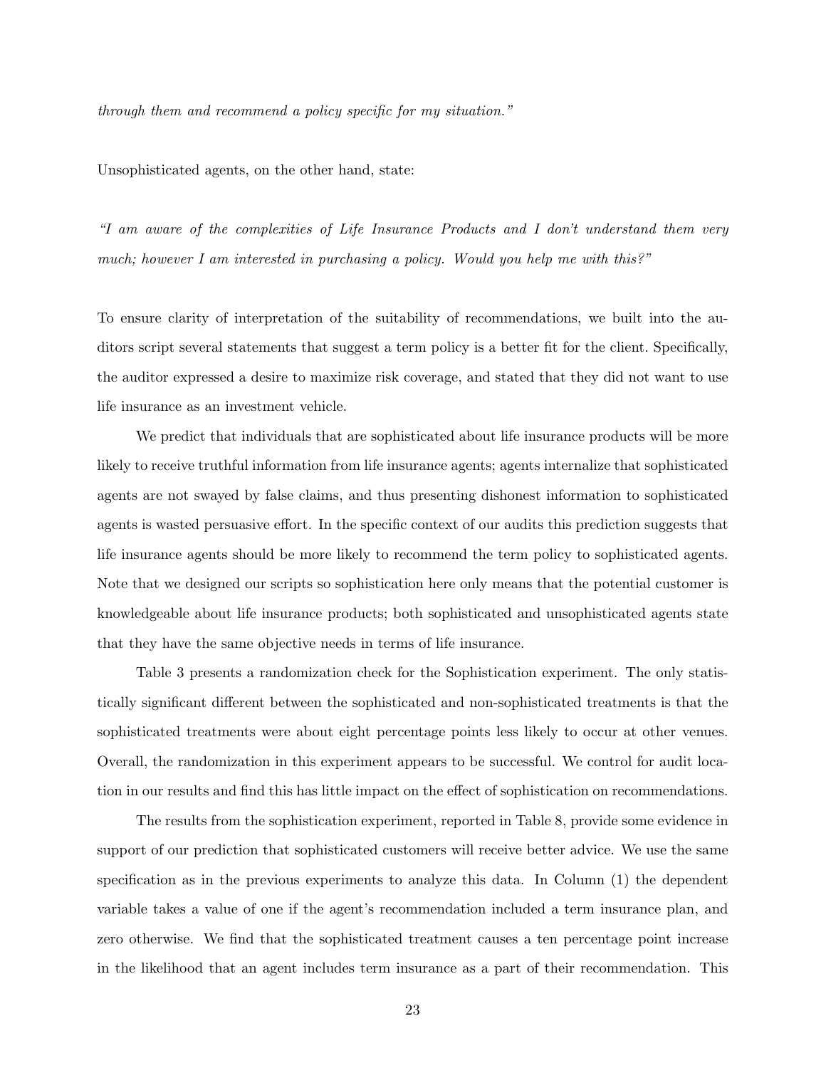*through them and recommend a policy specific for my situation."*

Unsophisticated agents, on the other hand, state:

*"I am aware of the complexities of Life Insurance Products and I don't understand them very much; however I am interested in purchasing a policy. Would you help me with this?"*

To ensure clarity of interpretation of the suitability of recommendations, we built into the auditors script several statements that suggest a term policy is a better fit for the client. Specifically, the auditor expressed a desire to maximize risk coverage, and stated that they did not want to use life insurance as an investment vehicle.

We predict that individuals that are sophisticated about life insurance products will be more likely to receive truthful information from life insurance agents; agents internalize that sophisticated agents are not swayed by false claims, and thus presenting dishonest information to sophisticated agents is wasted persuasive effort. In the specific context of our audits this prediction suggests that life insurance agents should be more likely to recommend the term policy to sophisticated agents. Note that we designed our scripts so sophistication here only means that the potential customer is knowledgeable about life insurance products; both sophisticated and unsophisticated agents state that they have the same objective needs in terms of life insurance.

Table 3 presents a randomization check for the Sophistication experiment. The only statistically significant different between the sophisticated and non-sophisticated treatments is that the sophisticated treatments were about eight percentage points less likely to occur at other venues. Overall, the randomization in this experiment appears to be successful. We control for audit location in our results and find this has little impact on the effect of sophistication on recommendations.

The results from the sophistication experiment, reported in Table 8, provide some evidence in support of our prediction that sophisticated customers will receive better advice. We use the same specification as in the previous experiments to analyze this data. In Column (1) the dependent variable takes a value of one if the agent's recommendation included a term insurance plan, and zero otherwise. We find that the sophisticated treatment causes a ten percentage point increase in the likelihood that an agent includes term insurance as a part of their recommendation. This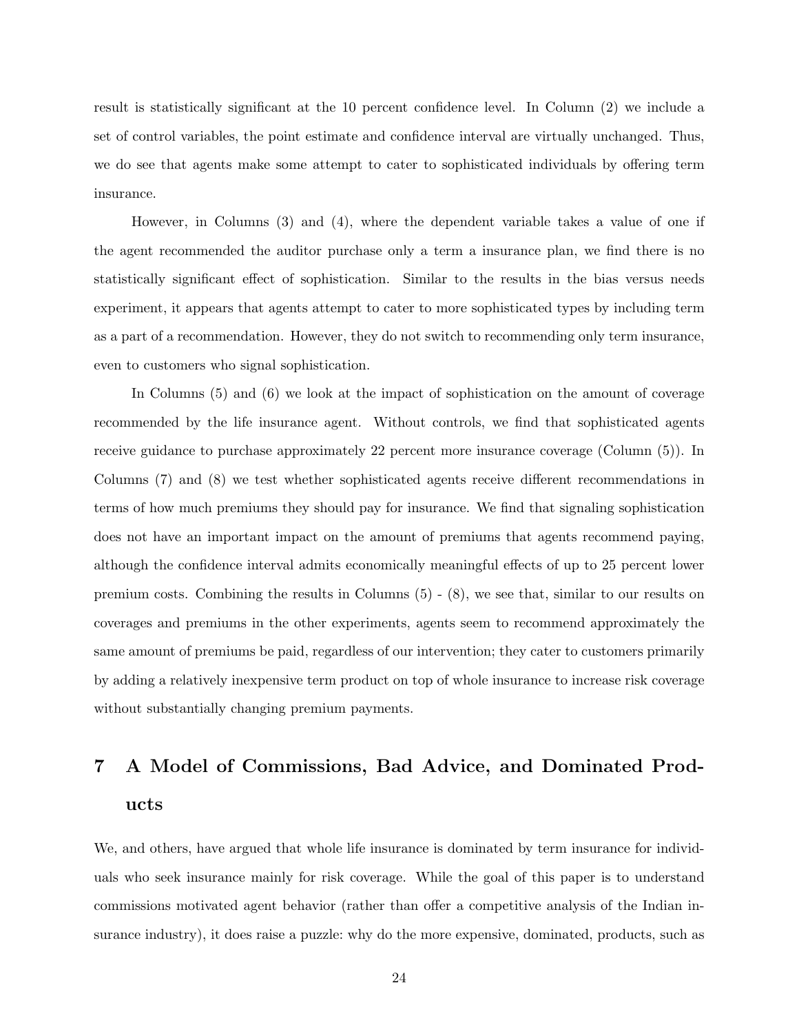result is statistically significant at the 10 percent confidence level. In Column (2) we include a set of control variables, the point estimate and confidence interval are virtually unchanged. Thus, we do see that agents make some attempt to cater to sophisticated individuals by offering term insurance.

However, in Columns (3) and (4), where the dependent variable takes a value of one if the agent recommended the auditor purchase only a term a insurance plan, we find there is no statistically significant effect of sophistication. Similar to the results in the bias versus needs experiment, it appears that agents attempt to cater to more sophisticated types by including term as a part of a recommendation. However, they do not switch to recommending only term insurance, even to customers who signal sophistication.

In Columns (5) and (6) we look at the impact of sophistication on the amount of coverage recommended by the life insurance agent. Without controls, we find that sophisticated agents receive guidance to purchase approximately 22 percent more insurance coverage (Column (5)). In Columns (7) and (8) we test whether sophisticated agents receive different recommendations in terms of how much premiums they should pay for insurance. We find that signaling sophistication does not have an important impact on the amount of premiums that agents recommend paying, although the confidence interval admits economically meaningful effects of up to 25 percent lower premium costs. Combining the results in Columns (5) - (8), we see that, similar to our results on coverages and premiums in the other experiments, agents seem to recommend approximately the same amount of premiums be paid, regardless of our intervention; they cater to customers primarily by adding a relatively inexpensive term product on top of whole insurance to increase risk coverage without substantially changing premium payments.

# 7 A Model of Commissions, Bad Advice, and Dominated Products

We, and others, have argued that whole life insurance is dominated by term insurance for individuals who seek insurance mainly for risk coverage. While the goal of this paper is to understand commissions motivated agent behavior (rather than offer a competitive analysis of the Indian insurance industry), it does raise a puzzle: why do the more expensive, dominated, products, such as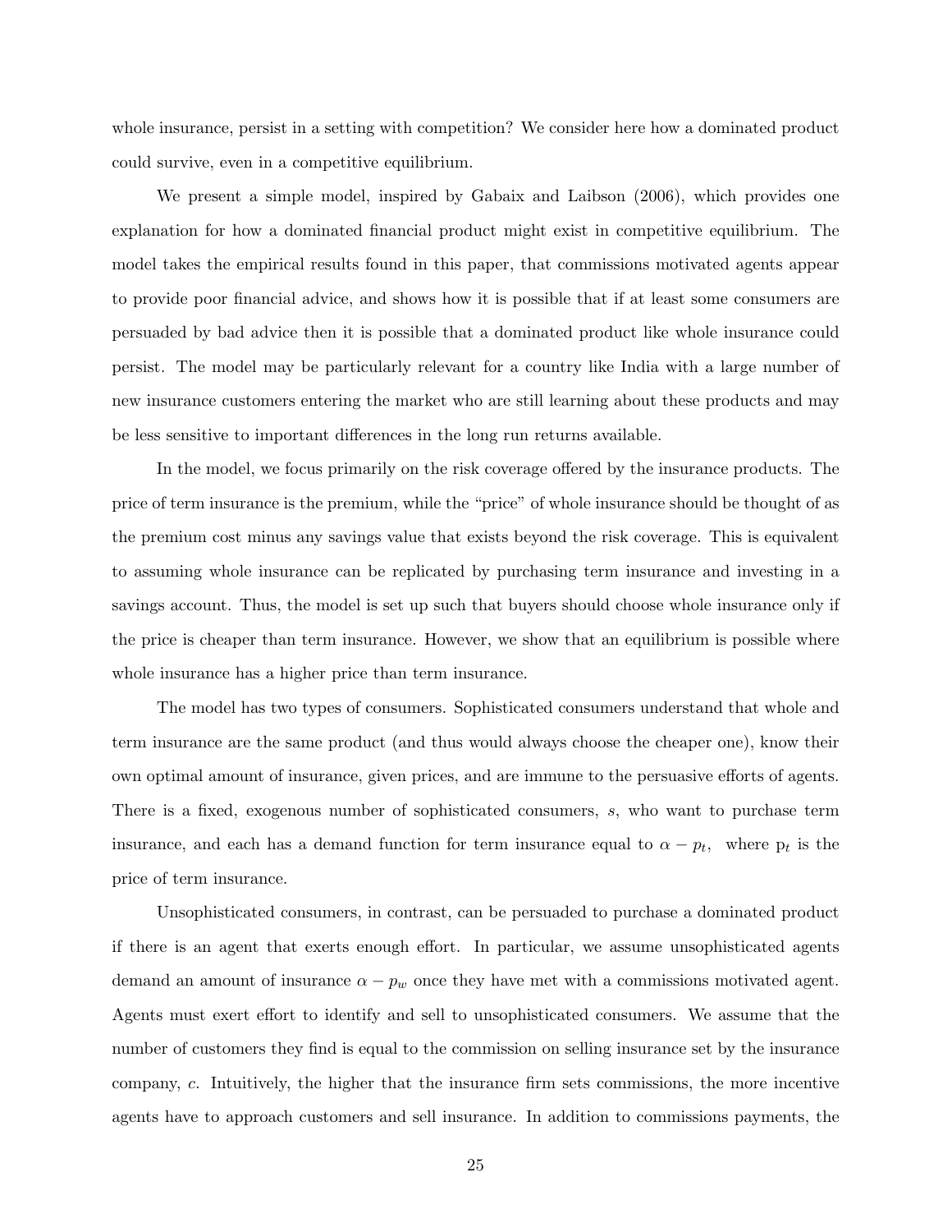whole insurance, persist in a setting with competition? We consider here how a dominated product could survive, even in a competitive equilibrium.

We present a simple model, inspired by Gabaix and Laibson (2006), which provides one explanation for how a dominated financial product might exist in competitive equilibrium. The model takes the empirical results found in this paper, that commissions motivated agents appear to provide poor financial advice, and shows how it is possible that if at least some consumers are persuaded by bad advice then it is possible that a dominated product like whole insurance could persist. The model may be particularly relevant for a country like India with a large number of new insurance customers entering the market who are still learning about these products and may be less sensitive to important differences in the long run returns available.

In the model, we focus primarily on the risk coverage offered by the insurance products. The price of term insurance is the premium, while the "price" of whole insurance should be thought of as the premium cost minus any savings value that exists beyond the risk coverage. This is equivalent to assuming whole insurance can be replicated by purchasing term insurance and investing in a savings account. Thus, the model is set up such that buyers should choose whole insurance only if the price is cheaper than term insurance. However, we show that an equilibrium is possible where whole insurance has a higher price than term insurance.

The model has two types of consumers. Sophisticated consumers understand that whole and term insurance are the same product (and thus would always choose the cheaper one), know their own optimal amount of insurance, given prices, and are immune to the persuasive efforts of agents. There is a fixed, exogenous number of sophisticated consumers, $s$, who want to purchase term insurance, and each has a demand function for term insurance equal to $\alpha - p_t$, where $p_t$ is the price of term insurance.

Unsophisticated consumers, in contrast, can be persuaded to purchase a dominated product if there is an agent that exerts enough effort. In particular, we assume unsophisticated agents demand an amount of insurance $\alpha - p_w$ once they have met with a commissions motivated agent. Agents must exert effort to identify and sell to unsophisticated consumers. We assume that the number of customers they find is equal to the commission on selling insurance set by the insurance company, $c$. Intuitively, the higher that the insurance firm sets commissions, the more incentive agents have to approach customers and sell insurance. In addition to commissions payments, the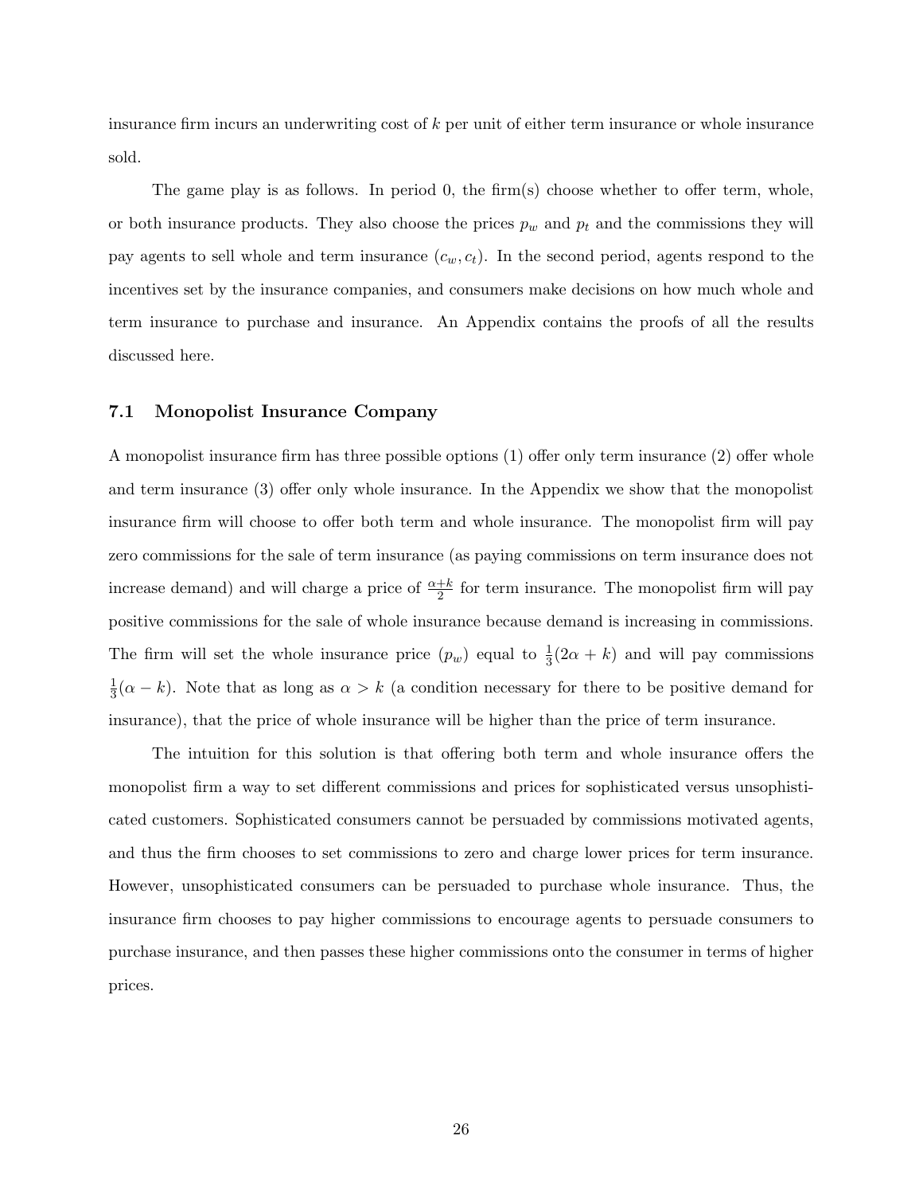insurance firm incurs an underwriting cost of $k$ per unit of either term insurance or whole insurance sold.

The game play is as follows. In period 0, the firm(s) choose whether to offer term, whole, or both insurance products. They also choose the prices $p_w$ and $p_t$ and the commissions they will pay agents to sell whole and term insurance $(c_w, c_t)$. In the second period, agents respond to the incentives set by the insurance companies, and consumers make decisions on how much whole and term insurance to purchase and insurance. An Appendix contains the proofs of all the results discussed here.

### 7.1 Monopolist Insurance Company

A monopolist insurance firm has three possible options (1) offer only term insurance (2) offer whole and term insurance (3) offer only whole insurance. In the Appendix we show that the monopolist insurance firm will choose to offer both term and whole insurance. The monopolist firm will pay zero commissions for the sale of term insurance (as paying commissions on term insurance does not increase demand) and will charge a price of $\frac{\alpha+k}{2}$ for term insurance. The monopolist firm will pay positive commissions for the sale of whole insurance because demand is increasing in commissions. The firm will set the whole insurance price ($p_w$) equal to $\frac{1}{3}(2\alpha + k)$ and will pay commissions $\frac{1}{3}(\alpha - k)$. Note that as long as $\alpha > k$ (a condition necessary for there to be positive demand for insurance), that the price of whole insurance will be higher than the price of term insurance.

The intuition for this solution is that offering both term and whole insurance offers the monopolist firm a way to set different commissions and prices for sophisticated versus unsophisticated customers. Sophisticated consumers cannot be persuaded by commissions motivated agents, and thus the firm chooses to set commissions to zero and charge lower prices for term insurance. However, unsophisticated consumers can be persuaded to purchase whole insurance. Thus, the insurance firm chooses to pay higher commissions to encourage agents to persuade consumers to purchase insurance, and then passes these higher commissions onto the consumer in terms of higher prices.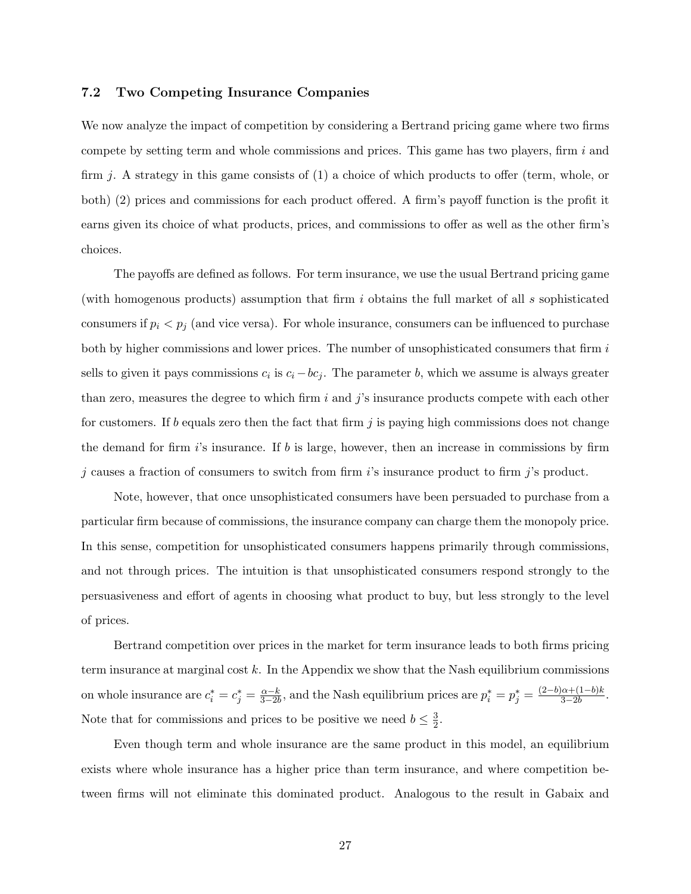### 7.2 Two Competing Insurance Companies

We now analyze the impact of competition by considering a Bertrand pricing game where two firms compete by setting term and whole commissions and prices. This game has two players, firm $i$ and firm $j$. A strategy in this game consists of (1) a choice of which products to offer (term, whole, or both) (2) prices and commissions for each product offered. A firm's payoff function is the profit it earns given its choice of what products, prices, and commissions to offer as well as the other firm's choices.

The payoffs are defined as follows. For term insurance, we use the usual Bertrand pricing game (with homogenous products) assumption that firm $i$ obtains the full market of all $s$ sophisticated consumers if $p_i < p_j$ (and vice versa). For whole insurance, consumers can be influenced to purchase both by higher commissions and lower prices. The number of unsophisticated consumers that firm $i$ sells to given it pays commissions $c_i$ is $c_i - bc_j$. The parameter $b$, which we assume is always greater than zero, measures the degree to which firm $i$ and $j$'s insurance products compete with each other for customers. If $b$ equals zero then the fact that firm $j$ is paying high commissions does not change the demand for firm $i$'s insurance. If $b$ is large, however, then an increase in commissions by firm $j$ causes a fraction of consumers to switch from firm $i$'s insurance product to firm $j$'s product.

Note, however, that once unsophisticated consumers have been persuaded to purchase from a particular firm because of commissions, the insurance company can charge them the monopoly price. In this sense, competition for unsophisticated consumers happens primarily through commissions, and not through prices. The intuition is that unsophisticated consumers respond strongly to the persuasiveness and effort of agents in choosing what product to buy, but less strongly to the level of prices.

Bertrand competition over prices in the market for term insurance leads to both firms pricing term insurance at marginal cost $k$. In the Appendix we show that the Nash equilibrium commissions on whole insurance are $c_i^* = c_j^* = \frac{\alpha - k}{3-2b}$, and the Nash equilibrium prices are $p_i^* = p_j^* = \frac{(2-b)\alpha + (1-b)k}{3-2b}$. Note that for commissions and prices to be positive we need $b \leq \frac{3}{2}$.

Even though term and whole insurance are the same product in this model, an equilibrium exists where whole insurance has a higher price than term insurance, and where competition between firms will not eliminate this dominated product. Analogous to the result in Gabaix and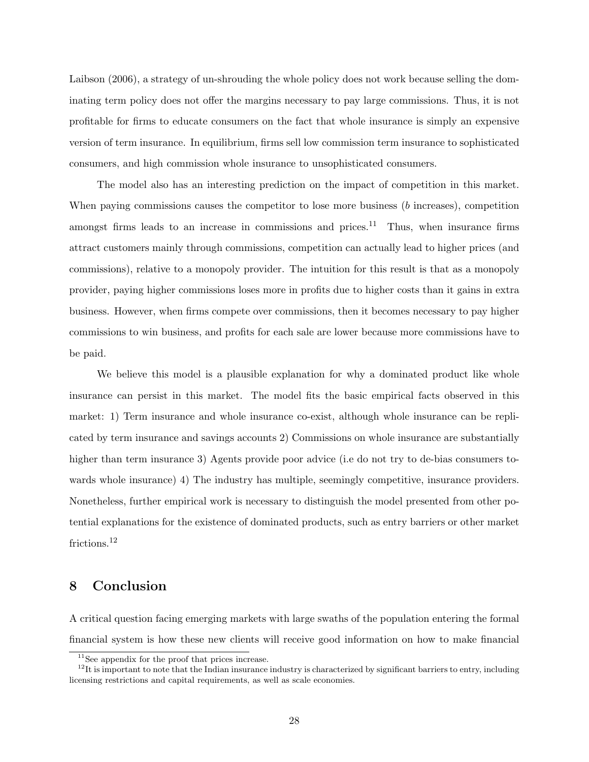Laibson (2006), a strategy of un-shrouding the whole policy does not work because selling the dominating term policy does not offer the margins necessary to pay large commissions. Thus, it is not profitable for firms to educate consumers on the fact that whole insurance is simply an expensive version of term insurance. In equilibrium, firms sell low commission term insurance to sophisticated consumers, and high commission whole insurance to unsophisticated consumers.

The model also has an interesting prediction on the impact of competition in this market. When paying commissions causes the competitor to lose more business ($b$ increases), competition amongst firms leads to an increase in commissions and prices.[11] Thus, when insurance firms attract customers mainly through commissions, competition can actually lead to higher prices (and commissions), relative to a monopoly provider. The intuition for this result is that as a monopoly provider, paying higher commissions loses more in profits due to higher costs than it gains in extra business. However, when firms compete over commissions, then it becomes necessary to pay higher commissions to win business, and profits for each sale are lower because more commissions have to be paid.

We believe this model is a plausible explanation for why a dominated product like whole insurance can persist in this market. The model fits the basic empirical facts observed in this market: 1) Term insurance and whole insurance co-exist, although whole insurance can be replicated by term insurance and savings accounts 2) Commissions on whole insurance are substantially higher than term insurance 3) Agents provide poor advice (i.e do not try to de-bias consumers towards whole insurance) 4) The industry has multiple, seemingly competitive, insurance providers. Nonetheless, further empirical work is necessary to distinguish the model presented from other potential explanations for the existence of dominated products, such as entry barriers or other market frictions.[12]

## 8 Conclusion

A critical question facing emerging markets with large swaths of the population entering the formal financial system is how these new clients will receive good information on how to make financial

[11] See appendix for the proof that prices increase.

[12] It is important to note that the Indian insurance industry is characterized by significant barriers to entry, including licensing restrictions and capital requirements, as well as scale economies.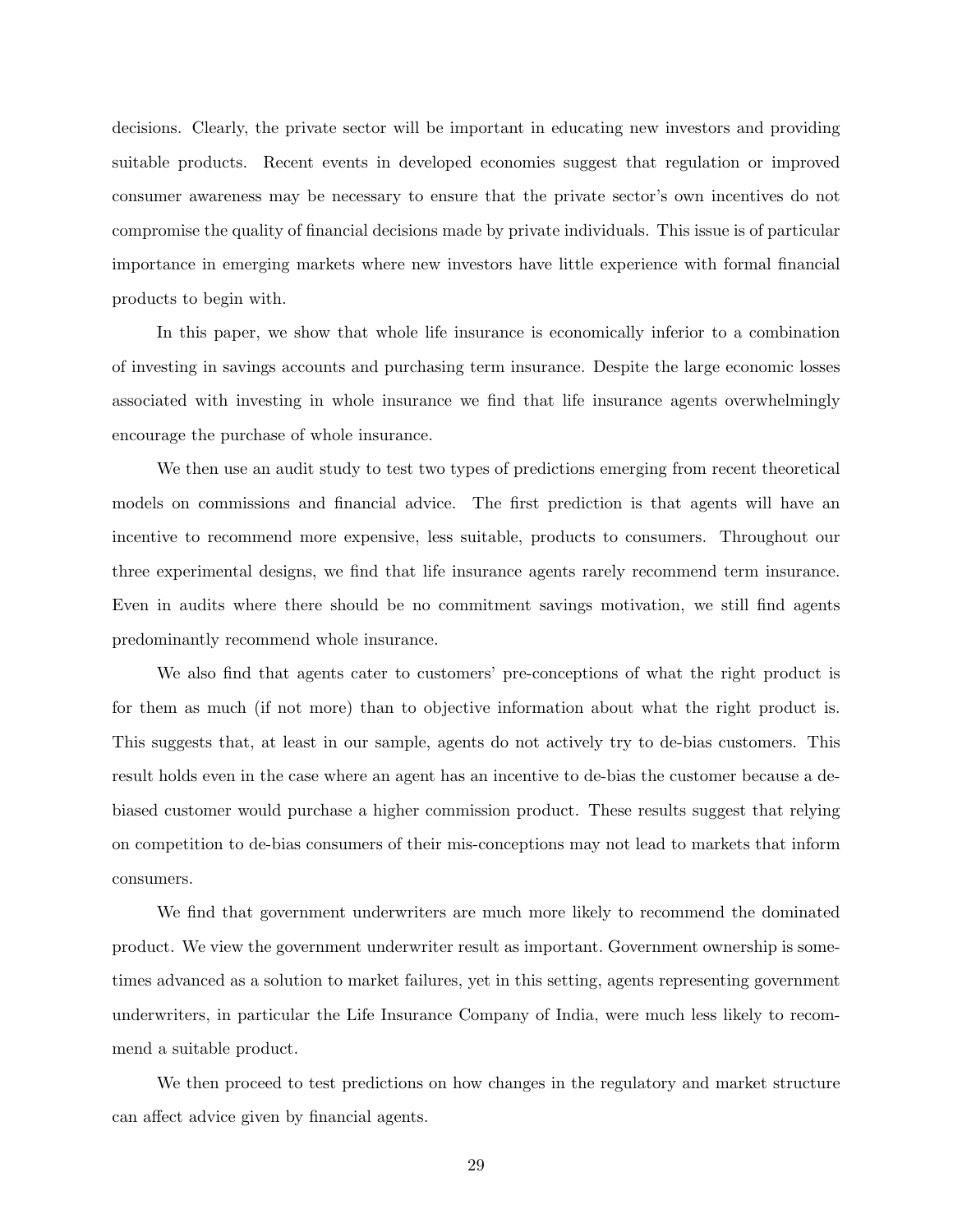decisions. Clearly, the private sector will be important in educating new investors and providing suitable products. Recent events in developed economies suggest that regulation or improved consumer awareness may be necessary to ensure that the private sector's own incentives do not compromise the quality of financial decisions made by private individuals. This issue is of particular importance in emerging markets where new investors have little experience with formal financial products to begin with.

In this paper, we show that whole life insurance is economically inferior to a combination of investing in savings accounts and purchasing term insurance. Despite the large economic losses associated with investing in whole insurance we find that life insurance agents overwhelmingly encourage the purchase of whole insurance.

We then use an audit study to test two types of predictions emerging from recent theoretical models on commissions and financial advice. The first prediction is that agents will have an incentive to recommend more expensive, less suitable, products to consumers. Throughout our three experimental designs, we find that life insurance agents rarely recommend term insurance. Even in audits where there should be no commitment savings motivation, we still find agents predominantly recommend whole insurance.

We also find that agents cater to customers' pre-conceptions of what the right product is for them as much (if not more) than to objective information about what the right product is. This suggests that, at least in our sample, agents do not actively try to de-bias customers. This result holds even in the case where an agent has an incentive to de-bias the customer because a de-biased customer would purchase a higher commission product. These results suggest that relying on competition to de-bias consumers of their mis-conceptions may not lead to markets that inform consumers.

We find that government underwriters are much more likely to recommend the dominated product. We view the government underwriter result as important. Government ownership is sometimes advanced as a solution to market failures, yet in this setting, agents representing government underwriters, in particular the Life Insurance Company of India, were much less likely to recommend a suitable product.

We then proceed to test predictions on how changes in the regulatory and market structure can affect advice given by financial agents.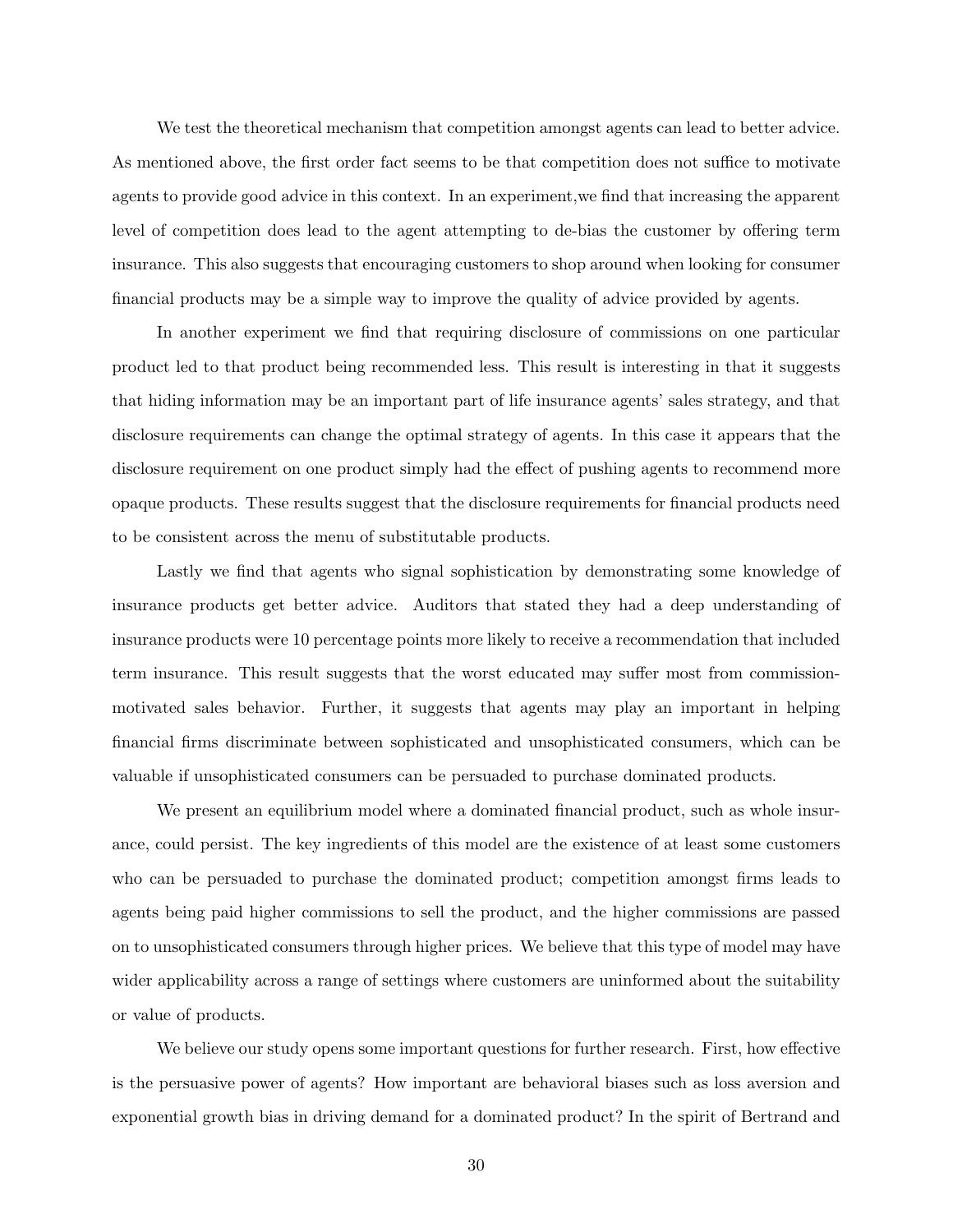We test the theoretical mechanism that competition amongst agents can lead to better advice. As mentioned above, the first order fact seems to be that competition does not suffice to motivate agents to provide good advice in this context. In an experiment,we find that increasing the apparent level of competition does lead to the agent attempting to de-bias the customer by offering term insurance. This also suggests that encouraging customers to shop around when looking for consumer financial products may be a simple way to improve the quality of advice provided by agents.

In another experiment we find that requiring disclosure of commissions on one particular product led to that product being recommended less. This result is interesting in that it suggests that hiding information may be an important part of life insurance agents' sales strategy, and that disclosure requirements can change the optimal strategy of agents. In this case it appears that the disclosure requirement on one product simply had the effect of pushing agents to recommend more opaque products. These results suggest that the disclosure requirements for financial products need to be consistent across the menu of substitutable products.

Lastly we find that agents who signal sophistication by demonstrating some knowledge of insurance products get better advice. Auditors that stated they had a deep understanding of insurance products were 10 percentage points more likely to receive a recommendation that included term insurance. This result suggests that the worst educated may suffer most from commission-motivated sales behavior. Further, it suggests that agents may play an important in helping financial firms discriminate between sophisticated and unsophisticated consumers, which can be valuable if unsophisticated consumers can be persuaded to purchase dominated products.

We present an equilibrium model where a dominated financial product, such as whole insurance, could persist. The key ingredients of this model are the existence of at least some customers who can be persuaded to purchase the dominated product; competition amongst firms leads to agents being paid higher commissions to sell the product, and the higher commissions are passed on to unsophisticated consumers through higher prices. We believe that this type of model may have wider applicability across a range of settings where customers are uninformed about the suitability or value of products.

We believe our study opens some important questions for further research. First, how effective is the persuasive power of agents? How important are behavioral biases such as loss aversion and exponential growth bias in driving demand for a dominated product? In the spirit of Bertrand and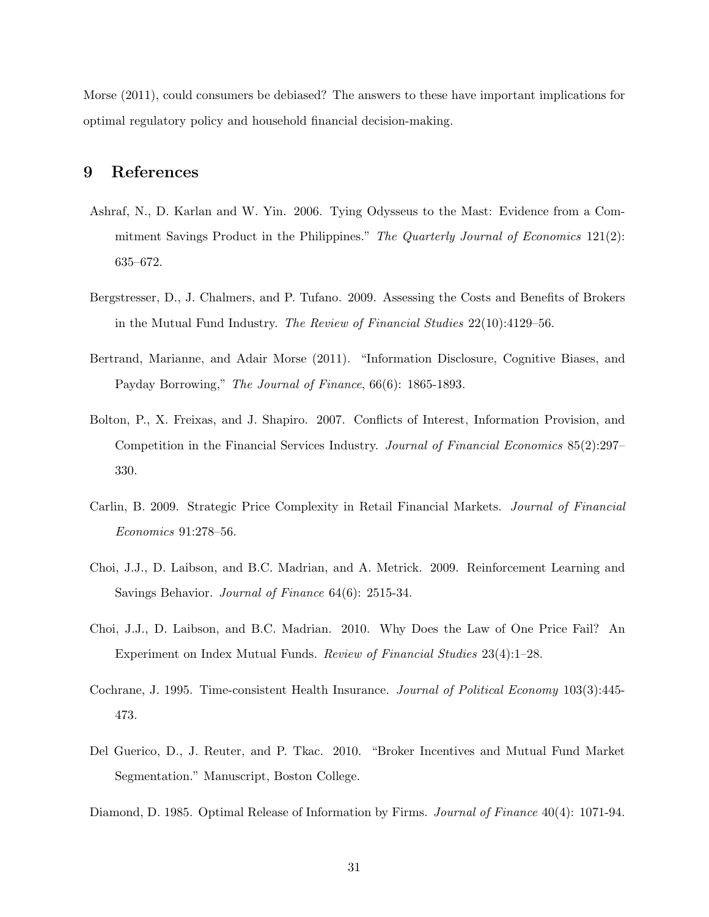Morse (2011), could consumers be debiased? The answers to these have important implications for optimal regulatory policy and household financial decision-making.

# 9 References

Ashraf, N., D. Karlan and W. Yin. 2006. Tying Odysseus to the Mast: Evidence from a Commitment Savings Product in the Philippines." *The Quarterly Journal of Economics* 121(2): 635–672.

Bergstresser, D., J. Chalmers, and P. Tufano. 2009. Assessing the Costs and Benefits of Brokers in the Mutual Fund Industry. *The Review of Financial Studies* 22(10):4129–56.

Bertrand, Marianne, and Adair Morse (2011). "Information Disclosure, Cognitive Biases, and Payday Borrowing," *The Journal of Finance*, 66(6): 1865-1893.

Bolton, P., X. Freixas, and J. Shapiro. 2007. Conflicts of Interest, Information Provision, and Competition in the Financial Services Industry. *Journal of Financial Economics* 85(2):297–330.

Carlin, B. 2009. Strategic Price Complexity in Retail Financial Markets. *Journal of Financial Economics* 91:278–56.

Choi, J.J., D. Laibson, and B.C. Madrian, and A. Metrick. 2009. Reinforcement Learning and Savings Behavior. *Journal of Finance* 64(6): 2515-34.

Choi, J.J., D. Laibson, and B.C. Madrian. 2010. Why Does the Law of One Price Fail? An Experiment on Index Mutual Funds. *Review of Financial Studies* 23(4):1–28.

Cochrane, J. 1995. Time-consistent Health Insurance. *Journal of Political Economy* 103(3):445-473.

Del Guerico, D., J. Reuter, and P. Tkac. 2010. "Broker Incentives and Mutual Fund Market Segmentation." Manuscript, Boston College.

Diamond, D. 1985. Optimal Release of Information by Firms. *Journal of Finance* 40(4): 1071-94.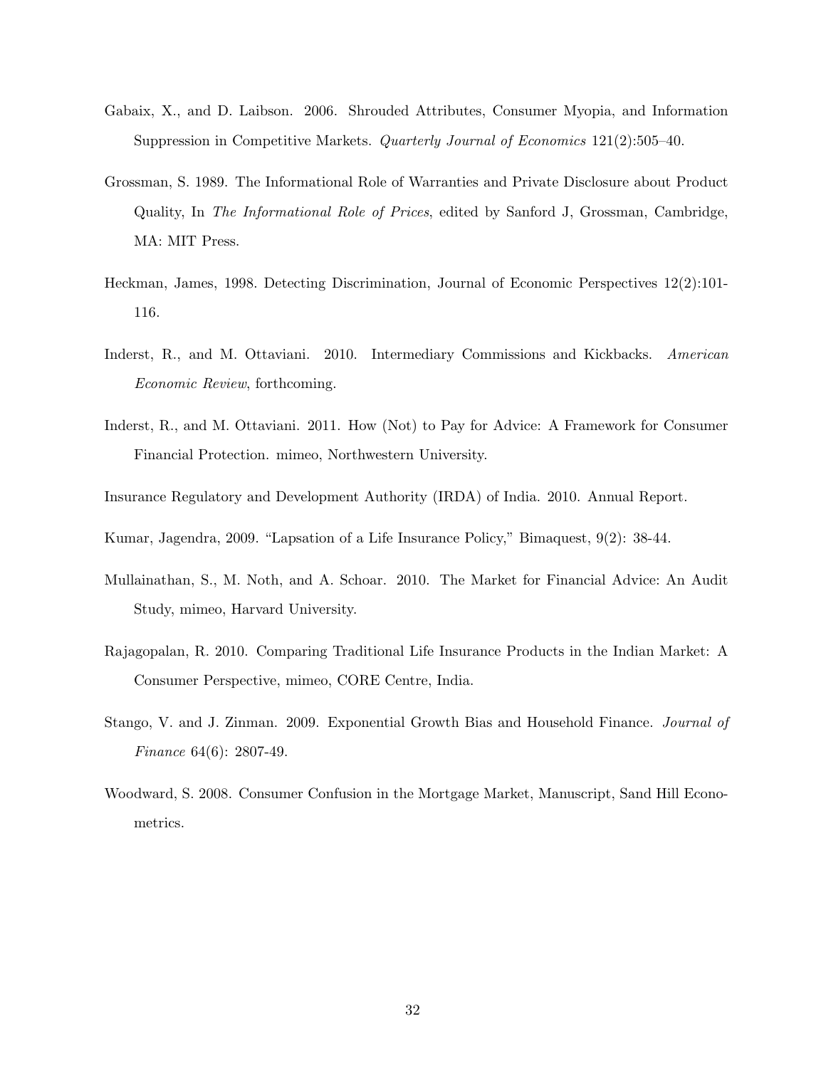Gabaix, X., and D. Laibson. 2006. Shrouded Attributes, Consumer Myopia, and Information Suppression in Competitive Markets. *Quarterly Journal of Economics* 121(2):505–40.

Grossman, S. 1989. The Informational Role of Warranties and Private Disclosure about Product Quality, In *The Informational Role of Prices*, edited by Sanford J, Grossman, Cambridge, MA: MIT Press.

Heckman, James, 1998. Detecting Discrimination, Journal of Economic Perspectives 12(2):101-116.

Inderst, R., and M. Ottaviani. 2010. Intermediary Commissions and Kickbacks. *American Economic Review*, forthcoming.

Inderst, R., and M. Ottaviani. 2011. How (Not) to Pay for Advice: A Framework for Consumer Financial Protection. mimeo, Northwestern University.

Insurance Regulatory and Development Authority (IRDA) of India. 2010. Annual Report.

Kumar, Jagendra, 2009. "Lapsation of a Life Insurance Policy," Bimaquest, 9(2): 38-44.

Mullainathan, S., M. Noth, and A. Schoar. 2010. The Market for Financial Advice: An Audit Study, mimeo, Harvard University.

Rajagopalan, R. 2010. Comparing Traditional Life Insurance Products in the Indian Market: A Consumer Perspective, mimeo, CORE Centre, India.

Stango, V. and J. Zinman. 2009. Exponential Growth Bias and Household Finance. *Journal of Finance* 64(6): 2807-49.

Woodward, S. 2008. Consumer Confusion in the Mortgage Market, Manuscript, Sand Hill Econometrics.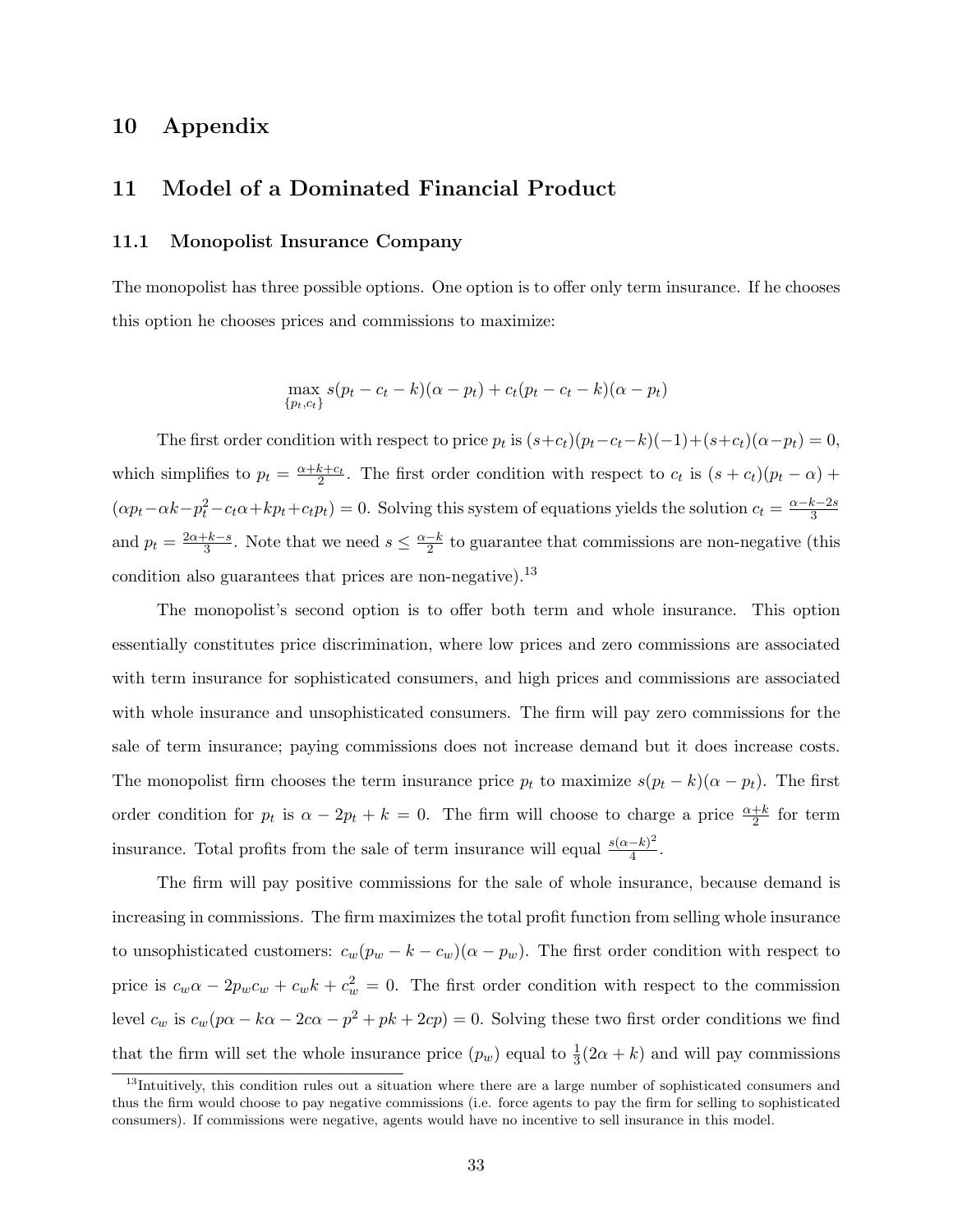# 10 Appendix

# 11 Model of a Dominated Financial Product

## 11.1 Monopolist Insurance Company

The monopolist has three possible options. One option is to offer only term insurance. If he chooses this option he chooses prices and commissions to maximize:

$$\max_{\{p_t, c_t\}} s(p_t - c_t - k)(\alpha - p_t) + c_t(p_t - c_t - k)(\alpha - p_t)$$

The first order condition with respect to price $p_t$ is $(s+c_t)(p_t-c_t-k)(-1)+(s+c_t)(\alpha-p_t) = 0$, which simplifies to $p_t = \frac{\alpha+k+c_t}{2}$. The first order condition with respect to $c_t$ is $(s + c_t)(p_t - \alpha) + (\alpha p_t - \alpha k - p_t^2 - c_t\alpha + kp_t + c_tp_t) = 0$. Solving this system of equations yields the solution $c_t = \frac{\alpha-k-2s}{3}$ and $p_t = \frac{2\alpha+k-s}{3}$. Note that we need $s \leq \frac{\alpha-k}{2}$ to guarantee that commissions are non-negative (this condition also guarantees that prices are non-negative).[13]

The monopolist's second option is to offer both term and whole insurance. This option essentially constitutes price discrimination, where low prices and zero commissions are associated with term insurance for sophisticated consumers, and high prices and commissions are associated with whole insurance and unsophisticated consumers. The firm will pay zero commissions for the sale of term insurance; paying commissions does not increase demand but it does increase costs. The monopolist firm chooses the term insurance price $p_t$ to maximize $s(p_t - k)(\alpha - p_t)$. The first order condition for $p_t$ is $\alpha - 2p_t + k = 0$. The firm will choose to charge a price $\frac{\alpha+k}{2}$ for term insurance. Total profits from the sale of term insurance will equal $\frac{s(\alpha-k)^2}{4}$.

The firm will pay positive commissions for the sale of whole insurance, because demand is increasing in commissions. The firm maximizes the total profit function from selling whole insurance to unsophisticated customers: $c_w(p_w - k - c_w)(\alpha - p_w)$. The first order condition with respect to price is $c_w\alpha - 2p_wc_w + c_wk + c_w^2 = 0$. The first order condition with respect to the commission level $c_w$ is $c_w(p\alpha - k\alpha - 2c\alpha - p^2 + pk + 2cp) = 0$. Solving these two first order conditions we find that the firm will set the whole insurance price $(p_w)$ equal to $\frac{1}{3}(2\alpha + k)$ and will pay commissions

[13] Intuitively, this condition rules out a situation where there are a large number of sophisticated consumers and thus the firm would choose to pay negative commissions (i.e. force agents to pay the firm for selling to sophisticated consumers). If commissions were negative, agents would have no incentive to sell insurance in this model.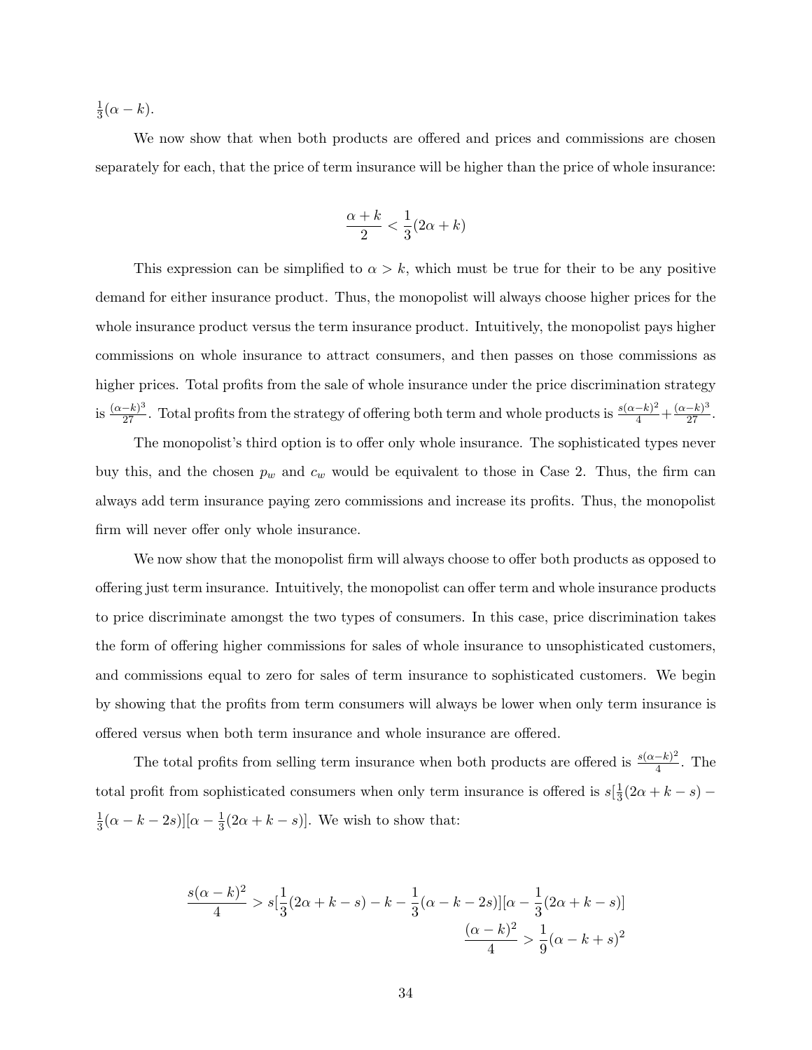$\frac{1}{3}(\alpha - k)$.

We now show that when both products are offered and prices and commissions are chosen separately for each, that the price of term insurance will be higher than the price of whole insurance:

$$\frac{\alpha + k}{2} < \frac{1}{3}(2\alpha + k)$$

This expression can be simplified to $\alpha > k$, which must be true for their to be any positive demand for either insurance product. Thus, the monopolist will always choose higher prices for the whole insurance product versus the term insurance product. Intuitively, the monopolist pays higher commissions on whole insurance to attract consumers, and then passes on those commissions as higher prices. Total profits from the sale of whole insurance under the price discrimination strategy is $\frac{(\alpha-k)^3}{27}$. Total profits from the strategy of offering both term and whole products is $\frac{s(\alpha-k)^2}{4} + \frac{(\alpha-k)^3}{27}$.

The monopolist's third option is to offer only whole insurance. The sophisticated types never buy this, and the chosen $p_w$ and $c_w$ would be equivalent to those in Case 2. Thus, the firm can always add term insurance paying zero commissions and increase its profits. Thus, the monopolist firm will never offer only whole insurance.

We now show that the monopolist firm will always choose to offer both products as opposed to offering just term insurance. Intuitively, the monopolist can offer term and whole insurance products to price discriminate amongst the two types of consumers. In this case, price discrimination takes the form of offering higher commissions for sales of whole insurance to unsophisticated customers, and commissions equal to zero for sales of term insurance to sophisticated customers. We begin by showing that the profits from term consumers will always be lower when only term insurance is offered versus when both term insurance and whole insurance are offered.

The total profits from selling term insurance when both products are offered is $\frac{s(\alpha-k)^2}{4}$. The total profit from sophisticated consumers when only term insurance is offered is $s[\frac{1}{3}(2\alpha + k - s) - \frac{1}{3}(\alpha - k - 2s)][\alpha - \frac{1}{3}(2\alpha + k - s)]$. We wish to show that:

$$\frac{s(\alpha - k)^2}{4} > s[\frac{1}{3}(2\alpha + k - s) - k - \frac{1}{3}(\alpha - k - 2s)][\alpha - \frac{1}{3}(2\alpha + k - s)]$$

$$\frac{(\alpha - k)^2}{4} > \frac{1}{9}(\alpha - k + s)^2$$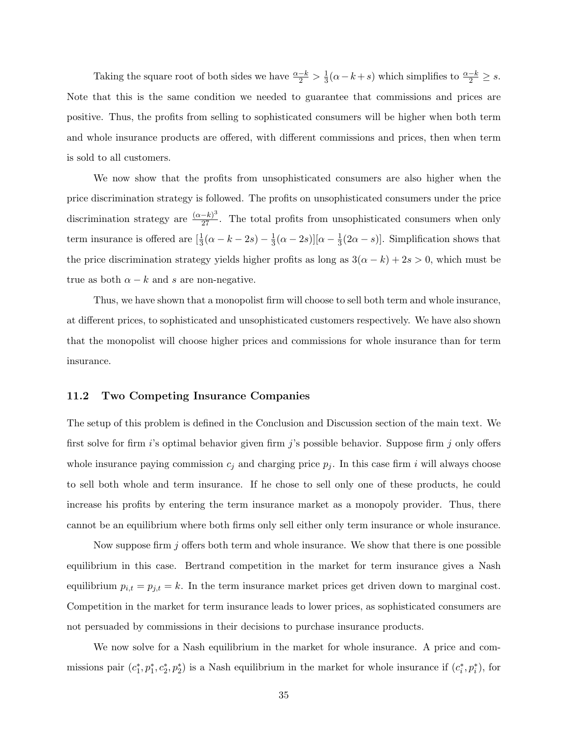Taking the square root of both sides we have $\frac{\alpha-k}{2} > \frac{1}{3}(\alpha - k + s)$ which simplifies to $\frac{\alpha-k}{2} \geq s$. Note that this is the same condition we needed to guarantee that commissions and prices are positive. Thus, the profits from selling to sophisticated consumers will be higher when both term and whole insurance products are offered, with different commissions and prices, then when term is sold to all customers.

We now show that the profits from unsophisticated consumers are also higher when the price discrimination strategy is followed. The profits on unsophisticated consumers under the price discrimination strategy are $\frac{(\alpha-k)^3}{27}$. The total profits from unsophisticated consumers when only term insurance is offered are $[\frac{1}{3}(\alpha - k - 2s) - \frac{1}{3}(\alpha - 2s)][\alpha - \frac{1}{3}(2\alpha - s)]$. Simplification shows that the price discrimination strategy yields higher profits as long as $3(\alpha - k) + 2s > 0$, which must be true as both $\alpha - k$ and $s$ are non-negative.

Thus, we have shown that a monopolist firm will choose to sell both term and whole insurance, at different prices, to sophisticated and unsophisticated customers respectively. We have also shown that the monopolist will choose higher prices and commissions for whole insurance than for term insurance.

### 11.2 Two Competing Insurance Companies

The setup of this problem is defined in the Conclusion and Discussion section of the main text. We first solve for firm $i$'s optimal behavior given firm $j$'s possible behavior. Suppose firm $j$ only offers whole insurance paying commission $c_j$ and charging price $p_j$. In this case firm $i$ will always choose to sell both whole and term insurance. If he chose to sell only one of these products, he could increase his profits by entering the term insurance market as a monopoly provider. Thus, there cannot be an equilibrium where both firms only sell either only term insurance or whole insurance.

Now suppose firm $j$ offers both term and whole insurance. We show that there is one possible equilibrium in this case. Bertrand competition in the market for term insurance gives a Nash equilibrium $p_{i,t} = p_{j,t} = k$. In the term insurance market prices get driven down to marginal cost. Competition in the market for term insurance leads to lower prices, as sophisticated consumers are not persuaded by commissions in their decisions to purchase insurance products.

We now solve for a Nash equilibrium in the market for whole insurance. A price and commissions pair $(c_1^*, p_1^*, c_2^*, p_2^*)$ is a Nash equilibrium in the market for whole insurance if $(c_i^*, p_i^*)$, for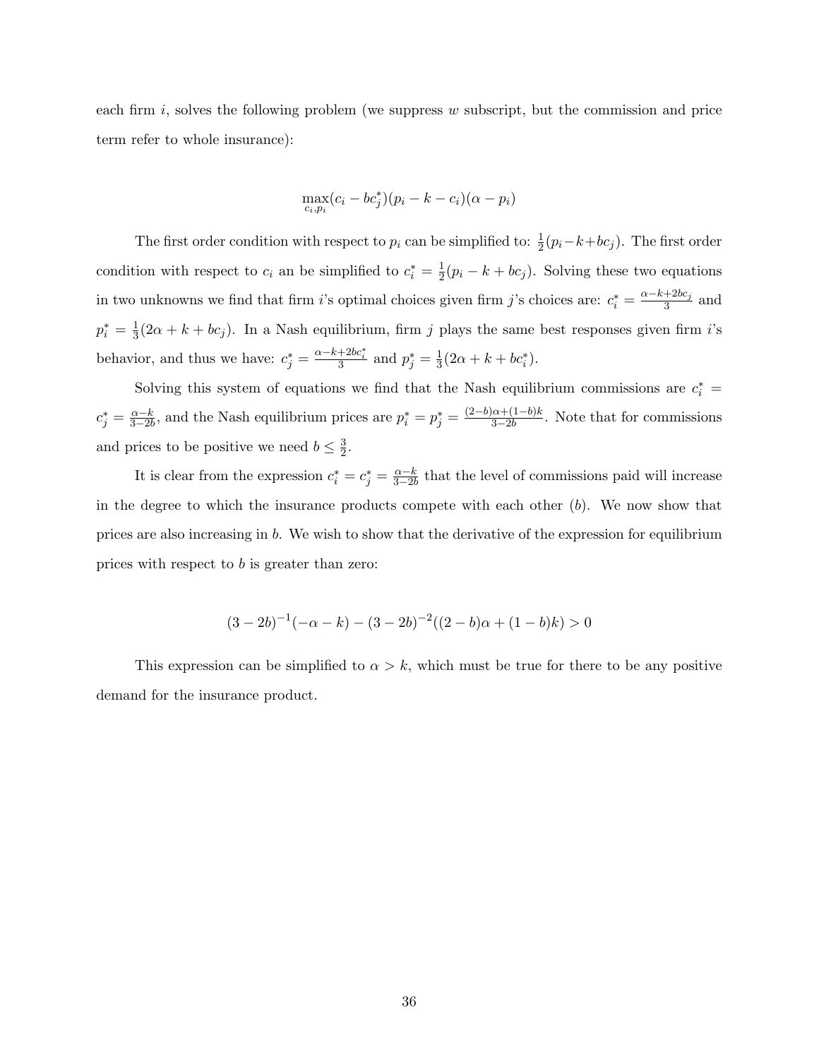each firm $i$, solves the following problem (we suppress $w$ subscript, but the commission and price term refer to whole insurance):

$$\max_{c_i, p_i} (c_i - bc_j^*)(p_i - k - c_i)(\alpha - p_i)$$

The first order condition with respect to $p_i$ can be simplified to: $\frac{1}{2}(p_i - k + bc_j)$. The first order condition with respect to $c_i$ an be simplified to $c_i^* = \frac{1}{2}(p_i - k + bc_j)$. Solving these two equations in two unknowns we find that firm $i$'s optimal choices given firm $j$'s choices are: $c_i^* = \frac{\alpha - k + 2bc_j}{3}$ and $p_i^* = \frac{1}{3}(2\alpha + k + bc_j)$. In a Nash equilibrium, firm $j$ plays the same best responses given firm $i$'s behavior, and thus we have: $c_j^* = \frac{\alpha - k + 2bc_i^*}{3}$ and $p_j^* = \frac{1}{3}(2\alpha + k + bc_i^*)$.

Solving this system of equations we find that the Nash equilibrium commissions are $c_i^* = c_j^* = \frac{\alpha - k}{3 - 2b}$, and the Nash equilibrium prices are $p_i^* = p_j^* = \frac{(2-b)\alpha + (1-b)k}{3-2b}$. Note that for commissions and prices to be positive we need $b \leq \frac{3}{2}$.

It is clear from the expression $c_i^* = c_j^* = \frac{\alpha - k}{3 - 2b}$ that the level of commissions paid will increase in the degree to which the insurance products compete with each other ($b$). We now show that prices are also increasing in $b$. We wish to show that the derivative of the expression for equilibrium prices with respect to $b$ is greater than zero:

$$(3 - 2b)^{-1}(-\alpha - k) - (3 - 2b)^{-2}((2 - b)\alpha + (1 - b)k) > 0$$

This expression can be simplified to $\alpha > k$, which must be true for there to be any positive demand for the insurance product.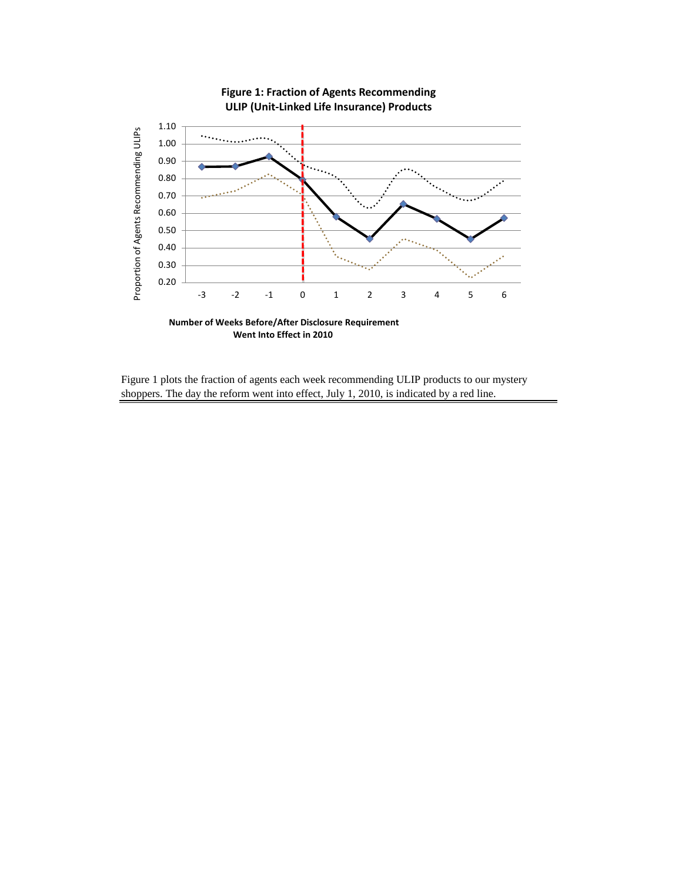**Figure 1: Fraction of Agents Recommending ULIP (Unit-Linked Life Insurance) Products**

Figure 1 plots the fraction of agents each week recommending ULIP products to our mystery shoppers. The day the reform went into effect, July 1, 2010, is indicated by a red line.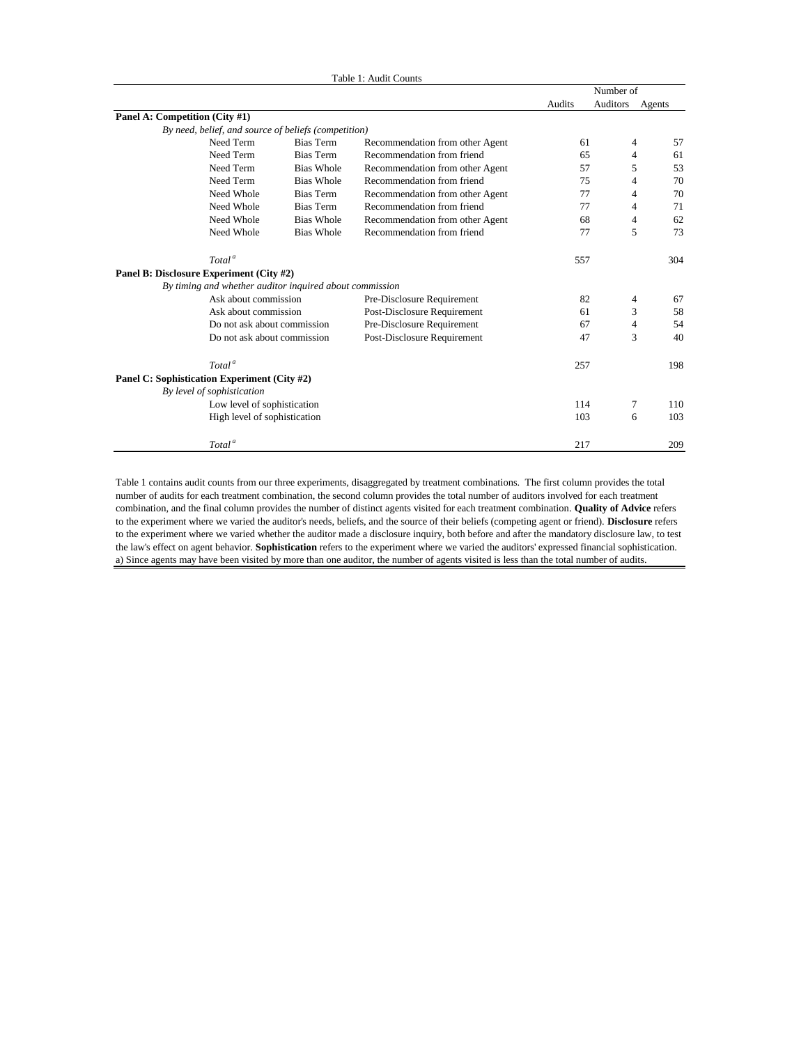Table 1: Audit Counts

| | | | Audits | Number of Auditors | Agents |
|---|---|---|---|---|---|
| **Panel A: Competition (City #1)** | | | | | |
| *By need, belief, and source of beliefs (competition)* | | | | | |
| Need Term | Bias Term | Recommendation from other Agent | 61 | 4 | 57 |
| Need Term | Bias Term | Recommendation from friend | 65 | 4 | 61 |
| Need Term | Bias Whole | Recommendation from other Agent | 57 | 5 | 53 |
| Need Term | Bias Whole | Recommendation from friend | 75 | 4 | 70 |
| Need Whole | Bias Term | Recommendation from other Agent | 77 | 4 | 70 |
| Need Whole | Bias Term | Recommendation from friend | 77 | 4 | 71 |
| Need Whole | Bias Whole | Recommendation from other Agent | 68 | 4 | 62 |
| Need Whole | Bias Whole | Recommendation from friend | 77 | 5 | 73 |
| *Total* [a] | | | 557 | | 304 |
| **Panel B: Disclosure Experiment (City #2)** | | | | | |
| *By timing and whether auditor inquired about commission* | | | | | |
| Ask about commission | | Pre-Disclosure Requirement | 82 | 4 | 67 |
| Ask about commission | | Post-Disclosure Requirement | 61 | 3 | 58 |
| Do not ask about commission | | Pre-Disclosure Requirement | 67 | 4 | 54 |
| Do not ask about commission | | Post-Disclosure Requirement | 47 | 3 | 40 |
| *Total* [a] | | | 257 | | 198 |
| **Panel C: Sophistication Experiment (City #2)** | | | | | |
| *By level of sophistication* | | | | | |
| Low level of sophistication | | | 114 | 7 | 110 |
| High level of sophistication | | | 103 | 6 | 103 |
| *Total* [a] | | | 217 | | 209 |

Table 1 contains audit counts from our three experiments, disaggregated by treatment combinations. The first column provides the total number of audits for each treatment combination, the second column provides the total number of auditors involved for each treatment combination, and the final column provides the number of distinct agents visited for each treatment combination. **Quality of Advice** refers to the experiment where we varied the auditor's needs, beliefs, and the source of their beliefs (competing agent or friend). **Disclosure** refers to the experiment where we varied whether the auditor made a disclosure inquiry, both before and after the mandatory disclosure law, to test the law's effect on agent behavior. **Sophistication** refers to the experiment where we varied the auditors' expressed financial sophistication.
a) Since agents may have been visited by more than one auditor, the number of agents visited is less than the total number of audits.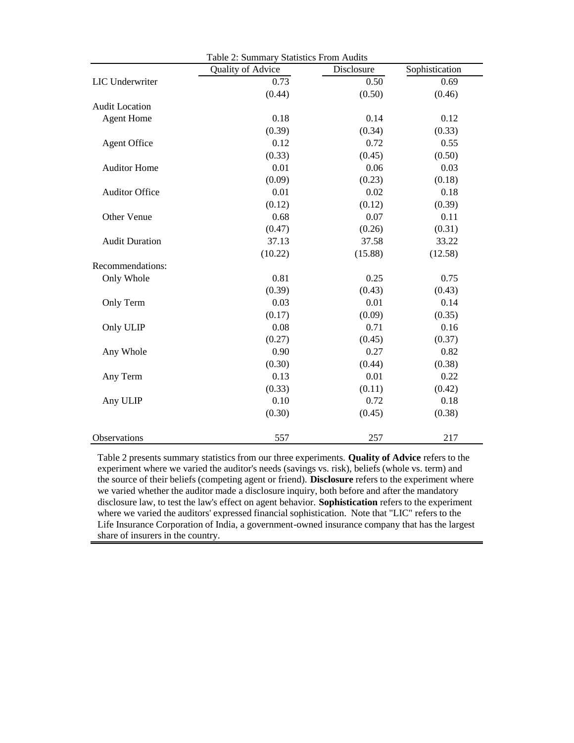Table 2: Summary Statistics From Audits

| | Quality of Advice | Disclosure | Sophistication |
|---|---|---|---|
| LIC Underwriter | 0.73 | 0.50 | 0.69 |
| | (0.44) | (0.50) | (0.46) |
| Audit Location | | | |
| Agent Home | 0.18 | 0.14 | 0.12 |
| | (0.39) | (0.34) | (0.33) |
| Agent Office | 0.12 | 0.72 | 0.55 |
| | (0.33) | (0.45) | (0.50) |
| Auditor Home | 0.01 | 0.06 | 0.03 |
| | (0.09) | (0.23) | (0.18) |
| Auditor Office | 0.01 | 0.02 | 0.18 |
| | (0.12) | (0.12) | (0.39) |
| Other Venue | 0.68 | 0.07 | 0.11 |
| | (0.47) | (0.26) | (0.31) |
| Audit Duration | 37.13 | 37.58 | 33.22 |
| | (10.22) | (15.88) | (12.58) |
| Recommendations: | | | |
| Only Whole | 0.81 | 0.25 | 0.75 |
| | (0.39) | (0.43) | (0.43) |
| Only Term | 0.03 | 0.01 | 0.14 |
| | (0.17) | (0.09) | (0.35) |
| Only ULIP | 0.08 | 0.71 | 0.16 |
| | (0.27) | (0.45) | (0.37) |
| Any Whole | 0.90 | 0.27 | 0.82 |
| | (0.30) | (0.44) | (0.38) |
| Any Term | 0.13 | 0.01 | 0.22 |
| | (0.33) | (0.11) | (0.42) |
| Any ULIP | 0.10 | 0.72 | 0.18 |
| | (0.30) | (0.45) | (0.38) |
| Observations | 557 | 257 | 217 |

Table 2 presents summary statistics from our three experiments. **Quality of Advice** refers to the experiment where we varied the auditor's needs (savings vs. risk), beliefs (whole vs. term) and the source of their beliefs (competing agent or friend). **Disclosure** refers to the experiment where we varied whether the auditor made a disclosure inquiry, both before and after the mandatory disclosure law, to test the law's effect on agent behavior. **Sophistication** refers to the experiment where we varied the auditors' expressed financial sophistication. Note that "LIC" refers to the Life Insurance Corporation of India, a government-owned insurance company that has the largest share of insurers in the country.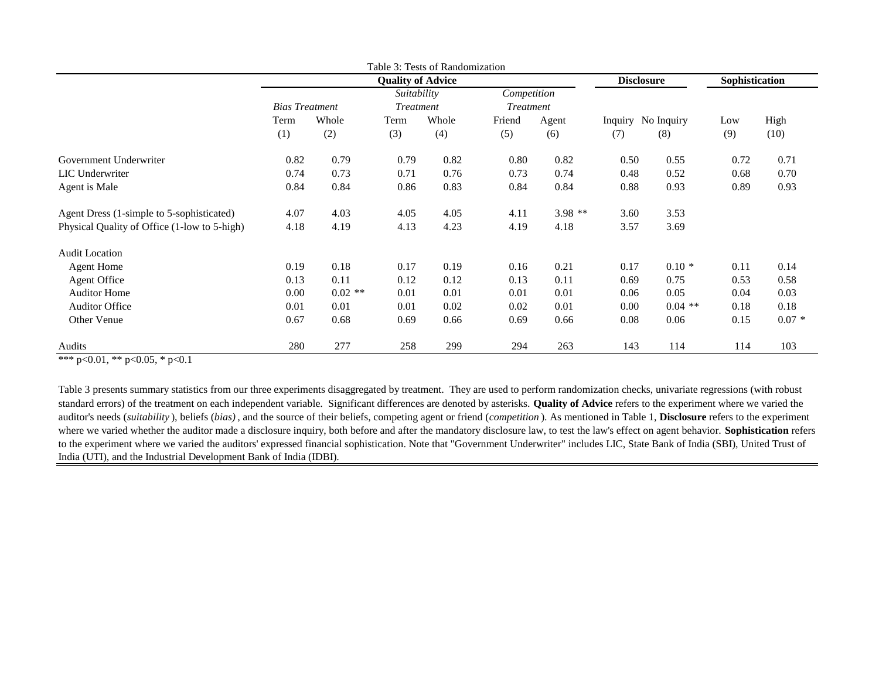Table 3: Tests of Randomization

| | Quality of Advice | | | | | | Disclosure | | Sophistication | |
|---|---|---|---|---|---|---|---|---|---|---|
| | *Bias Treatment* | | *Suitability Treatment* | | *Competition Treatment* | | | | | |
| | Term | Whole | Term | Whole | Friend | Agent | Inquiry | No Inquiry | Low | High |
| | (1) | (2) | (3) | (4) | (5) | (6) | (7) | (8) | (9) | (10) |
| Government Underwriter | 0.82 | 0.79 | 0.79 | 0.82 | 0.80 | 0.82 | 0.50 | 0.55 | 0.72 | 0.71 |
| LIC Underwriter | 0.74 | 0.73 | 0.71 | 0.76 | 0.73 | 0.74 | 0.48 | 0.52 | 0.68 | 0.70 |
| Agent is Male | 0.84 | 0.84 | 0.86 | 0.83 | 0.84 | 0.84 | 0.88 | 0.93 | 0.89 | 0.93 |
| Agent Dress (1-simple to 5-sophisticated) | 4.07 | 4.03 | 4.05 | 4.05 | 4.11 | 3.98 ** | 3.60 | 3.53 | | |
| Physical Quality of Office (1-low to 5-high) | 4.18 | 4.19 | 4.13 | 4.23 | 4.19 | 4.18 | 3.57 | 3.69 | | |
| Audit Location | | | | | | | | | | |
| Agent Home | 0.19 | 0.18 | 0.17 | 0.19 | 0.16 | 0.21 | 0.17 | 0.10 * | 0.11 | 0.14 |
| Agent Office | 0.13 | 0.11 | 0.12 | 0.12 | 0.13 | 0.11 | 0.69 | 0.75 | 0.53 | 0.58 |
| Auditor Home | 0.00 | 0.02 ** | 0.01 | 0.01 | 0.01 | 0.01 | 0.06 | 0.05 | 0.04 | 0.03 |
| Auditor Office | 0.01 | 0.01 | 0.01 | 0.02 | 0.02 | 0.01 | 0.00 | 0.04 ** | 0.18 | 0.18 |
| Other Venue | 0.67 | 0.68 | 0.69 | 0.66 | 0.69 | 0.66 | 0.08 | 0.06 | 0.15 | 0.07 * |
| Audits | 280 | 277 | 258 | 299 | 294 | 263 | 143 | 114 | 114 | 103 |

*** p<0.01, ** p<0.05, * p<0.1

Table 3 presents summary statistics from our three experiments disaggregated by treatment. They are used to perform randomization checks, univariate regressions (with robust standard errors) of the treatment on each independent variable. Significant differences are denoted by asterisks. **Quality of Advice** refers to the experiment where we varied the auditor's needs (*suitability*), beliefs (*bias)*, and the source of their beliefs, competing agent or friend (*competition*). As mentioned in Table 1, **Disclosure** refers to the experiment where we varied whether the auditor made a disclosure inquiry, both before and after the mandatory disclosure law, to test the law's effect on agent behavior. **Sophistication** refers to the experiment where we varied the auditors' expressed financial sophistication. Note that "Government Underwriter" includes LIC, State Bank of India (SBI), United Trust of India (UTI), and the Industrial Development Bank of India (IDBI).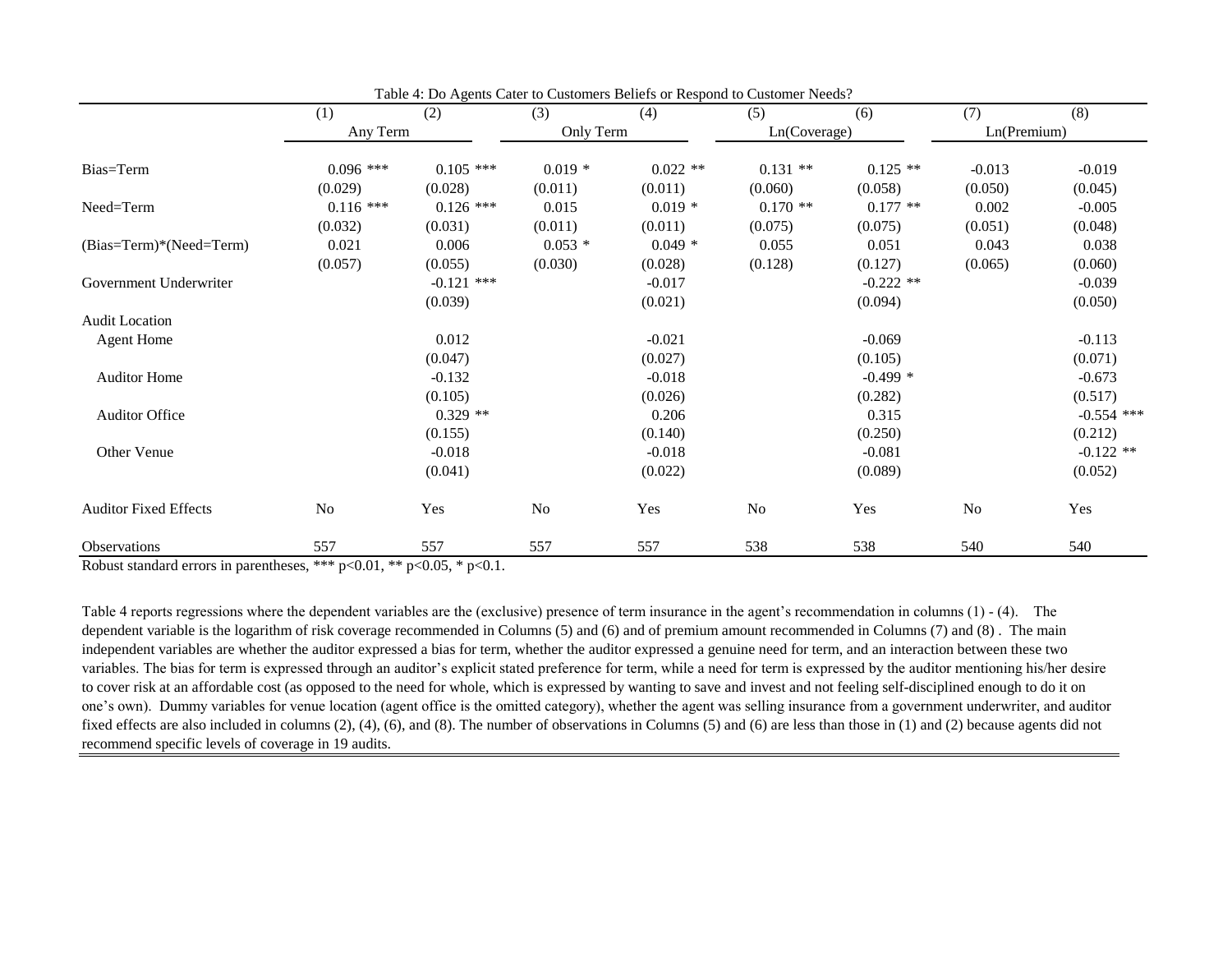Table 4: Do Agents Cater to Customers Beliefs or Respond to Customer Needs?

| | (1) | (2) | (3) | (4) | (5) | (6) | (7) | (8) |
|---|---|---|---|---|---|---|---|---|
| | Any Term | | Only Term | | Ln(Coverage) | | Ln(Premium) | |
| Bias=Term | 0.096 *** | 0.105 *** | 0.019 * | 0.022 ** | 0.131 ** | 0.125 ** | -0.013 | -0.019 |
| | (0.029) | (0.028) | (0.011) | (0.011) | (0.060) | (0.058) | (0.050) | (0.045) |
| Need=Term | 0.116 *** | 0.126 *** | 0.015 | 0.019 * | 0.170 ** | 0.177 ** | 0.002 | -0.005 |
| | (0.032) | (0.031) | (0.011) | (0.011) | (0.075) | (0.075) | (0.051) | (0.048) |
| (Bias=Term)*(Need=Term) | 0.021 | 0.006 | 0.053 * | 0.049 * | 0.055 | 0.051 | 0.043 | 0.038 |
| | (0.057) | (0.055) | (0.030) | (0.028) | (0.128) | (0.127) | (0.065) | (0.060) |
| Government Underwriter | | -0.121 *** | | -0.017 | | -0.222 ** | | -0.039 |
| | | (0.039) | | (0.021) | | (0.094) | | (0.050) |
| Audit Location | | | | | | | | |
| Agent Home | | 0.012 | | -0.021 | | -0.069 | | -0.113 |
| | | (0.047) | | (0.027) | | (0.105) | | (0.071) |
| Auditor Home | | -0.132 | | -0.018 | | -0.499 * | | -0.673 |
| | | (0.105) | | (0.026) | | (0.282) | | (0.517) |
| Auditor Office | | 0.329 ** | | 0.206 | | 0.315 | | -0.554 *** |
| | | (0.155) | | (0.140) | | (0.250) | | (0.212) |
| Other Venue | | -0.018 | | -0.018 | | -0.081 | | -0.122 ** |
| | | (0.041) | | (0.022) | | (0.089) | | (0.052) |
| Auditor Fixed Effects | No | Yes | No | Yes | No | Yes | No | Yes |
| Observations | 557 | 557 | 557 | 557 | 538 | 538 | 540 | 540 |

Robust standard errors in parentheses, *** p<0.01, ** p<0.05, * p<0.1.

Table 4 reports regressions where the dependent variables are the (exclusive) presence of term insurance in the agent's recommendation in columns (1) - (4). The dependent variable is the logarithm of risk coverage recommended in Columns (5) and (6) and of premium amount recommended in Columns (7) and (8) . The main independent variables are whether the auditor expressed a bias for term, whether the auditor expressed a genuine need for term, and an interaction between these two variables. The bias for term is expressed through an auditor's explicit stated preference for term, while a need for term is expressed by the auditor mentioning his/her desire to cover risk at an affordable cost (as opposed to the need for whole, which is expressed by wanting to save and invest and not feeling self-disciplined enough to do it on one's own). Dummy variables for venue location (agent office is the omitted category), whether the agent was selling insurance from a government underwriter, and auditor fixed effects are also included in columns (2), (4), (6), and (8). The number of observations in Columns (5) and (6) are less than those in (1) and (2) because agents did not recommend specific levels of coverage in 19 audits.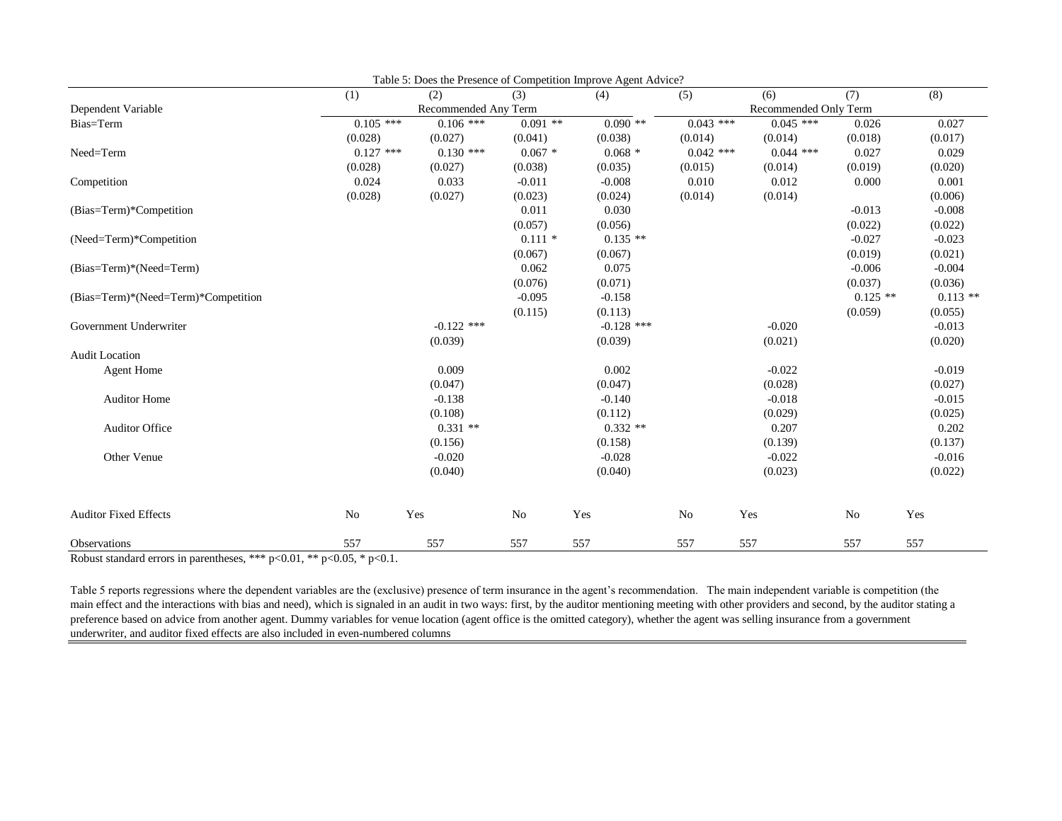Table 5: Does the Presence of Competition Improve Agent Advice?

| | (1) | (2) | (3) | (4) | (5) | (6) | (7) | (8) |
|---|---|---|---|---|---|---|---|---|
| Dependent Variable | Recommended Any Term | | | | Recommended Only Term | | | |
| Bias=Term | 0.105 *** | 0.106 *** | 0.091 ** | 0.090 ** | 0.043 *** | 0.045 *** | 0.026 | 0.027 |
| | (0.028) | (0.027) | (0.041) | (0.038) | (0.014) | (0.014) | (0.018) | (0.017) |
| Need=Term | 0.127 *** | 0.130 *** | 0.067 * | 0.068 * | 0.042 *** | 0.044 *** | 0.027 | 0.029 |
| | (0.028) | (0.027) | (0.038) | (0.035) | (0.015) | (0.014) | (0.019) | (0.020) |
| Competition | 0.024 | 0.033 | -0.011 | -0.008 | 0.010 | 0.012 | 0.000 | 0.001 |
| | (0.028) | (0.027) | (0.023) | (0.024) | (0.014) | (0.014) | | (0.006) |
| (Bias=Term)*Competition | | | 0.011 | 0.030 | | | -0.013 | -0.008 |
| | | | (0.057) | (0.056) | | | (0.022) | (0.022) |
| (Need=Term)*Competition | | | 0.111 * | 0.135 ** | | | -0.027 | -0.023 |
| | | | (0.067) | (0.067) | | | (0.019) | (0.021) |
| (Bias=Term)*(Need=Term) | | | 0.062 | 0.075 | | | -0.006 | -0.004 |
| | | | (0.076) | (0.071) | | | (0.037) | (0.036) |
| (Bias=Term)*(Need=Term)*Competition | | | -0.095 | -0.158 | | | 0.125 ** | 0.113 ** |
| | | | (0.115) | (0.113) | | | (0.059) | (0.055) |
| Government Underwriter | | -0.122 *** | | -0.128 *** | | -0.020 | | -0.013 |
| | | (0.039) | | (0.039) | | (0.021) | | (0.020) |
| Audit Location | | | | | | | | |
| Agent Home | | 0.009 | | 0.002 | | -0.022 | | -0.019 |
| | | (0.047) | | (0.047) | | (0.028) | | (0.027) |
| Auditor Home | | -0.138 | | -0.140 | | -0.018 | | -0.015 |
| | | (0.108) | | (0.112) | | (0.029) | | (0.025) |
| Auditor Office | | 0.331 ** | | 0.332 ** | | 0.207 | | 0.202 |
| | | (0.156) | | (0.158) | | (0.139) | | (0.137) |
| Other Venue | | -0.020 | | -0.028 | | -0.022 | | -0.016 |
| | | (0.040) | | (0.040) | | (0.023) | | (0.022) |
| Auditor Fixed Effects | No | Yes | No | Yes | No | Yes | No | Yes |
| Observations | 557 | 557 | 557 | 557 | 557 | 557 | 557 | 557 |

Robust standard errors in parentheses, *** p<0.01, ** p<0.05, * p<0.1.

Table 5 reports regressions where the dependent variables are the (exclusive) presence of term insurance in the agent's recommendation. The main independent variable is competition (the main effect and the interactions with bias and need), which is signaled in an audit in two ways: first, by the auditor mentioning meeting with other providers and second, by the auditor stating a preference based on advice from another agent. Dummy variables for venue location (agent office is the omitted category), whether the agent was selling insurance from a government underwriter, and auditor fixed effects are also included in even-numbered columns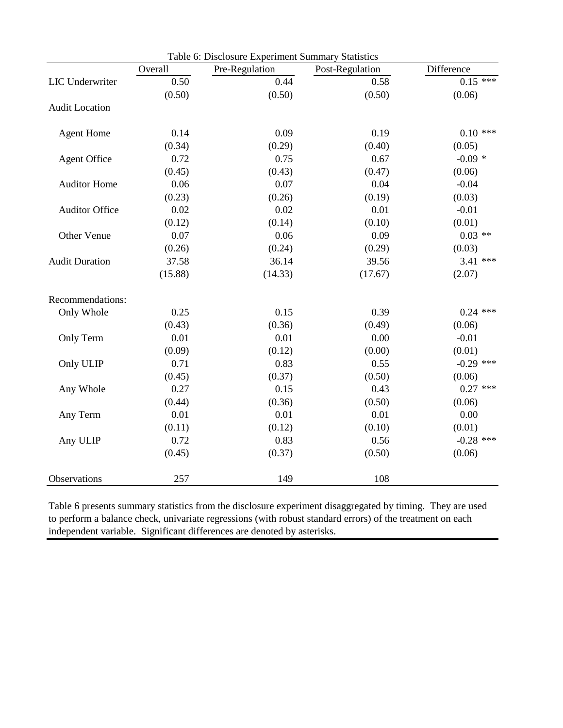Table 6: Disclosure Experiment Summary Statistics

| | Overall | Pre-Regulation | Post-Regulation | Difference |
|---|---|---|---|---|
| LIC Underwriter | 0.50 | 0.44 | 0.58 | 0.15 *** |
| | (0.50) | (0.50) | (0.50) | (0.06) |
| Audit Location | | | | |
| Agent Home | 0.14 | 0.09 | 0.19 | 0.10 *** |
| | (0.34) | (0.29) | (0.40) | (0.05) |
| Agent Office | 0.72 | 0.75 | 0.67 | -0.09 * |
| | (0.45) | (0.43) | (0.47) | (0.06) |
| Auditor Home | 0.06 | 0.07 | 0.04 | -0.04 |
| | (0.23) | (0.26) | (0.19) | (0.03) |
| Auditor Office | 0.02 | 0.02 | 0.01 | -0.01 |
| | (0.12) | (0.14) | (0.10) | (0.01) |
| Other Venue | 0.07 | 0.06 | 0.09 | 0.03 ** |
| | (0.26) | (0.24) | (0.29) | (0.03) |
| Audit Duration | 37.58 | 36.14 | 39.56 | 3.41 *** |
| | (15.88) | (14.33) | (17.67) | (2.07) |
| Recommendations: | | | | |
| Only Whole | 0.25 | 0.15 | 0.39 | 0.24 *** |
| | (0.43) | (0.36) | (0.49) | (0.06) |
| Only Term | 0.01 | 0.01 | 0.00 | -0.01 |
| | (0.09) | (0.12) | (0.00) | (0.01) |
| Only ULIP | 0.71 | 0.83 | 0.55 | -0.29 *** |
| | (0.45) | (0.37) | (0.50) | (0.06) |
| Any Whole | 0.27 | 0.15 | 0.43 | 0.27 *** |
| | (0.44) | (0.36) | (0.50) | (0.06) |
| Any Term | 0.01 | 0.01 | 0.01 | 0.00 |
| | (0.11) | (0.12) | (0.10) | (0.01) |
| Any ULIP | 0.72 | 0.83 | 0.56 | -0.28 *** |
| | (0.45) | (0.37) | (0.50) | (0.06) |
| Observations | 257 | 149 | 108 | |

Table 6 presents summary statistics from the disclosure experiment disaggregated by timing. They are used to perform a balance check, univariate regressions (with robust standard errors) of the treatment on each independent variable. Significant differences are denoted by asterisks.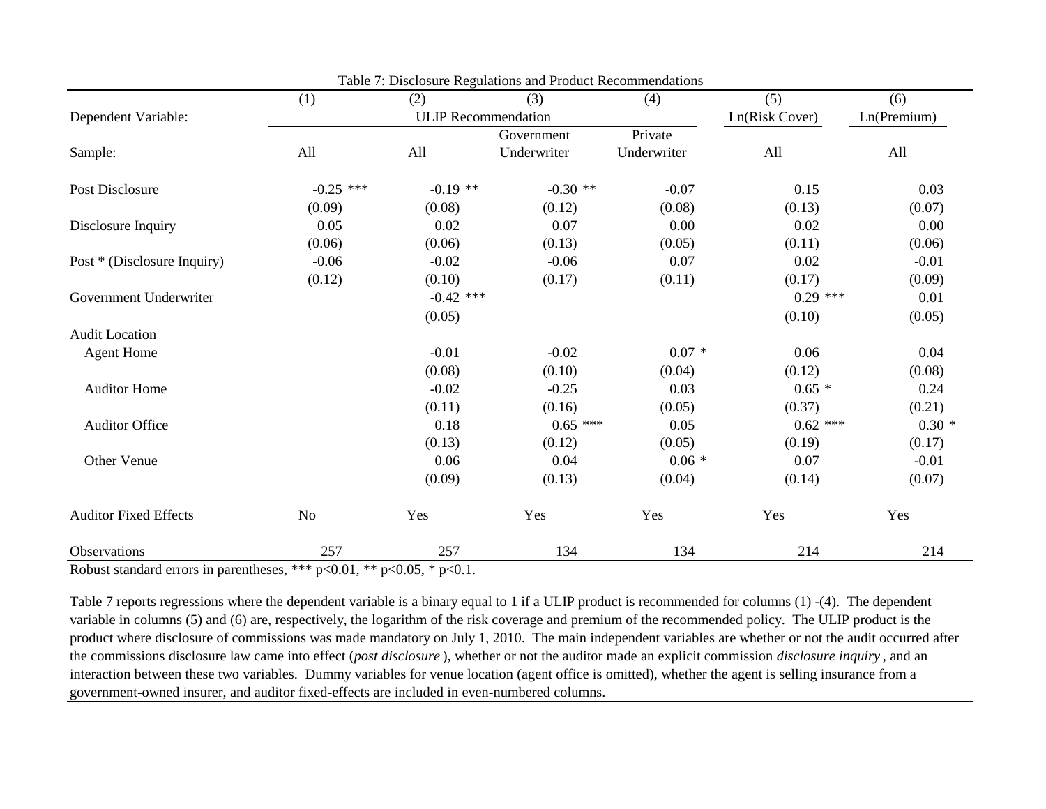Table 7: Disclosure Regulations and Product Recommendations

| | (1) | (2) | (3) | (4) | (5) | (6) |
|---|---|---|---|---|---|---|
| Dependent Variable: | ULIP Recommendation | | | | Ln(Risk Cover) | Ln(Premium) |
| | | | Government | Private | | |
| Sample: | All | All | Underwriter | Underwriter | All | All |
| Post Disclosure | -0.25 *** | -0.19 ** | -0.30 ** | -0.07 | 0.15 | 0.03 |
| | (0.09) | (0.08) | (0.12) | (0.08) | (0.13) | (0.07) |
| Disclosure Inquiry | 0.05 | 0.02 | 0.07 | 0.00 | 0.02 | 0.00 |
| | (0.06) | (0.06) | (0.13) | (0.05) | (0.11) | (0.06) |
| Post * (Disclosure Inquiry) | -0.06 | -0.02 | -0.06 | 0.07 | 0.02 | -0.01 |
| | (0.12) | (0.10) | (0.17) | (0.11) | (0.17) | (0.09) |
| Government Underwriter | | -0.42 *** | | | 0.29 *** | 0.01 |
| | | (0.05) | | | (0.10) | (0.05) |
| Audit Location | | | | | | |
| Agent Home | | -0.01 | -0.02 | 0.07 * | 0.06 | 0.04 |
| | | (0.08) | (0.10) | (0.04) | (0.12) | (0.08) |
| Auditor Home | | -0.02 | -0.25 | 0.03 | 0.65 * | 0.24 |
| | | (0.11) | (0.16) | (0.05) | (0.37) | (0.21) |
| Auditor Office | | 0.18 | 0.65 *** | 0.05 | 0.62 *** | 0.30 * |
| | | (0.13) | (0.12) | (0.05) | (0.19) | (0.17) |
| Other Venue | | 0.06 | 0.04 | 0.06 * | 0.07 | -0.01 |
| | | (0.09) | (0.13) | (0.04) | (0.14) | (0.07) |
| Auditor Fixed Effects | No | Yes | Yes | Yes | Yes | Yes |
| Observations | 257 | 257 | 134 | 134 | 214 | 214 |

Robust standard errors in parentheses, *** p<0.01, ** p<0.05, * p<0.1.

Table 7 reports regressions where the dependent variable is a binary equal to 1 if a ULIP product is recommended for columns (1) -(4). The dependent variable in columns (5) and (6) are, respectively, the logarithm of the risk coverage and premium of the recommended policy. The ULIP product is the product where disclosure of commissions was made mandatory on July 1, 2010. The main independent variables are whether or not the audit occurred after the commissions disclosure law came into effect (*post disclosure*), whether or not the auditor made an explicit commission *disclosure inquiry*, and an interaction between these two variables. Dummy variables for venue location (agent office is omitted), whether the agent is selling insurance from a government-owned insurer, and auditor fixed-effects are included in even-numbered columns.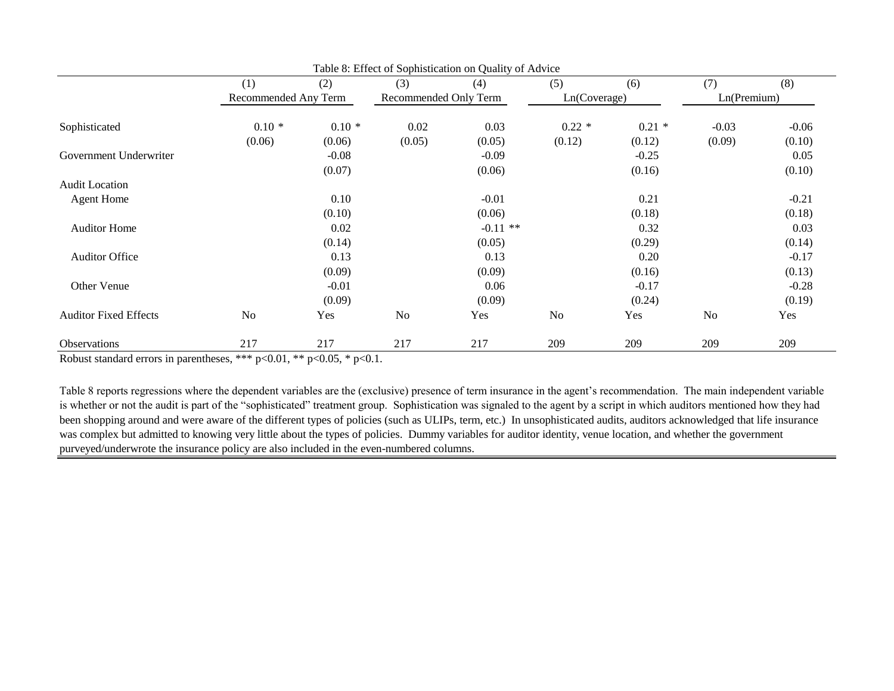Table 8: Effect of Sophistication on Quality of Advice

| | (1) | (2) | (3) | (4) | (5) | (6) | (7) | (8) |
|---|---|---|---|---|---|---|---|---|
| | Recommended Any Term | | Recommended Only Term | | Ln(Coverage) | | Ln(Premium) | |
| Sophisticated | 0.10 * | 0.10 * | 0.02 | 0.03 | 0.22 * | 0.21 * | -0.03 | -0.06 |
| | (0.06) | (0.06) | (0.05) | (0.05) | (0.12) | (0.12) | (0.09) | (0.10) |
| Government Underwriter | | -0.08 | | -0.09 | | -0.25 | | 0.05 |
| | | (0.07) | | (0.06) | | (0.16) | | (0.10) |
| Audit Location | | | | | | | | |
| Agent Home | | 0.10 | | -0.01 | | 0.21 | | -0.21 |
| | | (0.10) | | (0.06) | | (0.18) | | (0.18) |
| Auditor Home | | 0.02 | | -0.11 ** | | 0.32 | | 0.03 |
| | | (0.14) | | (0.05) | | (0.29) | | (0.14) |
| Auditor Office | | 0.13 | | 0.13 | | 0.20 | | -0.17 |
| | | (0.09) | | (0.09) | | (0.16) | | (0.13) |
| Other Venue | | -0.01 | | 0.06 | | -0.17 | | -0.28 |
| | | (0.09) | | (0.09) | | (0.24) | | (0.19) |
| Auditor Fixed Effects | No | Yes | No | Yes | No | Yes | No | Yes |
| Observations | 217 | 217 | 217 | 217 | 209 | 209 | 209 | 209 |

Robust standard errors in parentheses, *** $p<0.01$, ** $p<0.05$, * $p<0.1$.

Table 8 reports regressions where the dependent variables are the (exclusive) presence of term insurance in the agent's recommendation. The main independent variable is whether or not the audit is part of the "sophisticated" treatment group. Sophistication was signaled to the agent by a script in which auditors mentioned how they had been shopping around and were aware of the different types of policies (such as ULIPs, term, etc.) In unsophisticated audits, auditors acknowledged that life insurance was complex but admitted to knowing very little about the types of policies. Dummy variables for auditor identity, venue location, and whether the government purveyed/underwrote the insurance policy are also included in the even-numbered columns.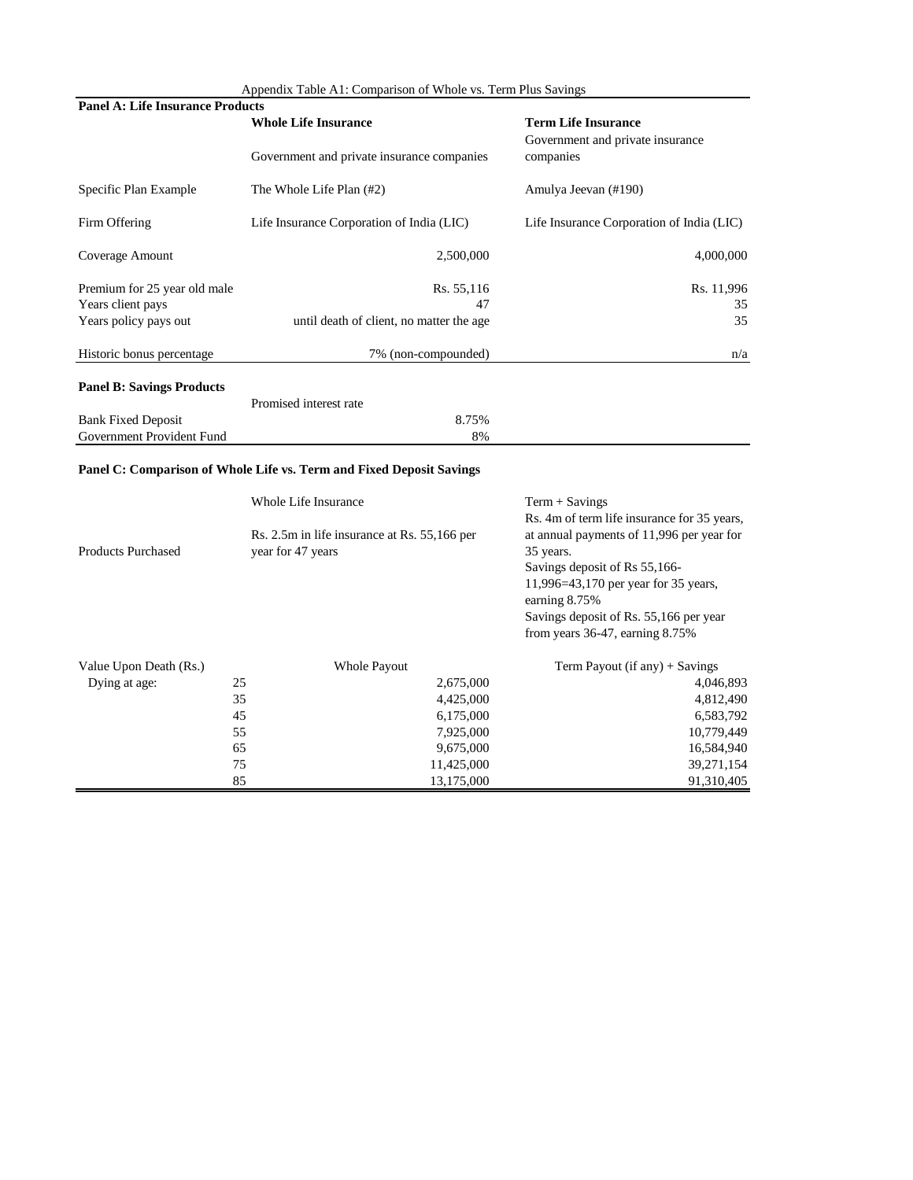Appendix Table A1: Comparison of Whole vs. Term Plus Savings

| **Panel A: Life Insurance Products** | **Whole Life Insurance** | **Term Life Insurance** |
|---|---|---|
| | Government and private insurance companies | Government and private insurance companies |
| Specific Plan Example | The Whole Life Plan (#2) | Amulya Jeevan (#190) |
| Firm Offering | Life Insurance Corporation of India (LIC) | Life Insurance Corporation of India (LIC) |
| Coverage Amount | 2,500,000 | 4,000,000 |
| Premium for 25 year old male | Rs. 55,116 | Rs. 11,996 |
| Years client pays | 47 | 35 |
| Years policy pays out | until death of client, no matter the age | 35 |
| Historic bonus percentage | 7% (non-compounded) | n/a |

| **Panel B: Savings Products** | Promised interest rate |
|---|---|
| Bank Fixed Deposit | 8.75% |
| Government Provident Fund | 8% |

**Panel C: Comparison of Whole Life vs. Term and Fixed Deposit Savings**

| | | Whole Life Insurance | Term + Savings |
|---|---|---|---|
| Products Purchased | | Rs. 2.5m in life insurance at Rs. 55,166 per year for 47 years | Rs. 4m of term life insurance for 35 years, at annual payments of 11,996 per year for 35 years. Savings deposit of Rs 55,166-11,996=43,170 per year for 35 years, earning 8.75% Savings deposit of Rs. 55,166 per year from years 36-47, earning 8.75% |
| Value Upon Death (Rs.) | | Whole Payout | Term Payout (if any) + Savings |
| Dying at age: | 25 | 2,675,000 | 4,046,893 |
| | 35 | 4,425,000 | 4,812,490 |
| | 45 | 6,175,000 | 6,583,792 |
| | 55 | 7,925,000 | 10,779,449 |
| | 65 | 9,675,000 | 16,584,940 |
| | 75 | 11,425,000 | 39,271,154 |
| | 85 | 13,175,000 | 91,310,405 |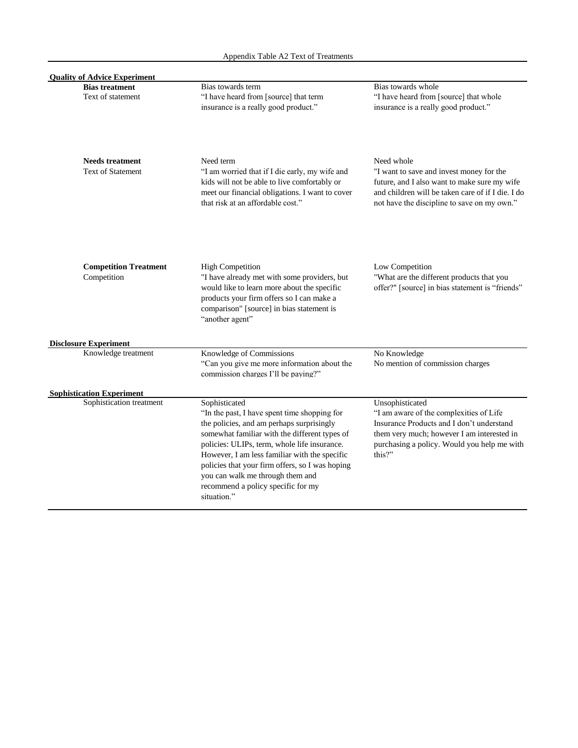Appendix Table A2 Text of Treatments

| | | |
|---|---|---|
| **Quality of Advice Experiment** | | |
| **Bias treatment** | Bias towards term | Bias towards whole |
| Text of statement | "I have heard from [source] that term insurance is a really good product." | "I have heard from [source] that whole insurance is a really good product." |
| **Needs treatment** | Need term | Need whole |
| Text of Statement | "I am worried that if I die early, my wife and kids will not be able to live comfortably or meet our financial obligations. I want to cover that risk at an affordable cost." | "I want to save and invest money for the future, and I also want to make sure my wife and children will be taken care of if I die. I do not have the discipline to save on my own." |
| **Competition Treatment** | High Competition | Low Competition |
| Competition | "I have already met with some providers, but would like to learn more about the specific products your firm offers so I can make a comparison" [source] in bias statement is "another agent" | "What are the different products that you offer?" [source] in bias statement is "friends" |
| **Disclosure Experiment** | | |
| Knowledge treatment | Knowledge of Commissions<br>"Can you give me more information about the commission charges I'll be paying?" | No Knowledge<br>No mention of commission charges |
| **Sophistication Experiment** | | |
| Sophistication treatment | Sophisticated<br>"In the past, I have spent time shopping for the policies, and am perhaps surprisingly somewhat familiar with the different types of policies: ULIPs, term, whole life insurance. However, I am less familiar with the specific policies that your firm offers, so I was hoping you can walk me through them and recommend a policy specific for my situation." | Unsophisticated<br>"I am aware of the complexities of Life Insurance Products and I don't understand them very much; however I am interested in purchasing a policy. Would you help me with this?" |